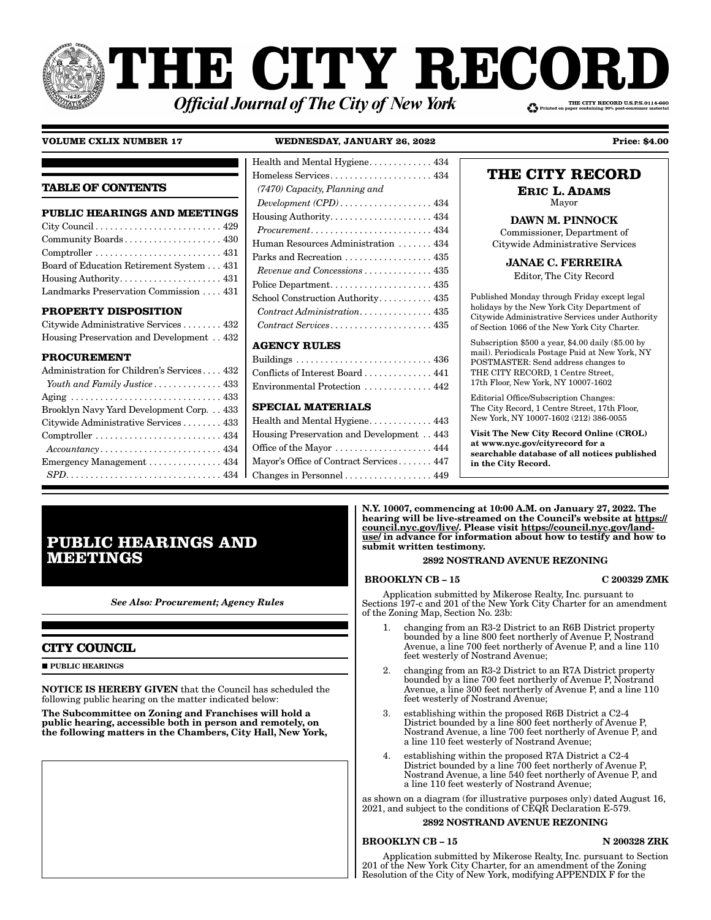# THE CITY RECORD

***Official Journal of The City of New York***

THE CITY RECORD U.S.P.S.0114-660
Printed on paper containing 30% post-consumer material

**VOLUME CXLIX NUMBER 17** **WEDNESDAY, JANUARY 26, 2022** **Price: $4.00**

## TABLE OF CONTENTS

**PUBLIC HEARINGS AND MEETINGS**

City Council . . . . . . . . . . 429
Community Boards . . . . . . . . . . 430
Comptroller . . . . . . . . . . 431
Board of Education Retirement System . . . 431
Housing Authority . . . . . . . . . . 431
Landmarks Preservation Commission . . . . 431

**PROPERTY DISPOSITION**

Citywide Administrative Services . . . . . . . . 432
Housing Preservation and Development . . 432

**PROCUREMENT**

Administration for Children's Services . . . . 432
*Youth and Family Justice* . . . . . . . . . . 433
Aging . . . . . . . . . . 433
Brooklyn Navy Yard Development Corp. . . 433
Citywide Administrative Services . . . . . . . . 433
Comptroller . . . . . . . . . . 434
*Accountancy* . . . . . . . . . . 434
Emergency Management . . . . . . . . . . 434
*SPD* . . . . . . . . . . 434
Health and Mental Hygiene . . . . . . . . . . 434
Homeless Services . . . . . . . . . . 434
*(7470) Capacity, Planning and Development (CPD)* . . . . . . . . . . 434
Housing Authority . . . . . . . . . . 434
*Procurement* . . . . . . . . . . 434
Human Resources Administration . . . . . . . 434
Parks and Recreation . . . . . . . . . . 435
*Revenue and Concessions* . . . . . . . . . . 435
Police Department . . . . . . . . . . 435
School Construction Authority . . . . . . . . . . 435
*Contract Administration* . . . . . . . . . . 435
*Contract Services* . . . . . . . . . . 435

**AGENCY RULES**

Buildings . . . . . . . . . . 436
Conflicts of Interest Board . . . . . . . . . . 441
Environmental Protection . . . . . . . . . . 442

**SPECIAL MATERIALS**

Health and Mental Hygiene . . . . . . . . . . 443
Housing Preservation and Development . . 443
Office of the Mayor . . . . . . . . . . 444
Mayor's Office of Contract Services . . . . . . . 447
Changes in Personnel . . . . . . . . . . 449

**THE CITY RECORD**

**ERIC L. ADAMS**
Mayor

**DAWN M. PINNOCK**
Commissioner, Department of Citywide Administrative Services

**JANAE C. FERREIRA**
Editor, The City Record

Published Monday through Friday except legal holidays by the New York City Department of Citywide Administrative Services under Authority of Section 1066 of the New York City Charter.

Subscription $500 a year, $4.00 daily ($5.00 by mail). Periodicals Postage Paid at New York, NY POSTMASTER: Send address changes to THE CITY RECORD, 1 Centre Street, 17th Floor, New York, NY 10007-1602

Editorial Office/Subscription Changes: The City Record, 1 Centre Street, 17th Floor, New York, NY 10007-1602 (212) 386-0055

**Visit The New City Record Online (CROL) at www.nyc.gov/cityrecord for a searchable database of all notices published in the City Record.**

# PUBLIC HEARINGS AND MEETINGS

***See Also: Procurement; Agency Rules***

## CITY COUNCIL

■ **PUBLIC HEARINGS**

**NOTICE IS HEREBY GIVEN** that the Council has scheduled the following public hearing on the matter indicated below:

**The Subcommittee on Zoning and Franchises will hold a public hearing, accessible both in person and remotely, on the following matters in the Chambers, City Hall, New York, N.Y. 10007, commencing at 10:00 A.M. on January 27, 2022. The hearing will be live-streamed on the Council's website at https://council.nyc.gov/live/. Please visit https://council.nyc.gov/land-use/ in advance for information about how to testify and how to submit written testimony.**

**2892 NOSTRAND AVENUE REZONING**

**BROOKLYN CB – 15** **C 200329 ZMK**

Application submitted by Mikerose Realty, Inc. pursuant to Sections 197-c and 201 of the New York City Charter for an amendment of the Zoning Map, Section No. 23b:

1. changing from an R3-2 District to an R6B District property bounded by a line 800 feet northerly of Avenue P, Nostrand Avenue, a line 700 feet northerly of Avenue P, and a line 110 feet westerly of Nostrand Avenue;
2. changing from an R3-2 District to an R7A District property bounded by a line 700 feet northerly of Avenue P, Nostrand Avenue, a line 300 feet northerly of Avenue P, and a line 110 feet westerly of Nostrand Avenue;
3. establishing within the proposed R6B District a C2-4 District bounded by a line 800 feet northerly of Avenue P, Nostrand Avenue, a line 700 feet northerly of Avenue P, and a line 110 feet westerly of Nostrand Avenue;
4. establishing within the proposed R7A District a C2-4 District bounded by a line 700 feet northerly of Avenue P, Nostrand Avenue, a line 540 feet northerly of Avenue P, and a line 110 feet westerly of Nostrand Avenue;

as shown on a diagram (for illustrative purposes only) dated August 16, 2021, and subject to the conditions of CEQR Declaration E-579.

**2892 NOSTRAND AVENUE REZONING**

**BROOKLYN CB – 15** **N 200328 ZRK**

Application submitted by Mikerose Realty, Inc. pursuant to Section 201 of the New York City Charter, for an amendment of the Zoning Resolution of the City of New York, modifying APPENDIX F for the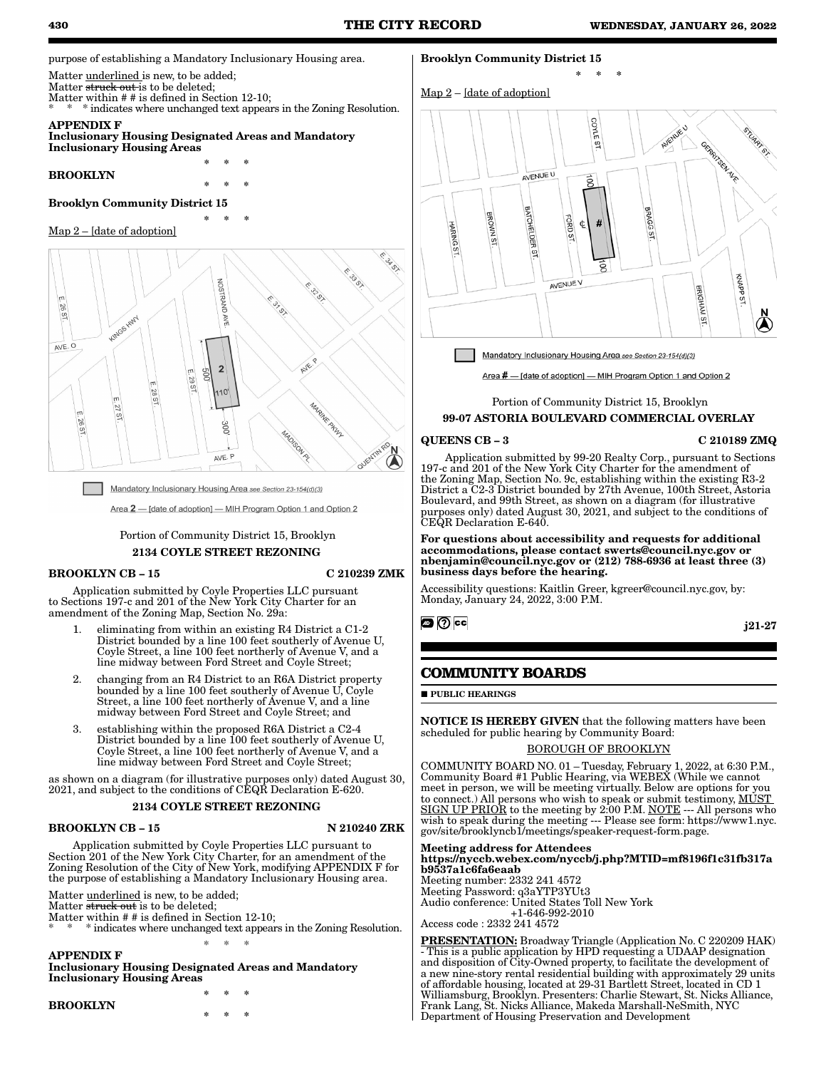purpose of establishing a Mandatory Inclusionary Housing area.

Matter underlined is new, to be added;
Matter ~~struck out~~ is to be deleted;
Matter within # # is defined in Section 12-10;
\* \* \* indicates where unchanged text appears in the Zoning Resolution.

**APPENDIX F**
**Inclusionary Housing Designated Areas and Mandatory Inclusionary Housing Areas**

\* \* \*

**BROOKLYN**

\* \* \*

**Brooklyn Community District 15**

\* \* \*

Map 2 – [date of adoption]

Mandatory Inclusionary Housing Area see Section 23-154(d)(3)

Area **2** — [date of adoption] — MIH Program Option 1 and Option 2

Portion of Community District 15, Brooklyn

**2134 COYLE STREET REZONING**

**BROOKLYN CB – 15** **C 210239 ZMK**

Application submitted by Coyle Properties LLC pursuant to Sections 197-c and 201 of the New York City Charter for an amendment of the Zoning Map, Section No. 29a:

1. eliminating from within an existing R4 District a C1-2 District bounded by a line 100 feet southerly of Avenue U, Coyle Street, a line 100 feet northerly of Avenue V, and a line midway between Ford Street and Coyle Street;
2. changing from an R4 District to an R6A District property bounded by a line 100 feet southerly of Avenue U, Coyle Street, a line 100 feet northerly of Avenue V, and a line midway between Ford Street and Coyle Street; and
3. establishing within the proposed R6A District a C2-4 District bounded by a line 100 feet southerly of Avenue U, Coyle Street, a line 100 feet northerly of Avenue V, and a line midway between Ford Street and Coyle Street;

as shown on a diagram (for illustrative purposes only) dated August 30, 2021, and subject to the conditions of CEQR Declaration E-620.

**2134 COYLE STREET REZONING**

**BROOKLYN CB – 15** **N 210240 ZRK**

Application submitted by Coyle Properties LLC pursuant to Section 201 of the New York City Charter, for an amendment of the Zoning Resolution of the City of New York, modifying APPENDIX F for the purpose of establishing a Mandatory Inclusionary Housing area.

Matter underlined is new, to be added;
Matter ~~struck out~~ is to be deleted;
Matter within # # is defined in Section 12-10;
\* \* \* indicates where unchanged text appears in the Zoning Resolution.

\* \* \*

**APPENDIX F**
**Inclusionary Housing Designated Areas and Mandatory Inclusionary Housing Areas**

\* \* \*

**BROOKLYN**

\* \* \*

**Brooklyn Community District 15**

\* \* \*

Map 2 – [date of adoption]

Mandatory Inclusionary Housing Area see Section 23-154(d)(3)

Area **#** — [date of adoption] — MIH Program Option 1 and Option 2

Portion of Community District 15, Brooklyn

**99-07 ASTORIA BOULEVARD COMMERCIAL OVERLAY**

**QUEENS CB – 3** **C 210189 ZMQ**

Application submitted by 99-20 Realty Corp., pursuant to Sections 197-c and 201 of the New York City Charter for the amendment of the Zoning Map, Section No. 9c, establishing within the existing R3-2 District a C2-3 District bounded by 27th Avenue, 100th Street, Astoria Boulevard, and 99th Street, as shown on a diagram (for illustrative purposes only) dated August 30, 2021, and subject to the conditions of CEQR Declaration E-640.

**For questions about accessibility and requests for additional accommodations, please contact swerts@council.nyc.gov or nbenjamin@council.nyc.gov or (212) 788-6936 at least three (3) business days before the hearing.**

Accessibility questions: Kaitlin Greer, kgreer@council.nyc.gov, by: Monday, January 24, 2022, 3:00 P.M.

j21-27

## COMMUNITY BOARDS

■ **PUBLIC HEARINGS**

**NOTICE IS HEREBY GIVEN** that the following matters have been scheduled for public hearing by Community Board:

BOROUGH OF BROOKLYN

COMMUNITY BOARD NO. 01 – Tuesday, February 1, 2022, at 6:30 P.M., Community Board #1 Public Hearing, via WEBEX (While we cannot meet in person, we will be meeting virtually. Below are options for you to connect.) All persons who wish to speak or submit testimony, MUST SIGN UP PRIOR to the meeting by 2:00 P.M. NOTE --- All persons who wish to speak during the meeting --- Please see form: https://www1.nyc.gov/site/brooklyncb1/meetings/speaker-request-form.page.

**Meeting address for Attendees**
**https://nyccb.webex.com/nyccb/j.php?MTID=mf8196f1c31fb317ab9537a1c6fa6eaab**
Meeting number: 2332 241 4572
Meeting Password: q3aYTP3YUt3
Audio conference: United States Toll New York
+1-646-992-2010
Access code : 2332 241 4572

**PRESENTATION:** Broadway Triangle (Application No. C 220209 HAK) - This is a public application by HPD requesting a UDAAP designation and disposition of City-Owned property, to facilitate the development of a new nine-story rental residential building with approximately 29 units of affordable housing, located at 29-31 Bartlett Street, located in CD 1 Williamsburg, Brooklyn. Presenters: Charlie Stewart, St. Nicks Alliance, Frank Lang, St. Nicks Alliance, Makeda Marshall-NeSmith, NYC Department of Housing Preservation and Development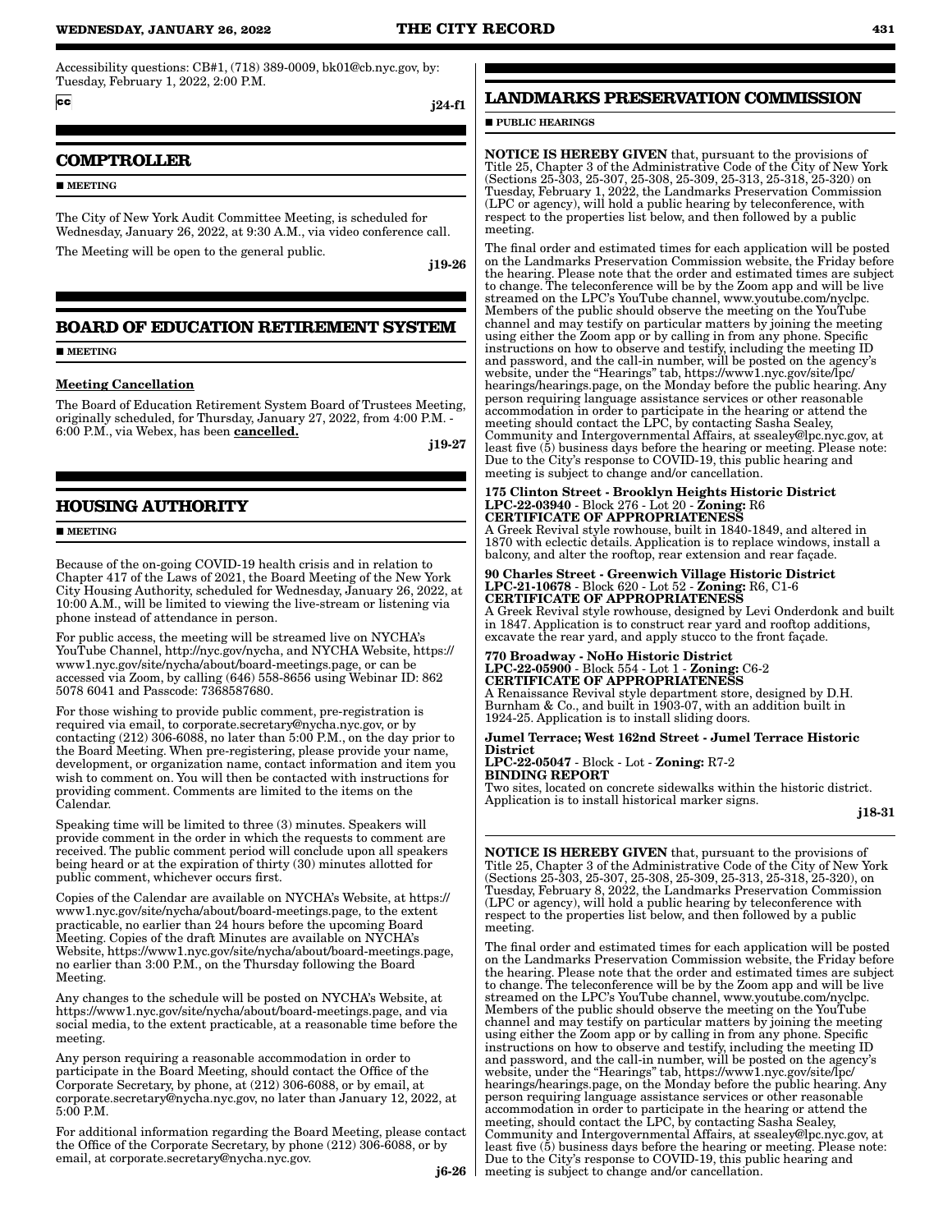Accessibility questions: CB#1, (718) 389-0009, bk01@cb.nyc.gov, by: Tuesday, February 1, 2022, 2:00 P.M.

cc

j24-f1

## COMPTROLLER

■ MEETING

The City of New York Audit Committee Meeting, is scheduled for Wednesday, January 26, 2022, at 9:30 A.M., via video conference call.

The Meeting will be open to the general public.

j19-26

## BOARD OF EDUCATION RETIREMENT SYSTEM

■ MEETING

Meeting Cancellation

The Board of Education Retirement System Board of Trustees Meeting, originally scheduled, for Thursday, January 27, 2022, from 4:00 P.M. - 6:00 P.M., via Webex, has been **cancelled.**

j19-27

## HOUSING AUTHORITY

■ MEETING

Because of the on-going COVID-19 health crisis and in relation to Chapter 417 of the Laws of 2021, the Board Meeting of the New York City Housing Authority, scheduled for Wednesday, January 26, 2022, at 10:00 A.M., will be limited to viewing the live-stream or listening via phone instead of attendance in person.

For public access, the meeting will be streamed live on NYCHA's YouTube Channel, http://nyc.gov/nycha, and NYCHA Website, https://www1.nyc.gov/site/nycha/about/board-meetings.page, or can be accessed via Zoom, by calling (646) 558-8656 using Webinar ID: 862 5078 6041 and Passcode: 7368587680.

For those wishing to provide public comment, pre-registration is required via email, to corporate.secretary@nycha.nyc.gov, or by contacting (212) 306-6088, no later than 5:00 P.M., on the day prior to the Board Meeting. When pre-registering, please provide your name, development, or organization name, contact information and item you wish to comment on. You will then be contacted with instructions for providing comment. Comments are limited to the items on the Calendar.

Speaking time will be limited to three (3) minutes. Speakers will provide comment in the order in which the requests to comment are received. The public comment period will conclude upon all speakers being heard or at the expiration of thirty (30) minutes allotted for public comment, whichever occurs first.

Copies of the Calendar are available on NYCHA's Website, at https://www1.nyc.gov/site/nycha/about/board-meetings.page, to the extent practicable, no earlier than 24 hours before the upcoming Board Meeting. Copies of the draft Minutes are available on NYCHA's Website, https://www1.nyc.gov/site/nycha/about/board-meetings.page, no earlier than 3:00 P.M., on the Thursday following the Board Meeting.

Any changes to the schedule will be posted on NYCHA's Website, at https://www1.nyc.gov/site/nycha/about/board-meetings.page, and via social media, to the extent practicable, at a reasonable time before the meeting.

Any person requiring a reasonable accommodation in order to participate in the Board Meeting, should contact the Office of the Corporate Secretary, by phone, at (212) 306-6088, or by email, at corporate.secretary@nycha.nyc.gov, no later than January 12, 2022, at 5:00 P.M.

For additional information regarding the Board Meeting, please contact the Office of the Corporate Secretary, by phone (212) 306-6088, or by email, at corporate.secretary@nycha.nyc.gov.

j6-26

## LANDMARKS PRESERVATION COMMISSION

■ PUBLIC HEARINGS

**NOTICE IS HEREBY GIVEN** that, pursuant to the provisions of Title 25, Chapter 3 of the Administrative Code of the City of New York (Sections 25-303, 25-307, 25-308, 25-309, 25-313, 25-318, 25-320) on Tuesday, February 1, 2022, the Landmarks Preservation Commission (LPC or agency), will hold a public hearing by teleconference, with respect to the properties list below, and then followed by a public meeting.

The final order and estimated times for each application will be posted on the Landmarks Preservation Commission website, the Friday before the hearing. Please note that the order and estimated times are subject to change. The teleconference will be by the Zoom app and will be live streamed on the LPC's YouTube channel, www.youtube.com/nyclpc. Members of the public should observe the meeting on the YouTube channel and may testify on particular matters by joining the meeting using either the Zoom app or by calling in from any phone. Specific instructions on how to observe and testify, including the meeting ID and password, and the call-in number, will be posted on the agency's website, under the "Hearings" tab, https://www1.nyc.gov/site/lpc/hearings/hearings.page, on the Monday before the public hearing. Any person requiring language assistance services or other reasonable accommodation in order to participate in the hearing or attend the meeting should contact the LPC, by contacting Sasha Sealey, Community and Intergovernmental Affairs, at ssealey@lpc.nyc.gov, at least five (5) business days before the hearing or meeting. Please note: Due to the City's response to COVID-19, this public hearing and meeting is subject to change and/or cancellation.

**175 Clinton Street - Brooklyn Heights Historic District**
**LPC-22-03940** - Block 276 - Lot 20 - **Zoning:** R6
**CERTIFICATE OF APPROPRIATENESS**
A Greek Revival style rowhouse, built in 1840-1849, and altered in 1870 with eclectic details. Application is to replace windows, install a balcony, and alter the rooftop, rear extension and rear façade.

**90 Charles Street - Greenwich Village Historic District**
**LPC-21-10678** - Block 620 - Lot 52 - **Zoning:** R6, C1-6
**CERTIFICATE OF APPROPRIATENESS**
A Greek Revival style rowhouse, designed by Levi Onderdonk and built in 1847. Application is to construct rear yard and rooftop additions, excavate the rear yard, and apply stucco to the front façade.

**770 Broadway - NoHo Historic District**
**LPC-22-05900** - Block 554 - Lot 1 - **Zoning:** C6-2
**CERTIFICATE OF APPROPRIATENESS**
A Renaissance Revival style department store, designed by D.H. Burnham & Co., and built in 1903-07, with an addition built in 1924-25. Application is to install sliding doors.

**Jumel Terrace; West 162nd Street - Jumel Terrace Historic District**
**LPC-22-05047** - Block - Lot - **Zoning:** R7-2
**BINDING REPORT**
Two sites, located on concrete sidewalks within the historic district. Application is to install historical marker signs.

j18-31

**NOTICE IS HEREBY GIVEN** that, pursuant to the provisions of Title 25, Chapter 3 of the Administrative Code of the City of New York (Sections 25-303, 25-307, 25-308, 25-309, 25-313, 25-318, 25-320), on Tuesday, February 8, 2022, the Landmarks Preservation Commission (LPC or agency), will hold a public hearing by teleconference with respect to the properties list below, and then followed by a public meeting.

The final order and estimated times for each application will be posted on the Landmarks Preservation Commission website, the Friday before the hearing. Please note that the order and estimated times are subject to change. The teleconference will be by the Zoom app and will be live streamed on the LPC's YouTube channel, www.youtube.com/nyclpc. Members of the public should observe the meeting on the YouTube channel and may testify on particular matters by joining the meeting using either the Zoom app or by calling in from any phone. Specific instructions on how to observe and testify, including the meeting ID and password, and the call-in number, will be posted on the agency's website, under the "Hearings" tab, https://www1.nyc.gov/site/lpc/hearings/hearings.page, on the Monday before the public hearing. Any person requiring language assistance services or other reasonable accommodation in order to participate in the hearing or attend the meeting, should contact the LPC, by contacting Sasha Sealey, Community and Intergovernmental Affairs, at ssealey@lpc.nyc.gov, at least five (5) business days before the hearing or meeting. Please note: Due to the City's response to COVID-19, this public hearing and meeting is subject to change and/or cancellation.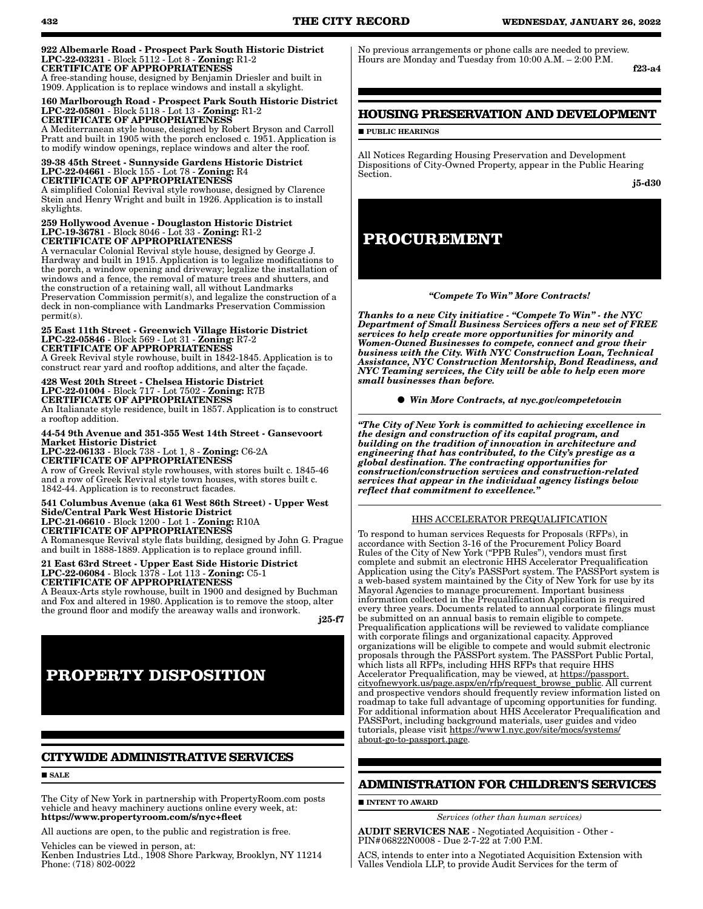**922 Albemarle Road - Prospect Park South Historic District**
**LPC-22-03231** - Block 5112 - Lot 8 - **Zoning:** R1-2
**CERTIFICATE OF APPROPRIATENESS**
A free-standing house, designed by Benjamin Driesler and built in 1909. Application is to replace windows and install a skylight.

**160 Marlborough Road - Prospect Park South Historic District**
**LPC-22-05801** - Block 5118 - Lot 13 - **Zoning:** R1-2
**CERTIFICATE OF APPROPRIATENESS**
A Mediterranean style house, designed by Robert Bryson and Carroll Pratt and built in 1905 with the porch enclosed c. 1951. Application is to modify window openings, replace windows and alter the roof.

**39-38 45th Street - Sunnyside Gardens Historic District**
**LPC-22-04661** - Block 155 - Lot 78 - **Zoning:** R4
**CERTIFICATE OF APPROPRIATENESS**
A simplified Colonial Revival style rowhouse, designed by Clarence Stein and Henry Wright and built in 1926. Application is to install skylights.

**259 Hollywood Avenue - Douglaston Historic District**
**LPC-19-36781** - Block 8046 - Lot 33 - **Zoning:** R1-2
**CERTIFICATE OF APPROPRIATENESS**
A vernacular Colonial Revival style house, designed by George J. Hardway and built in 1915. Application is to legalize modifications to the porch, a window opening and driveway; legalize the installation of windows and a fence, the removal of mature trees and shutters, and the construction of a retaining wall, all without Landmarks Preservation Commission permit(s), and legalize the construction of a deck in non-compliance with Landmarks Preservation Commission permit(s).

**25 East 11th Street - Greenwich Village Historic District**
**LPC-22-05846** - Block 569 - Lot 31 - **Zoning:** R7-2
**CERTIFICATE OF APPROPRIATENESS**
A Greek Revival style rowhouse, built in 1842-1845. Application is to construct rear yard and rooftop additions, and alter the façade.

**428 West 20th Street - Chelsea Historic District**
**LPC-22-01004** - Block 717 - Lot 7502 - **Zoning:** R7B
**CERTIFICATE OF APPROPRIATENESS**
An Italianate style residence, built in 1857. Application is to construct a rooftop addition.

**44-54 9th Avenue and 351-355 West 14th Street - Gansevoort Market Historic District**
**LPC-22-06133** - Block 738 - Lot 1, 8 - **Zoning:** C6-2A
**CERTIFICATE OF APPROPRIATENESS**
A row of Greek Revival style rowhouses, with stores built c. 1845-46 and a row of Greek Revival style town houses, with stores built c. 1842-44. Application is to reconstruct facades.

**541 Columbus Avenue (aka 61 West 86th Street) - Upper West Side/Central Park West Historic District**
**LPC-21-06610** - Block 1200 - Lot 1 - **Zoning:** R10A
**CERTIFICATE OF APPROPRIATENESS**
A Romanesque Revival style flats building, designed by John G. Prague and built in 1888-1889. Application is to replace ground infill.

**21 East 63rd Street - Upper East Side Historic District**
**LPC-22-06084** - Block 1378 - Lot 113 - **Zoning:** C5-1
**CERTIFICATE OF APPROPRIATENESS**
A Beaux-Arts style rowhouse, built in 1900 and designed by Buchman and Fox and altered in 1980. Application is to remove the stoop, alter the ground floor and modify the areaway walls and ironwork.

**j25-f7**

# PROPERTY DISPOSITION

## CITYWIDE ADMINISTRATIVE SERVICES

■ **SALE**

The City of New York in partnership with PropertyRoom.com posts vehicle and heavy machinery auctions online every week, at:
**https://www.propertyroom.com/s/nyc+fleet**

All auctions are open, to the public and registration is free.

Vehicles can be viewed in person, at:
Kenben Industries Ltd., 1908 Shore Parkway, Brooklyn, NY 11214
Phone: (718) 802-0022

No previous arrangements or phone calls are needed to preview. Hours are Monday and Tuesday from 10:00 A.M. – 2:00 P.M.

**f23-a4**

## HOUSING PRESERVATION AND DEVELOPMENT

■ **PUBLIC HEARINGS**

All Notices Regarding Housing Preservation and Development Dispositions of City-Owned Property, appear in the Public Hearing Section.

**j5-d30**

# PROCUREMENT

***"Compete To Win" More Contracts!***

***Thanks to a new City initiative - "Compete To Win" - the NYC Department of Small Business Services offers a new set of FREE services to help create more opportunities for minority and Women-Owned Businesses to compete, connect and grow their business with the City. With NYC Construction Loan, Technical Assistance, NYC Construction Mentorship, Bond Readiness, and NYC Teaming services, the City will be able to help even more small businesses than before.***

● ***Win More Contracts, at nyc.gov/competetowin***

***"The City of New York is committed to achieving excellence in the design and construction of its capital program, and building on the tradition of innovation in architecture and engineering that has contributed, to the City's prestige as a global destination. The contracting opportunities for construction/construction services and construction-related services that appear in the individual agency listings below reflect that commitment to excellence."***

HHS ACCELERATOR PREQUALIFICATION

To respond to human services Requests for Proposals (RFPs), in accordance with Section 3-16 of the Procurement Policy Board Rules of the City of New York ("PPB Rules"), vendors must first complete and submit an electronic HHS Accelerator Prequalification Application using the City's PASSPort system. The PASSPort system is a web-based system maintained by the City of New York for use by its Mayoral Agencies to manage procurement. Important business information collected in the Prequalification Application is required every three years. Documents related to annual corporate filings must be submitted on an annual basis to remain eligible to compete. Prequalification applications will be reviewed to validate compliance with corporate filings and organizational capacity. Approved organizations will be eligible to compete and would submit electronic proposals through the PASSPort system. The PASSPort Public Portal, which lists all RFPs, including HHS RFPs that require HHS Accelerator Prequalification, may be viewed, at https://passport.cityofnewyork.us/page.aspx/en/rfp/request_browse_public. All current and prospective vendors should frequently review information listed on roadmap to take full advantage of upcoming opportunities for funding. For additional information about HHS Accelerator Prequalification and PASSPort, including background materials, user guides and video tutorials, please visit https://www1.nyc.gov/site/mocs/systems/about-go-to-passport.page.

## ADMINISTRATION FOR CHILDREN'S SERVICES

■ **INTENT TO AWARD**

*Services (other than human services)*

**AUDIT SERVICES NAE** - Negotiated Acquisition - Other - PIN#06822N0008 - Due 2-7-22 at 7:00 P.M.

ACS, intends to enter into a Negotiated Acquisition Extension with Valles Vendiola LLP, to provide Audit Services for the term of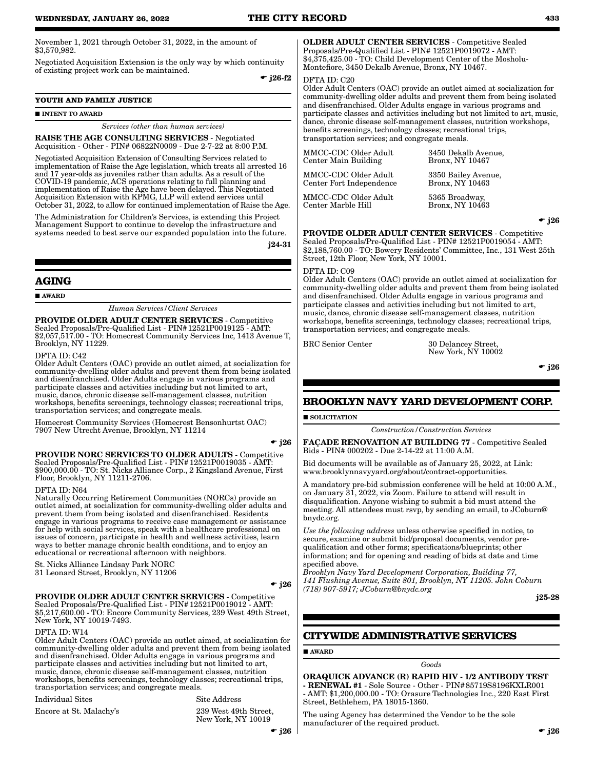November 1, 2021 through October 31, 2022, in the amount of $3,570,982.

Negotiated Acquisition Extension is the only way by which continuity of existing project work can be maintained.

☛ j26-f2

**YOUTH AND FAMILY JUSTICE**

■ **INTENT TO AWARD**

*Services (other than human services)*

**RAISE THE AGE CONSULTING SERVICES** - Negotiated Acquisition - Other - PIN# 06822N0009 - Due 2-7-22 at 8:00 P.M.

Negotiated Acquisition Extension of Consulting Services related to implementation of Raise the Age legislation, which treats all arrested 16 and 17 year-olds as juveniles rather than adults. As a result of the COVID-19 pandemic, ACS operations relating to full planning and implementation of Raise the Age have been delayed. This Negotiated Acquisition Extension with KPMG, LLP will extend services until October 31, 2022, to allow for continued implementation of Raise the Age.

The Administration for Children's Services, is extending this Project Management Support to continue to develop the infrastructure and systems needed to best serve our expanded population into the future.

j24-31

## AGING

■ **AWARD**

*Human Services/Client Services*

**PROVIDE OLDER ADULT CENTER SERVICES** - Competitive Sealed Proposals/Pre-Qualified List - PIN#12521P0019125 - AMT: $2,057,517.00 - TO: Homecrest Community Services Inc, 1413 Avenue T, Brooklyn, NY 11229.

DFTA ID: C42
Older Adult Centers (OAC) provide an outlet aimed, at socialization for community-dwelling older adults and prevent them from being isolated and disenfranchised. Older Adults engage in various programs and participate classes and activities including but not limited to art, music, dance, chronic disease self-management classes, nutrition workshops, benefits screenings, technology classes; recreational trips, transportation services; and congregate meals.

Homecrest Community Services (Homecrest Bensonhurtst OAC)
7907 New Utrecht Avenue, Brooklyn, NY 11214

☛ j26

**PROVIDE NORC SERVICES TO OLDER ADULTS** - Competitive Sealed Proposals/Pre-Qualified List - PIN#12521P0019035 - AMT: $900,000.00 - TO: St. Nicks Alliance Corp., 2 Kingsland Avenue, First Floor, Brooklyn, NY 11211-2706.

DFTA ID: N64
Naturally Occurring Retirement Communities (NORCs) provide an outlet aimed, at socialization for community-dwelling older adults and prevent them from being isolated and disenfranchised. Residents engage in various programs to receive case management or assistance for help with social services, speak with a healthcare professional on issues of concern, participate in health and wellness activities, learn ways to better manage chronic health conditions, and to enjoy an educational or recreational afternoon with neighbors.

St. Nicks Alliance Lindsay Park NORC
31 Leonard Street, Brooklyn, NY 11206

☛ j26

**PROVIDE OLDER ADULT CENTER SERVICES** - Competitive Sealed Proposals/Pre-Qualified List - PIN#12521P0019012 - AMT: $5,217,600.00 - TO: Encore Community Services, 239 West 49th Street, New York, NY 10019-7493.

DFTA ID: W14
Older Adult Centers (OAC) provide an outlet aimed, at socialization for community-dwelling older adults and prevent them from being isolated and disenfranchised. Older Adults engage in various programs and participate classes and activities including but not limited to art, music, dance, chronic disease self-management classes, nutrition workshops, benefits screenings, technology classes; recreational trips, transportation services; and congregate meals.

| Individual Sites | Site Address |
|---|---|
| Encore at St. Malachy's | 239 West 49th Street, New York, NY 10019 |

☛ j26

**OLDER ADULT CENTER SERVICES** - Competitive Sealed Proposals/Pre-Qualified List - PIN# 12521P0019072 - AMT: $4,375,425.00 - TO: Child Development Center of the Mosholu-Montefiore, 3450 Dekalb Avenue, Bronx, NY 10467.

DFTA ID: C20
Older Adult Centers (OAC) provide an outlet aimed at socialization for community-dwelling older adults and prevent them from being isolated and disenfranchised. Older Adults engage in various programs and participate classes and activities including but not limited to art, music, dance, chronic disease self-management classes, nutrition workshops, benefits screenings, technology classes; recreational trips, transportation services; and congregate meals.

| | |
|---|---|
| MMCC-CDC Older Adult Center Main Building | 3450 Dekalb Avenue, Bronx, NY 10467 |
| MMCC-CDC Older Adult Center Fort Independence | 3350 Bailey Avenue, Bronx, NY 10463 |
| MMCC-CDC Older Adult Center Marble Hill | 5365 Broadway, Bronx, NY 10463 |

☛ j26

**PROVIDE OLDER ADULT CENTER SERVICES** - Competitive Sealed Proposals/Pre-Qualified List - PIN# 12521P0019054 - AMT: $2,188,760.00 - TO: Bowery Residents' Committee, Inc., 131 West 25th Street, 12th Floor, New York, NY 10001.

DFTA ID: C09
Older Adult Centers (OAC) provide an outlet aimed at socialization for community-dwelling older adults and prevent them from being isolated and disenfranchised. Older Adults engage in various programs and participate classes and activities including but not limited to art, music, dance, chronic disease self-management classes, nutrition workshops, benefits screenings, technology classes; recreational trips, transportation services; and congregate meals.

| | |
|---|---|
| BRC Senior Center | 30 Delancey Street, New York, NY 10002 |

☛ j26

## BROOKLYN NAVY YARD DEVELOPMENT CORP.

■ **SOLICITATION**

*Construction/Construction Services*

**FAÇADE RENOVATION AT BUILDING 77** - Competitive Sealed Bids - PIN# 000202 - Due 2-14-22 at 11:00 A.M.

Bid documents will be available as of January 25, 2022, at Link: www.brooklynnavyyard.org/about/contract-opportunities.

A mandatory pre-bid submission conference will be held at 10:00 A.M., on January 31, 2022, via Zoom. Failure to attend will result in disqualification. Anyone wishing to submit a bid must attend the meeting. All attendees must rsvp, by sending an email, to JCoburn@bnydc.org.

*Use the following address* unless otherwise specified in notice, to secure, examine or submit bid/proposal documents, vendor pre-qualification and other forms; specifications/blueprints; other information; and for opening and reading of bids at date and time specified above.
*Brooklyn Navy Yard Development Corporation, Building 77, 141 Flushing Avenue, Suite 801, Brooklyn, NY 11205. John Coburn (718) 907-5917; JCoburn@bnydc.org*

j25-28

## CITYWIDE ADMINISTRATIVE SERVICES

■ **AWARD**

*Goods*

**ORAQUICK ADVANCE (R) RAPID HIV - 1/2 ANTIBODY TEST - RENEWAL #1** - Sole Source - Other - PIN#85719S8196KXLR001 - AMT: $1,200,000.00 - TO: Orasure Technologies Inc., 220 East First Street, Bethlehem, PA 18015-1360.

The using Agency has determined the Vendor to be the sole manufacturer of the required product.

☛ j26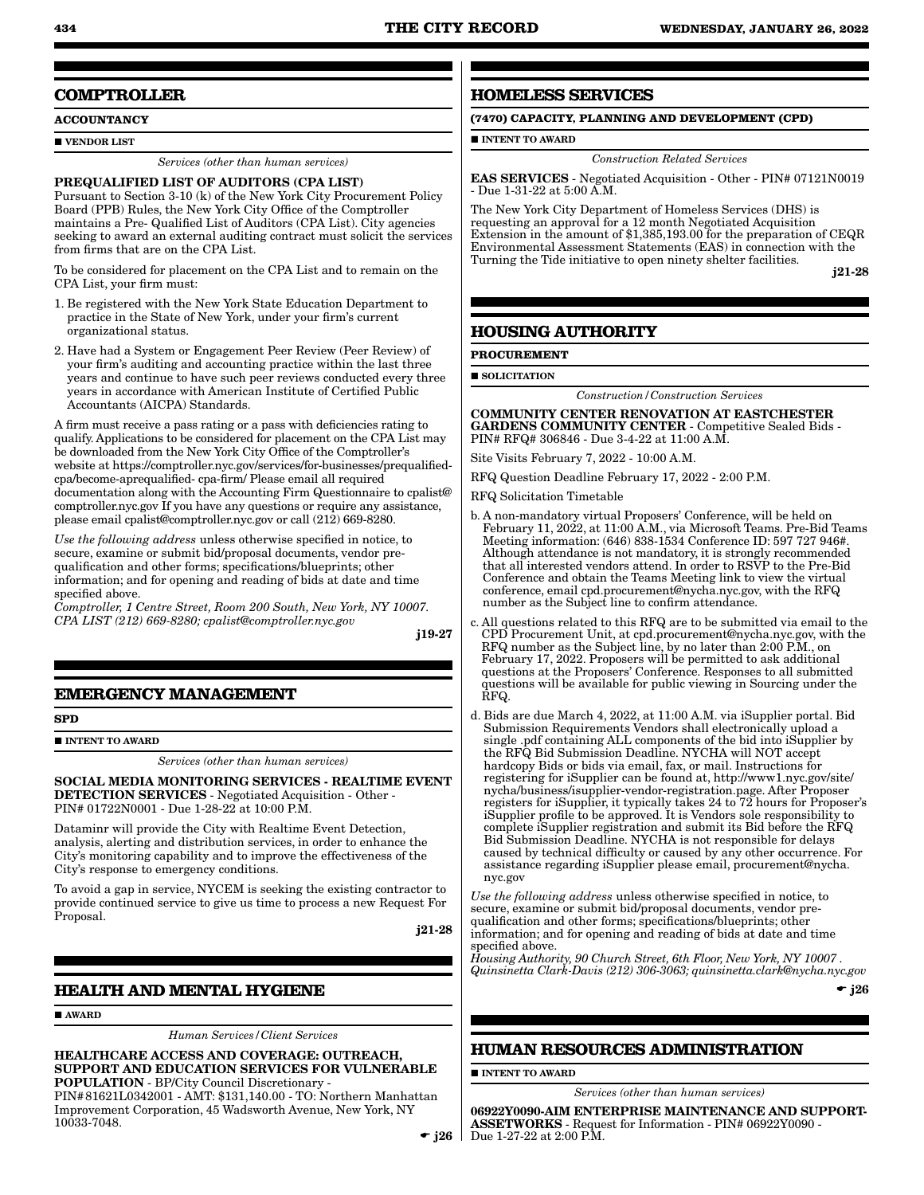## COMPTROLLER

**ACCOUNTANCY**

■ **VENDOR LIST**

*Services (other than human services)*

**PREQUALIFIED LIST OF AUDITORS (CPA LIST)**

Pursuant to Section 3-10 (k) of the New York City Procurement Policy Board (PPB) Rules, the New York City Office of the Comptroller maintains a Pre- Qualified List of Auditors (CPA List). City agencies seeking to award an external auditing contract must solicit the services from firms that are on the CPA List.

To be considered for placement on the CPA List and to remain on the CPA List, your firm must:

1. Be registered with the New York State Education Department to practice in the State of New York, under your firm's current organizational status.
2. Have had a System or Engagement Peer Review (Peer Review) of your firm's auditing and accounting practice within the last three years and continue to have such peer reviews conducted every three years in accordance with American Institute of Certified Public Accountants (AICPA) Standards.

A firm must receive a pass rating or a pass with deficiencies rating to qualify. Applications to be considered for placement on the CPA List may be downloaded from the New York City Office of the Comptroller's website at https://comptroller.nyc.gov/services/for-businesses/prequalified-cpa/become-aprequalified- cpa-firm/ Please email all required documentation along with the Accounting Firm Questionnaire to cpalist@comptroller.nyc.gov If you have any questions or require any assistance, please email cpalist@comptroller.nyc.gov or call (212) 669-8280.

*Use the following address* unless otherwise specified in notice, to secure, examine or submit bid/proposal documents, vendor pre-qualification and other forms; specifications/blueprints; other information; and for opening and reading of bids at date and time specified above.

*Comptroller, 1 Centre Street, Room 200 South, New York, NY 10007. CPA LIST (212) 669-8280; cpalist@comptroller.nyc.gov*

**j19-27**

## EMERGENCY MANAGEMENT

**SPD**

■ **INTENT TO AWARD**

*Services (other than human services)*

**SOCIAL MEDIA MONITORING SERVICES - REALTIME EVENT DETECTION SERVICES** - Negotiated Acquisition - Other - PIN# 01722N0001 - Due 1-28-22 at 10:00 P.M.

Dataminr will provide the City with Realtime Event Detection, analysis, alerting and distribution services, in order to enhance the City's monitoring capability and to improve the effectiveness of the City's response to emergency conditions.

To avoid a gap in service, NYCEM is seeking the existing contractor to provide continued service to give us time to process a new Request For Proposal.

**j21-28**

## HEALTH AND MENTAL HYGIENE

■ **AWARD**

*Human Services/Client Services*

**HEALTHCARE ACCESS AND COVERAGE: OUTREACH, SUPPORT AND EDUCATION SERVICES FOR VULNERABLE POPULATION** - BP/City Council Discretionary - PIN#81621L0342001 - AMT: $131,140.00 - TO: Northern Manhattan Improvement Corporation, 45 Wadsworth Avenue, New York, NY 10033-7048.

☛ **j26**

## HOMELESS SERVICES

**(7470) CAPACITY, PLANNING AND DEVELOPMENT (CPD)**

■ **INTENT TO AWARD**

*Construction Related Services*

**EAS SERVICES** - Negotiated Acquisition - Other - PIN# 07121N0019 - Due 1-31-22 at 5:00 A.M.

The New York City Department of Homeless Services (DHS) is requesting an approval for a 12 month Negotiated Acquisition Extension in the amount of $1,385,193.00 for the preparation of CEQR Environmental Assessment Statements (EAS) in connection with the Turning the Tide initiative to open ninety shelter facilities.

**j21-28**

## HOUSING AUTHORITY

**PROCUREMENT**

■ **SOLICITATION**

*Construction/Construction Services*

**COMMUNITY CENTER RENOVATION AT EASTCHESTER GARDENS COMMUNITY CENTER** - Competitive Sealed Bids - PIN# RFQ# 306846 - Due 3-4-22 at 11:00 A.M.

Site Visits February 7, 2022 - 10:00 A.M.

RFQ Question Deadline February 17, 2022 - 2:00 P.M.

RFQ Solicitation Timetable

b. A non-mandatory virtual Proposers' Conference, will be held on February 11, 2022, at 11:00 A.M., via Microsoft Teams. Pre-Bid Teams Meeting information: (646) 838-1534 Conference ID: 597 727 946#. Although attendance is not mandatory, it is strongly recommended that all interested vendors attend. In order to RSVP to the Pre-Bid Conference and obtain the Teams Meeting link to view the virtual conference, email cpd.procurement@nycha.nyc.gov, with the RFQ number as the Subject line to confirm attendance.

c. All questions related to this RFQ are to be submitted via email to the CPD Procurement Unit, at cpd.procurement@nycha.nyc.gov, with the RFQ number as the Subject line, by no later than 2:00 P.M., on February 17, 2022. Proposers will be permitted to ask additional questions at the Proposers' Conference. Responses to all submitted questions will be available for public viewing in Sourcing under the RFQ.

d. Bids are due March 4, 2022, at 11:00 A.M. via iSupplier portal. Bid Submission Requirements Vendors shall electronically upload a single .pdf containing ALL components of the bid into iSupplier by the RFQ Bid Submission Deadline. NYCHA will NOT accept hardcopy Bids or bids via email, fax, or mail. Instructions for registering for iSupplier can be found at, http://www1.nyc.gov/site/nycha/business/isupplier-vendor-registration.page. After Proposer registers for iSupplier, it typically takes 24 to 72 hours for Proposer's iSupplier profile to be approved. It is Vendors sole responsibility to complete iSupplier registration and submit its Bid before the RFQ Bid Submission Deadline. NYCHA is not responsible for delays caused by technical difficulty or caused by any other occurrence. For assistance regarding iSupplier please email, procurement@nycha.nyc.gov

*Use the following address* unless otherwise specified in notice, to secure, examine or submit bid/proposal documents, vendor pre-qualification and other forms; specifications/blueprints; other information; and for opening and reading of bids at date and time specified above.

*Housing Authority, 90 Church Street, 6th Floor, New York, NY 10007 . Quinsinetta Clark-Davis (212) 306-3063; quinsinetta.clark@nycha.nyc.gov*

☛ **j26**

## HUMAN RESOURCES ADMINISTRATION

■ **INTENT TO AWARD**

*Services (other than human services)*

**06922Y0090-AIM ENTERPRISE MAINTENANCE AND SUPPORT-ASSETWORKS** - Request for Information - PIN# 06922Y0090 - Due 1-27-22 at 2:00 P.M.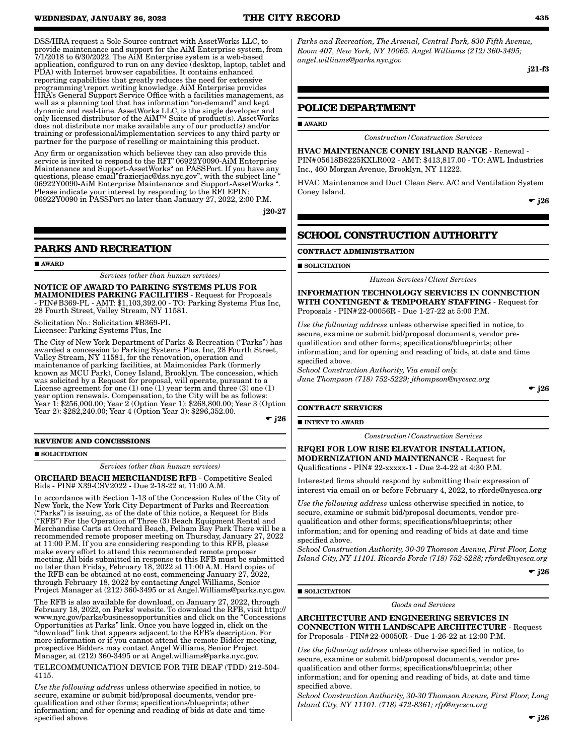DSS/HRA request a Sole Source contract with AssetWorks LLC, to provide maintenance and support for the AiM Enterprise system, from 7/1/2018 to 6/30/2022. The AiM Enterprise system is a web-based application, configured to run on any device (desktop, laptop, tablet and PDA) with Internet browser capabilities. It contains enhanced reporting capabilities that greatly reduces the need for extensive programming\report writing knowledge. AiM Enterprise provides HRA's General Support Service Office with a facilities management, as well as a planning tool that has information "on-demand" and kept dynamic and real-time. AssetWorks LLC, is the single developer and only licensed distributor of the AiM™ Suite of product(s). AssetWorks does not distribute nor make available any of our product(s) and/or training or professional/implementation services to any third party or partner for the purpose of reselling or maintaining this product.

Any firm or organization which believes they can also provide this service is invited to respond to the RFI" 06922Y0090-AiM Enterprise Maintenance and Support-AssetWorks" on PASSPort. If you have any questions, please email"frazierjac@dss.nyc.gov", with the subject line " 06922Y0090-AiM Enterprise Maintenance and Support-AssetWorks ". Please indicate your interest by responding to the RFI EPIN: 06922Y0090 in PASSPort no later than January 27, 2022, 2:00 P.M.

**j20-27**

## PARKS AND RECREATION

■ **AWARD**

*Services (other than human services)*

**NOTICE OF AWARD TO PARKING SYSTEMS PLUS FOR MAIMONIDIES PARKING FACILITIES** - Request for Proposals - PIN#B369-PL - AMT: $1,103,392.00 - TO: Parking Systems Plus Inc, 28 Fourth Street, Valley Stream, NY 11581.

Solicitation No.: Solicitation #B369-PL
Licensee: Parking Systems Plus, Inc

The City of New York Department of Parks & Recreation ("Parks") has awarded a concession to Parking Systems Plus. Inc, 28 Fourth Street, Valley Stream, NY 11581, for the renovation, operation and maintenance of parking facilities, at Maimonides Park (formerly known as MCU Park), Coney Island, Brooklyn. The concession, which was solicited by a Request for proposal, will operate, pursuant to a License agreement for one (1) one (1) year term and three (3) one (1) year option renewals. Compensation, to the City will be as follows: Year 1: $256,000.00; Year 2 (Option Year 1): $268,800.00; Year 3 (Option Year 2): $282,240.00; Year 4 (Option Year 3): $296,352.00.

☛ **j26**

### REVENUE AND CONCESSIONS

■ **SOLICITATION**

*Services (other than human services)*

**ORCHARD BEACH MERCHANDISE RFB** - Competitive Sealed Bids - PIN# X39-CSV2022 - Due 2-18-22 at 11:00 A.M.

In accordance with Section 1-13 of the Concession Rules of the City of New York, the New York City Department of Parks and Recreation ("Parks") is issuing, as of the date of this notice, a Request for Bids ("RFB") For the Operation of Three (3) Beach Equipment Rental and Merchandise Carts at Orchard Beach, Pelham Bay Park There will be a recommended remote proposer meeting on Thursday, January 27, 2022 at 11:00 P.M. If you are considering responding to this RFB, please make every effort to attend this recommended remote proposer meeting. All bids submitted in response to this RFB must be submitted no later than Friday, February 18, 2022 at 11:00 A.M. Hard copies of the RFB can be obtained at no cost, commencing January 27, 2022, through February 18, 2022 by contacting Angel Williams, Senior Project Manager at (212) 360-3495 or at Angel.Williams@parks.nyc.gov.

The RFB is also available for download, on January 27, 2022, through February 18, 2022, on Parks' website. To download the RFB, visit http://www.nyc.gov/parks/businessopportunities and click on the "Concessions Opportunities at Parks" link. Once you have logged in, click on the "download" link that appears adjacent to the RFB's description. For more information or if you cannot attend the remote Bidder meeting, prospective Bidders may contact Angel Williams, Senior Project Manager, at (212) 360-3495 or at Angel.williams@parks.nyc.gov.

TELECOMMUNICATION DEVICE FOR THE DEAF (TDD) 212-504-4115.

*Use the following address* unless otherwise specified in notice, to secure, examine or submit bid/proposal documents, vendor pre-qualification and other forms; specifications/blueprints; other information; and for opening and reading of bids at date and time specified above.

*Parks and Recreation, The Arsenal, Central Park, 830 Fifth Avenue, Room 407, New York, NY 10065. Angel Williams (212) 360-3495; angel.williams@parks.nyc.gov*

**j21-f3**

## POLICE DEPARTMENT

■ **AWARD**

*Construction/Construction Services*

**HVAC MAINTENANCE CONEY ISLAND RANGE** - Renewal - PIN#05618B8225KXLR002 - AMT: $413,817.00 - TO: AWL Industries Inc., 460 Morgan Avenue, Brooklyn, NY 11222.

HVAC Maintenance and Duct Clean Serv. A/C and Ventilation System Coney Island.

☛ **j26**

## SCHOOL CONSTRUCTION AUTHORITY

### CONTRACT ADMINISTRATION

■ **SOLICITATION**

*Human Services/Client Services*

**INFORMATION TECHNOLOGY SERVICES IN CONNECTION WITH CONTINGENT & TEMPORARY STAFFING** - Request for Proposals - PIN#22-00056R - Due 1-27-22 at 5:00 P.M.

*Use the following address* unless otherwise specified in notice, to secure, examine or submit bid/proposal documents, vendor pre-qualification and other forms; specifications/blueprints; other information; and for opening and reading of bids, at date and time specified above.

*School Construction Authority, Via email only.*
*June Thompson (718) 752-5229; jthompson@nycsca.org*

☛ **j26**

### CONTRACT SERVICES

■ **INTENT TO AWARD**

*Construction/Construction Services*

**RFQEI FOR LOW RISE ELEVATOR INSTALLATION, MODERNIZATION AND MAINTENANCE** - Request for Qualifications - PIN# 22-xxxxx-1 - Due 2-4-22 at 4:30 P.M.

Interested firms should respond by submitting their expression of interest via email on or before February 4, 2022, to rforde@nycsca.org

*Use the following address* unless otherwise specified in notice, to secure, examine or submit bid/proposal documents, vendor pre-qualification and other forms; specifications/blueprints; other information; and for opening and reading of bids at date and time specified above.

*School Construction Authority, 30-30 Thomson Avenue, First Floor, Long Island City, NY 11101. Ricardo Forde (718) 752-5288; rforde@nycsca.org*

☛ **j26**

■ **SOLICITATION**

*Goods and Services*

**ARCHITECTURE AND ENGINEERING SERVICES IN CONNECTION WITH LANDSCAPE ARCHITECTURE** - Request for Proposals - PIN#22-00050R - Due 1-26-22 at 12:00 P.M.

*Use the following address* unless otherwise specified in notice, to secure, examine or submit bid/proposal documents, vendor pre-qualification and other forms; specifications/blueprints; other information; and for opening and reading of bids, at date and time specified above.

*School Construction Authority, 30-30 Thomson Avenue, First Floor, Long Island City, NY 11101. (718) 472-8361; rfp@nycsca.org*

☛ **j26**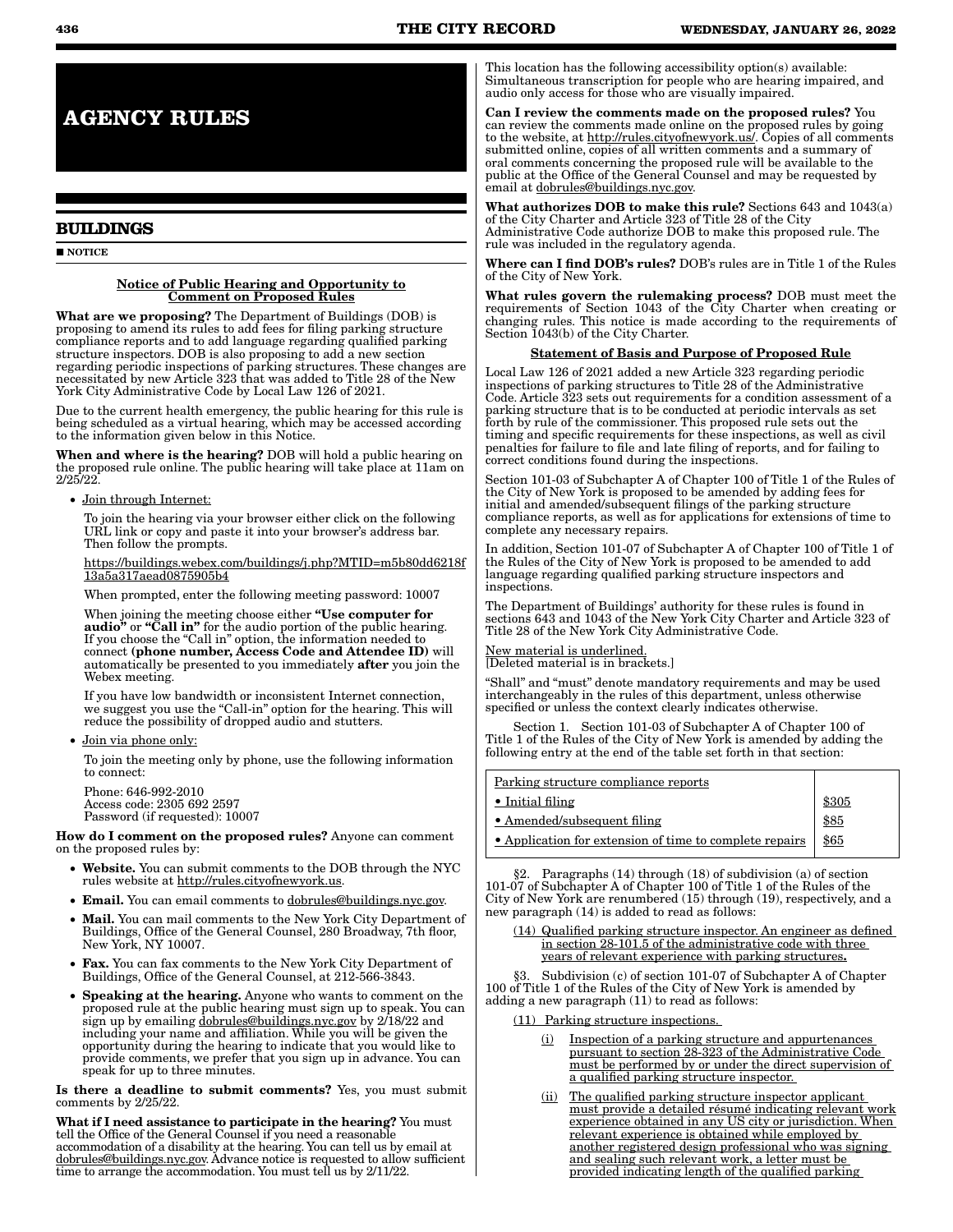# AGENCY RULES

## BUILDINGS

■ NOTICE

**Notice of Public Hearing and Opportunity to Comment on Proposed Rules**

**What are we proposing?** The Department of Buildings (DOB) is proposing to amend its rules to add fees for filing parking structure compliance reports and to add language regarding qualified parking structure inspectors. DOB is also proposing to add a new section regarding periodic inspections of parking structures. These changes are necessitated by new Article 323 that was added to Title 28 of the New York City Administrative Code by Local Law 126 of 2021.

Due to the current health emergency, the public hearing for this rule is being scheduled as a virtual hearing, which may be accessed according to the information given below in this Notice.

**When and where is the hearing?** DOB will hold a public hearing on the proposed rule online. The public hearing will take place at 11am on 2/25/22.

- Join through Internet:

  To join the hearing via your browser either click on the following URL link or copy and paste it into your browser's address bar. Then follow the prompts.

  https://buildings.webex.com/buildings/j.php?MTID=m5b80dd6218f13a5a317aead0875905b4

  When prompted, enter the following meeting password: 10007

  When joining the meeting choose either **"Use computer for audio"** or **"Call in"** for the audio portion of the public hearing. If you choose the "Call in" option, the information needed to connect **(phone number, Access Code and Attendee ID)** will automatically be presented to you immediately **after** you join the Webex meeting.

  If you have low bandwidth or inconsistent Internet connection, we suggest you use the "Call-in" option for the hearing. This will reduce the possibility of dropped audio and stutters.

- Join via phone only:

  To join the meeting only by phone, use the following information to connect:

  Phone: 646-992-2010
  Access code: 2305 692 2597
  Password (if requested): 10007

**How do I comment on the proposed rules?** Anyone can comment on the proposed rules by:

- **Website.** You can submit comments to the DOB through the NYC rules website at http://rules.cityofnewyork.us.
- **Email.** You can email comments to dobrules@buildings.nyc.gov.
- **Mail.** You can mail comments to the New York City Department of Buildings, Office of the General Counsel, 280 Broadway, 7th floor, New York, NY 10007.
- **Fax.** You can fax comments to the New York City Department of Buildings, Office of the General Counsel, at 212-566-3843.
- **Speaking at the hearing.** Anyone who wants to comment on the proposed rule at the public hearing must sign up to speak. You can sign up by emailing dobrules@buildings.nyc.gov by 2/18/22 and including your name and affiliation. While you will be given the opportunity during the hearing to indicate that you would like to provide comments, we prefer that you sign up in advance. You can speak for up to three minutes.

**Is there a deadline to submit comments?** Yes, you must submit comments by 2/25/22.

**What if I need assistance to participate in the hearing?** You must tell the Office of the General Counsel if you need a reasonable accommodation of a disability at the hearing. You can tell us by email at dobrules@buildings.nyc.gov. Advance notice is requested to allow sufficient time to arrange the accommodation. You must tell us by 2/11/22.

This location has the following accessibility option(s) available: Simultaneous transcription for people who are hearing impaired, and audio only access for those who are visually impaired.

**Can I review the comments made on the proposed rules?** You can review the comments made online on the proposed rules by going to the website, at http://rules.cityofnewyork.us/. Copies of all comments submitted online, copies of all written comments and a summary of oral comments concerning the proposed rule will be available to the public at the Office of the General Counsel and may be requested by email at dobrules@buildings.nyc.gov.

**What authorizes DOB to make this rule?** Sections 643 and 1043(a) of the City Charter and Article 323 of Title 28 of the City Administrative Code authorize DOB to make this proposed rule. The rule was included in the regulatory agenda.

**Where can I find DOB's rules?** DOB's rules are in Title 1 of the Rules of the City of New York.

**What rules govern the rulemaking process?** DOB must meet the requirements of Section 1043 of the City Charter when creating or changing rules. This notice is made according to the requirements of Section 1043(b) of the City Charter.

**Statement of Basis and Purpose of Proposed Rule**

Local Law 126 of 2021 added a new Article 323 regarding periodic inspections of parking structures to Title 28 of the Administrative Code. Article 323 sets out requirements for a condition assessment of a parking structure that is to be conducted at periodic intervals as set forth by rule of the commissioner. This proposed rule sets out the timing and specific requirements for these inspections, as well as civil penalties for failure to file and late filing of reports, and for failing to correct conditions found during the inspections.

Section 101-03 of Subchapter A of Chapter 100 of Title 1 of the Rules of the City of New York is proposed to be amended by adding fees for initial and amended/subsequent filings of the parking structure compliance reports, as well as for applications for extensions of time to complete any necessary repairs.

In addition, Section 101-07 of Subchapter A of Chapter 100 of Title 1 of the Rules of the City of New York is proposed to be amended to add language regarding qualified parking structure inspectors and inspections.

The Department of Buildings' authority for these rules is found in sections 643 and 1043 of the New York City Charter and Article 323 of Title 28 of the New York City Administrative Code.

New material is underlined.
[Deleted material is in brackets.]

"Shall" and "must" denote mandatory requirements and may be used interchangeably in the rules of this department, unless otherwise specified or unless the context clearly indicates otherwise.

Section 1. Section 101-03 of Subchapter A of Chapter 100 of Title 1 of the Rules of the City of New York is amended by adding the following entry at the end of the table set forth in that section:

| Parking structure compliance reports | |
|---|---|
| • Initial filing | $305 |
| • Amended/subsequent filing | $85 |
| • Application for extension of time to complete repairs | $65 |

§2. Paragraphs (14) through (18) of subdivision (a) of section 101-07 of Subchapter A of Chapter 100 of Title 1 of the Rules of the City of New York are renumbered (15) through (19), respectively, and a new paragraph (14) is added to read as follows:

(14) Qualified parking structure inspector. An engineer as defined in section 28-101.5 of the administrative code with three years of relevant experience with parking structures.

§3. Subdivision (c) of section 101-07 of Subchapter A of Chapter 100 of Title 1 of the Rules of the City of New York is amended by adding a new paragraph (11) to read as follows:

(11) Parking structure inspections.

(i) Inspection of a parking structure and appurtenances pursuant to section 28-323 of the Administrative Code must be performed by or under the direct supervision of a qualified parking structure inspector.

(ii) The qualified parking structure inspector applicant must provide a detailed résumé indicating relevant work experience obtained in any US city or jurisdiction. When relevant experience is obtained while employed by another registered design professional who was signing and sealing such relevant work, a letter must be provided indicating length of the qualified parking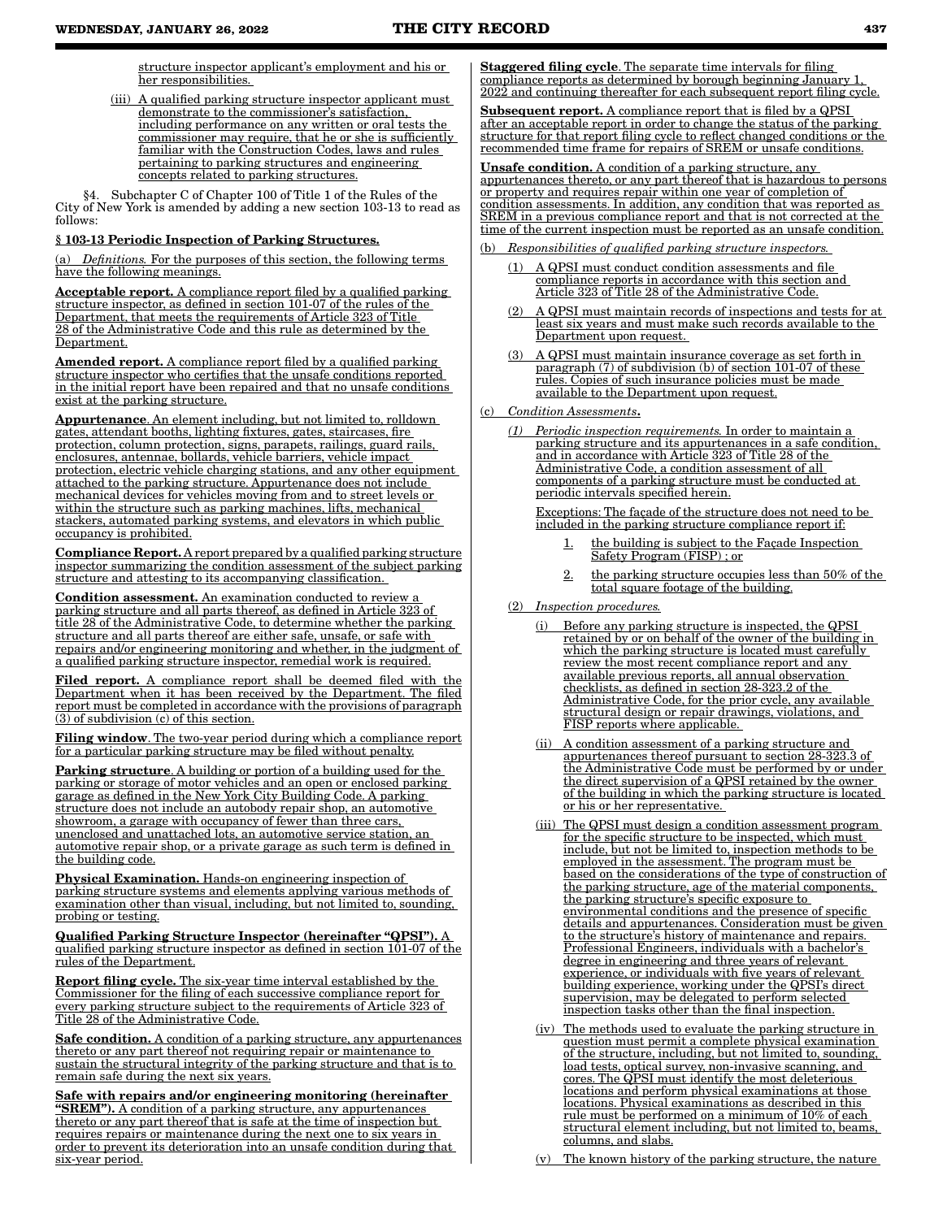structure inspector applicant's employment and his or her responsibilities.

(iii) A qualified parking structure inspector applicant must demonstrate to the commissioner's satisfaction, including performance on any written or oral tests the commissioner may require, that he or she is sufficiently familiar with the Construction Codes, laws and rules pertaining to parking structures and engineering concepts related to parking structures.

§4. Subchapter C of Chapter 100 of Title 1 of the Rules of the City of New York is amended by adding a new section 103-13 to read as follows:

**§ 103-13 Periodic Inspection of Parking Structures.**

(a) *Definitions.* For the purposes of this section, the following terms have the following meanings.

**Acceptable report.** A compliance report filed by a qualified parking structure inspector, as defined in section 101-07 of the rules of the Department, that meets the requirements of Article 323 of Title 28 of the Administrative Code and this rule as determined by the Department.

**Amended report.** A compliance report filed by a qualified parking structure inspector who certifies that the unsafe conditions reported in the initial report have been repaired and that no unsafe conditions exist at the parking structure.

**Appurtenance**. An element including, but not limited to, rolldown gates, attendant booths, lighting fixtures, gates, staircases, fire protection, column protection, signs, parapets, railings, guard rails, enclosures, antennae, bollards, vehicle barriers, vehicle impact protection, electric vehicle charging stations, and any other equipment attached to the parking structure. Appurtenance does not include mechanical devices for vehicles moving from and to street levels or within the structure such as parking machines, lifts, mechanical stackers, automated parking systems, and elevators in which public occupancy is prohibited.

**Compliance Report.** A report prepared by a qualified parking structure inspector summarizing the condition assessment of the subject parking structure and attesting to its accompanying classification.

**Condition assessment.** An examination conducted to review a parking structure and all parts thereof, as defined in Article 323 of title 28 of the Administrative Code, to determine whether the parking structure and all parts thereof are either safe, unsafe, or safe with repairs and/or engineering monitoring and whether, in the judgment of a qualified parking structure inspector, remedial work is required.

**Filed report.** A compliance report shall be deemed filed with the Department when it has been received by the Department. The filed report must be completed in accordance with the provisions of paragraph (3) of subdivision (c) of this section.

**Filing window**. The two-year period during which a compliance report for a particular parking structure may be filed without penalty.

**Parking structure**. A building or portion of a building used for the parking or storage of motor vehicles and an open or enclosed parking garage as defined in the New York City Building Code. A parking structure does not include an autobody repair shop, an automotive showroom, a garage with occupancy of fewer than three cars, unenclosed and unattached lots, an automotive service station, an automotive repair shop, or a private garage as such term is defined in the building code.

**Physical Examination.** Hands-on engineering inspection of parking structure systems and elements applying various methods of examination other than visual, including, but not limited to, sounding, probing or testing.

**Qualified Parking Structure Inspector (hereinafter "QPSI").** A qualified parking structure inspector as defined in section 101-07 of the rules of the Department.

**Report filing cycle.** The six-year time interval established by the Commissioner for the filing of each successive compliance report for every parking structure subject to the requirements of Article 323 of Title 28 of the Administrative Code.

**Safe condition.** A condition of a parking structure, any appurtenances thereto or any part thereof not requiring repair or maintenance to sustain the structural integrity of the parking structure and that is to remain safe during the next six years.

**Safe with repairs and/or engineering monitoring (hereinafter "SREM").** A condition of a parking structure, any appurtenances thereto or any part thereof that is safe at the time of inspection but requires repairs or maintenance during the next one to six years in order to prevent its deterioration into an unsafe condition during that six-year period.

**Staggered filing cycle**. The separate time intervals for filing compliance reports as determined by borough beginning January 1, 2022 and continuing thereafter for each subsequent report filing cycle.

**Subsequent report.** A compliance report that is filed by a QPSI after an acceptable report in order to change the status of the parking structure for that report filing cycle to reflect changed conditions or the recommended time frame for repairs of SREM or unsafe conditions.

**Unsafe condition.** A condition of a parking structure, any appurtenances thereto, or any part thereof that is hazardous to persons or property and requires repair within one year of completion of condition assessments. In addition, any condition that was reported as SREM in a previous compliance report and that is not corrected at the time of the current inspection must be reported as an unsafe condition.

(b) *Responsibilities of qualified parking structure inspectors.*

(1) A QPSI must conduct condition assessments and file compliance reports in accordance with this section and Article 323 of Title 28 of the Administrative Code.

(2) A QPSI must maintain records of inspections and tests for at least six years and must make such records available to the Department upon request.

(3) A QPSI must maintain insurance coverage as set forth in paragraph (7) of subdivision (b) of section 101-07 of these rules. Copies of such insurance policies must be made available to the Department upon request.

(c) *Condition Assessments*.

(1) *Periodic inspection requirements.* In order to maintain a parking structure and its appurtenances in a safe condition, and in accordance with Article 323 of Title 28 of the Administrative Code, a condition assessment of all components of a parking structure must be conducted at periodic intervals specified herein.

Exceptions: The façade of the structure does not need to be included in the parking structure compliance report if:

1. the building is subject to the Façade Inspection Safety Program (FISP) ; or
2. the parking structure occupies less than 50% of the total square footage of the building.

(2) *Inspection procedures.*

(i) Before any parking structure is inspected, the QPSI retained by or on behalf of the owner of the building in which the parking structure is located must carefully review the most recent compliance report and any available previous reports, all annual observation checklists, as defined in section 28-323.2 of the Administrative Code, for the prior cycle, any available structural design or repair drawings, violations, and FISP reports where applicable.

(ii) A condition assessment of a parking structure and appurtenances thereof pursuant to section 28-323.3 of the Administrative Code must be performed by or under the direct supervision of a QPSI retained by the owner of the building in which the parking structure is located or his or her representative.

(iii) The QPSI must design a condition assessment program for the specific structure to be inspected, which must include, but not be limited to, inspection methods to be employed in the assessment. The program must be based on the considerations of the type of construction of the parking structure, age of the material components, the parking structure's specific exposure to environmental conditions and the presence of specific details and appurtenances. Consideration must be given to the structure's history of maintenance and repairs. Professional Engineers, individuals with a bachelor's degree in engineering and three years of relevant experience, or individuals with five years of relevant building experience, working under the QPSI's direct supervision, may be delegated to perform selected inspection tasks other than the final inspection.

(iv) The methods used to evaluate the parking structure in question must permit a complete physical examination of the structure, including, but not limited to, sounding, load tests, optical survey, non-invasive scanning, and cores. The QPSI must identify the most deleterious locations and perform physical examinations at those locations. Physical examinations as described in this rule must be performed on a minimum of 10% of each structural element including, but not limited to, beams, columns, and slabs.

(v) The known history of the parking structure, the nature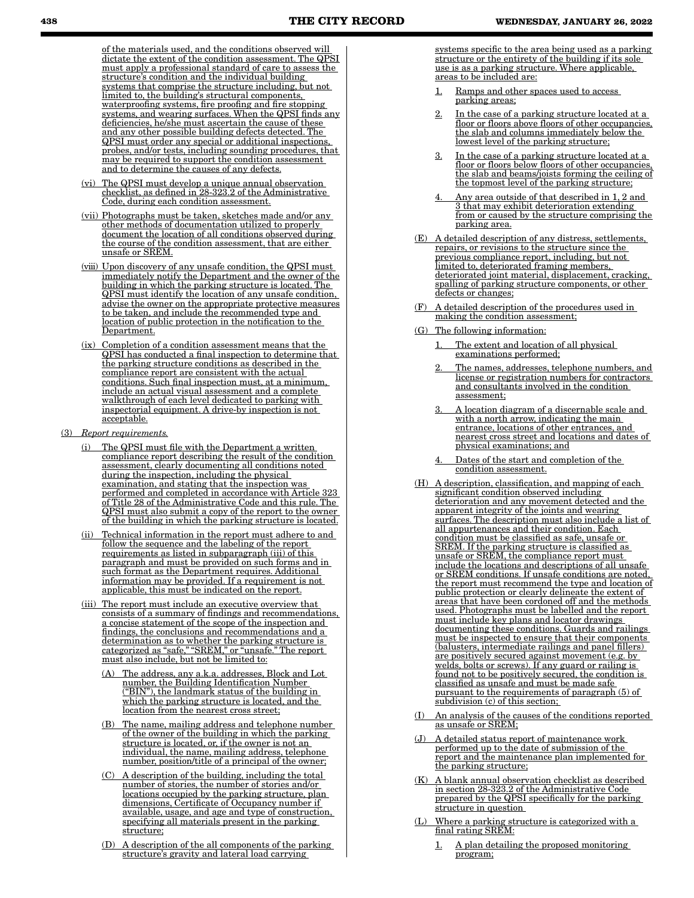of the materials used, and the conditions observed will dictate the extent of the condition assessment. The QPSI must apply a professional standard of care to assess the structure's condition and the individual building systems that comprise the structure including, but not limited to, the building's structural components, waterproofing systems, fire proofing and fire stopping systems, and wearing surfaces. When the QPSI finds any deficiencies, he/she must ascertain the cause of these and any other possible building defects detected. The QPSI must order any special or additional inspections, probes, and/or tests, including sounding procedures, that may be required to support the condition assessment and to determine the causes of any defects.

(vi) The QPSI must develop a unique annual observation checklist, as defined in 28-323.2 of the Administrative Code, during each condition assessment.

(vii) Photographs must be taken, sketches made and/or any other methods of documentation utilized to properly document the location of all conditions observed during the course of the condition assessment, that are either unsafe or SREM.

(viii) Upon discovery of any unsafe condition, the QPSI must immediately notify the Department and the owner of the building in which the parking structure is located. The QPSI must identify the location of any unsafe condition, advise the owner on the appropriate protective measures to be taken, and include the recommended type and location of public protection in the notification to the Department.

(ix) Completion of a condition assessment means that the QPSI has conducted a final inspection to determine that the parking structure conditions as described in the compliance report are consistent with the actual conditions. Such final inspection must, at a minimum, include an actual visual assessment and a complete walkthrough of each level dedicated to parking with inspectorial equipment. A drive-by inspection is not acceptable.

(3) *Report requirements.*

(i) The QPSI must file with the Department a written compliance report describing the result of the condition assessment, clearly documenting all conditions noted during the inspection, including the physical examination, and stating that the inspection was performed and completed in accordance with Article 323 of Title 28 of the Administrative Code and this rule. The QPSI must also submit a copy of the report to the owner of the building in which the parking structure is located.

(ii) Technical information in the report must adhere to and follow the sequence and the labeling of the report requirements as listed in subparagraph (iii) of this paragraph and must be provided on such forms and in such format as the Department requires. Additional information may be provided. If a requirement is not applicable, this must be indicated on the report.

(iii) The report must include an executive overview that consists of a summary of findings and recommendations, a concise statement of the scope of the inspection and findings, the conclusions and recommendations and a determination as to whether the parking structure is categorized as "safe," "SREM," or "unsafe." The report must also include, but not be limited to:

(A) The address, any a.k.a. addresses, Block and Lot number, the Building Identification Number ("BIN"), the landmark status of the building in which the parking structure is located, and the location from the nearest cross street;

(B) The name, mailing address and telephone number of the owner of the building in which the parking structure is located, or, if the owner is not an individual, the name, mailing address, telephone number, position/title of a principal of the owner;

(C) A description of the building, including the total number of stories, the number of stories and/or locations occupied by the parking structure, plan dimensions, Certificate of Occupancy number if available, usage, and age and type of construction, specifying all materials present in the parking structure;

(D) A description of the all components of the parking structure's gravity and lateral load carrying systems specific to the area being used as a parking structure or the entirety of the building if its sole use is as a parking structure. Where applicable, areas to be included are:

1. Ramps and other spaces used to access parking areas;

2. In the case of a parking structure located at a floor or floors above floors of other occupancies, the slab and columns immediately below the lowest level of the parking structure;

3. In the case of a parking structure located at a floor or floors below floors of other occupancies, the slab and beams/joists forming the ceiling of the topmost level of the parking structure;

4. Any area outside of that described in 1, 2 and 3 that may exhibit deterioration extending from or caused by the structure comprising the parking area.

(E) A detailed description of any distress, settlements, repairs, or revisions to the structure since the previous compliance report, including, but not limited to, deteriorated framing members, deteriorated joint material, displacement, cracking, spalling of parking structure components, or other defects or changes;

(F) A detailed description of the procedures used in making the condition assessment;

(G) The following information:

1. The extent and location of all physical examinations performed;

2. The names, addresses, telephone numbers, and license or registration numbers for contractors and consultants involved in the condition assessment;

3. A location diagram of a discernable scale and with a north arrow, indicating the main entrance, locations of other entrances, and nearest cross street and locations and dates of physical examinations; and

4. Dates of the start and completion of the condition assessment.

(H) A description, classification, and mapping of each significant condition observed including deterioration and any movement detected and the apparent integrity of the joints and wearing surfaces. The description must also include a list of all appurtenances and their condition. Each condition must be classified as safe, unsafe or SREM. If the parking structure is classified as unsafe or SREM, the compliance report must include the locations and descriptions of all unsafe or SREM conditions. If unsafe conditions are noted, the report must recommend the type and location of public protection or clearly delineate the extent of areas that have been cordoned off and the methods used. Photographs must be labelled and the report must include key plans and locator drawings documenting these conditions. Guards and railings must be inspected to ensure that their components (balusters, intermediate railings and panel fillers) are positively secured against movement (e.g. by welds, bolts or screws). If any guard or railing is found not to be positively secured, the condition is classified as unsafe and must be made safe pursuant to the requirements of paragraph (5) of subdivision (c) of this section;

(I) An analysis of the causes of the conditions reported as unsafe or SREM;

(J) A detailed status report of maintenance work performed up to the date of submission of the report and the maintenance plan implemented for the parking structure;

(K) A blank annual observation checklist as described in section 28-323.2 of the Administrative Code prepared by the QPSI specifically for the parking structure in question

(L) Where a parking structure is categorized with a final rating SREM:

1. A plan detailing the proposed monitoring program;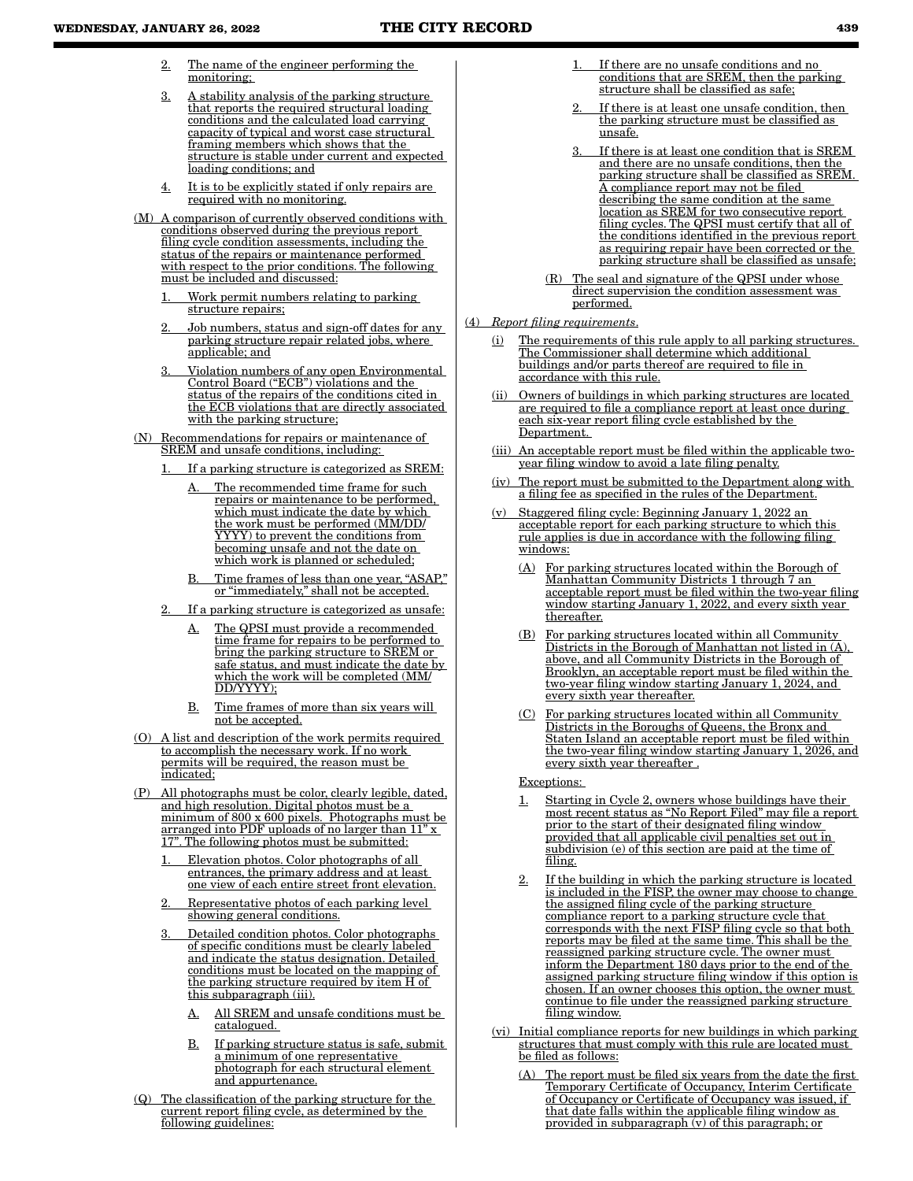2. The name of the engineer performing the monitoring;

3. A stability analysis of the parking structure that reports the required structural loading conditions and the calculated load carrying capacity of typical and worst case structural framing members which shows that the structure is stable under current and expected loading conditions; and

4. It is to be explicitly stated if only repairs are required with no monitoring.

(M) A comparison of currently observed conditions with conditions observed during the previous report filing cycle condition assessments, including the status of the repairs or maintenance performed with respect to the prior conditions. The following must be included and discussed:

1. Work permit numbers relating to parking structure repairs;

2. Job numbers, status and sign-off dates for any parking structure repair related jobs, where applicable; and

3. Violation numbers of any open Environmental Control Board ("ECB") violations and the status of the repairs of the conditions cited in the ECB violations that are directly associated with the parking structure;

(N) Recommendations for repairs or maintenance of SREM and unsafe conditions, including:

1. If a parking structure is categorized as SREM:

A. The recommended time frame for such repairs or maintenance to be performed, which must indicate the date by which the work must be performed (MM/DD/YYYY) to prevent the conditions from becoming unsafe and not the date on which work is planned or scheduled;

B. Time frames of less than one year, "ASAP," or "immediately," shall not be accepted.

2. If a parking structure is categorized as unsafe:

A. The QPSI must provide a recommended time frame for repairs to be performed to bring the parking structure to SREM or safe status, and must indicate the date by which the work will be completed (MM/DD/YYYY);

B. Time frames of more than six years will not be accepted.

(O) A list and description of the work permits required to accomplish the necessary work. If no work permits will be required, the reason must be indicated;

(P) All photographs must be color, clearly legible, dated, and high resolution. Digital photos must be a minimum of 800 x 600 pixels. Photographs must be arranged into PDF uploads of no larger than 11" x 17". The following photos must be submitted:

1. Elevation photos. Color photographs of all entrances, the primary address and at least one view of each entire street front elevation.

2. Representative photos of each parking level showing general conditions.

3. Detailed condition photos. Color photographs of specific conditions must be clearly labeled and indicate the status designation. Detailed conditions must be located on the mapping of the parking structure required by item H of this subparagraph (iii).

A. All SREM and unsafe conditions must be catalogued.

B. If parking structure status is safe, submit a minimum of one representative photograph for each structural element and appurtenance.

(Q) The classification of the parking structure for the current report filing cycle, as determined by the following guidelines:

1. If there are no unsafe conditions and no conditions that are SREM, then the parking structure shall be classified as safe;

2. If there is at least one unsafe condition, then the parking structure must be classified as unsafe.

3. If there is at least one condition that is SREM and there are no unsafe conditions, then the parking structure shall be classified as SREM. A compliance report may not be filed describing the same condition at the same location as SREM for two consecutive report filing cycles. The QPSI must certify that all of the conditions identified in the previous report as requiring repair have been corrected or the parking structure shall be classified as unsafe;

(R) The seal and signature of the QPSI under whose direct supervision the condition assessment was performed.

(4) *Report filing requirements*.

(i) The requirements of this rule apply to all parking structures. The Commissioner shall determine which additional buildings and/or parts thereof are required to file in accordance with this rule.

(ii) Owners of buildings in which parking structures are located are required to file a compliance report at least once during each six-year report filing cycle established by the Department.

(iii) An acceptable report must be filed within the applicable two-year filing window to avoid a late filing penalty.

(iv) The report must be submitted to the Department along with a filing fee as specified in the rules of the Department.

(v) Staggered filing cycle: Beginning January 1, 2022 an acceptable report for each parking structure to which this rule applies is due in accordance with the following filing windows:

(A) For parking structures located within the Borough of Manhattan Community Districts 1 through 7 an acceptable report must be filed within the two-year filing window starting January 1, 2022, and every sixth year thereafter.

(B) For parking structures located within all Community Districts in the Borough of Manhattan not listed in (A), above, and all Community Districts in the Borough of Brooklyn, an acceptable report must be filed within the two-year filing window starting January 1, 2024, and every sixth year thereafter.

(C) For parking structures located within all Community Districts in the Boroughs of Queens, the Bronx and Staten Island an acceptable report must be filed within the two-year filing window starting January 1, 2026, and every sixth year thereafter .

Exceptions:

1. Starting in Cycle 2, owners whose buildings have their most recent status as "No Report Filed" may file a report prior to the start of their designated filing window provided that all applicable civil penalties set out in subdivision (e) of this section are paid at the time of filing.

2. If the building in which the parking structure is located is included in the FISP, the owner may choose to change the assigned filing cycle of the parking structure compliance report to a parking structure cycle that corresponds with the next FISP filing cycle so that both reports may be filed at the same time. This shall be the reassigned parking structure cycle. The owner must inform the Department 180 days prior to the end of the assigned parking structure filing window if this option is chosen. If an owner chooses this option, the owner must continue to file under the reassigned parking structure filing window.

(vi) Initial compliance reports for new buildings in which parking structures that must comply with this rule are located must be filed as follows:

(A) The report must be filed six years from the date the first Temporary Certificate of Occupancy, Interim Certificate of Occupancy or Certificate of Occupancy was issued, if that date falls within the applicable filing window as provided in subparagraph (v) of this paragraph; or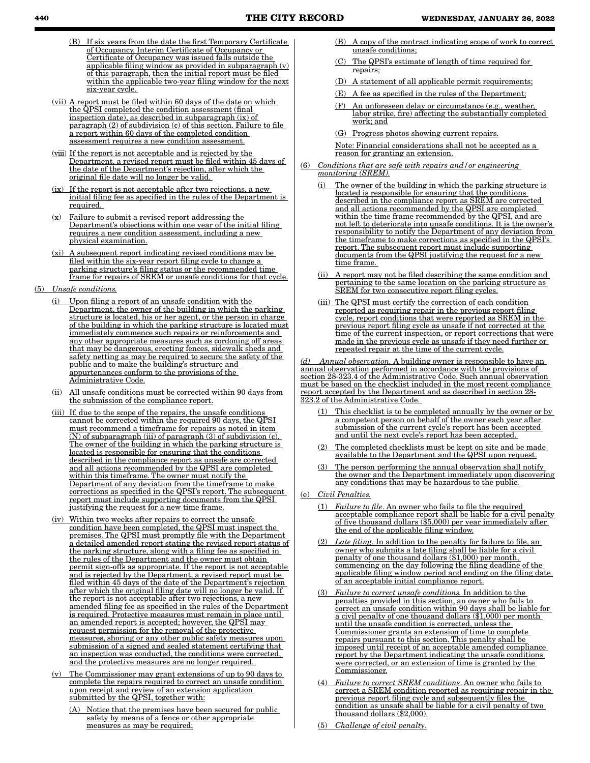(B) If six years from the date the first Temporary Certificate of Occupancy, Interim Certificate of Occupancy or Certificate of Occupancy was issued falls outside the applicable filing window as provided in subparagraph (v) of this paragraph, then the initial report must be filed within the applicable two-year filing window for the next six-year cycle.

(vii) A report must be filed within 60 days of the date on which the QPSI completed the condition assessment (final inspection date), as described in subparagraph (ix) of paragraph (2) of subdivision (c) of this section. Failure to file a report within 60 days of the completed condition assessment requires a new condition assessment.

(viii) If the report is not acceptable and is rejected by the Department, a revised report must be filed within 45 days of the date of the Department's rejection, after which the original file date will no longer be valid.

(ix) If the report is not acceptable after two rejections, a new initial filing fee as specified in the rules of the Department is required.

(x) Failure to submit a revised report addressing the Department's objections within one year of the initial filing requires a new condition assessment, including a new physical examination.

(xi) A subsequent report indicating revised conditions may be filed within the six-year report filing cycle to change a parking structure's filing status or the recommended time frame for repairs of SREM or unsafe conditions for that cycle.

(5) *Unsafe conditions.*

(i) Upon filing a report of an unsafe condition with the Department, the owner of the building in which the parking structure is located, his or her agent, or the person in charge of the building in which the parking structure is located must immediately commence such repairs or reinforcements and any other appropriate measures such as cordoning off areas that may be dangerous, erecting fences, sidewalk sheds and safety netting as may be required to secure the safety of the public and to make the building's structure and appurtenances conform to the provisions of the Administrative Code.

(ii) All unsafe conditions must be corrected within 90 days from the submission of the compliance report.

(iii) If, due to the scope of the repairs, the unsafe conditions cannot be corrected within the required 90 days, the QPSI must recommend a timeframe for repairs as noted in item (N) of subparagraph (iii) of paragraph (3) of subdivision (c). The owner of the building in which the parking structure is located is responsible for ensuring that the conditions described in the compliance report as unsafe are corrected and all actions recommended by the QPSI are completed within this timeframe. The owner must notify the Department of any deviation from the timeframe to make corrections as specified in the QPSI's report. The subsequent report must include supporting documents from the QPSI justifying the request for a new time frame.

(iv) Within two weeks after repairs to correct the unsafe condition have been completed, the QPSI must inspect the premises. The QPSI must promptly file with the Department a detailed amended report stating the revised report status of the parking structure, along with a filing fee as specified in the rules of the Department and the owner must obtain permit sign-offs as appropriate. If the report is not acceptable and is rejected by the Department, a revised report must be filed within 45 days of the date of the Department's rejection after which the original filing date will no longer be valid. If the report is not acceptable after two rejections, a new amended filing fee as specified in the rules of the Department is required. Protective measures must remain in place until an amended report is accepted; however, the QPSI may request permission for the removal of the protective measures, shoring or any other public safety measures upon submission of a signed and sealed statement certifying that an inspection was conducted, the conditions were corrected, and the protective measures are no longer required.

(v) The Commissioner may grant extensions of up to 90 days to complete the repairs required to correct an unsafe condition upon receipt and review of an extension application submitted by the QPSI, together with:

(A) Notice that the premises have been secured for public safety by means of a fence or other appropriate measures as may be required;

(B) A copy of the contract indicating scope of work to correct unsafe conditions;

(C) The QPSI's estimate of length of time required for repairs;

(D) A statement of all applicable permit requirements;

(E) A fee as specified in the rules of the Department;

(F) An unforeseen delay or circumstance (e.g., weather, labor strike, fire) affecting the substantially completed work; and

(G) Progress photos showing current repairs.

Note: Financial considerations shall not be accepted as a reason for granting an extension.

(6) *Conditions that are safe with repairs and/or engineering monitoring (SREM).*

(i) The owner of the building in which the parking structure is located is responsible for ensuring that the conditions described in the compliance report as SREM are corrected and all actions recommended by the QPSI are completed within the time frame recommended by the QPSI, and are not left to deteriorate into unsafe conditions. It is the owner's responsibility to notify the Department of any deviation from the timeframe to make corrections as specified in the QPSI's report. The subsequent report must include supporting documents from the QPSI justifying the request for a new time frame.

(ii) A report may not be filed describing the same condition and pertaining to the same location on the parking structure as SREM for two consecutive report filing cycles.

(iii) The QPSI must certify the correction of each condition reported as requiring repair in the previous report filing cycle, report conditions that were reported as SREM in the previous report filing cycle as unsafe if not corrected at the time of the current inspection, or report corrections that were made in the previous cycle as unsafe if they need further or repeated repair at the time of the current cycle.

*(d) Annual observation.* A building owner is responsible to have an annual observation performed in accordance with the provisions of section 28-323.4 of the Administrative Code. Such annual observation must be based on the checklist included in the most recent compliance report accepted by the Department and as described in section 28-323.2 of the Administrative Code.

(1) This checklist is to be completed annually by the owner or by a competent person on behalf of the owner each year after submission of the current cycle's report has been accepted and until the next cycle's report has been accepted.

(2) The completed checklists must be kept on site and be made available to the Department and the QPSI upon request.

(3) The person performing the annual observation shall notify the owner and the Department immediately upon discovering any conditions that may be hazardous to the public.

(e) *Civil Penalties.*

(1) *Failure to file*. An owner who fails to file the required acceptable compliance report shall be liable for a civil penalty of five thousand dollars ($5,000) per year immediately after the end of the applicable filing window.

(2) *Late filing*. In addition to the penalty for failure to file, an owner who submits a late filing shall be liable for a civil penalty of one thousand dollars ($1,000) per month, commencing on the day following the filing deadline of the applicable filing window period and ending on the filing date of an acceptable initial compliance report.

(3) *Failure to correct unsafe conditions.* In addition to the penalties provided in this section, an owner who fails to correct an unsafe condition within 90 days shall be liable for a civil penalty of one thousand dollars ($1,000) per month until the unsafe condition is corrected, unless the Commissioner grants an extension of time to complete repairs pursuant to this section. This penalty shall be imposed until receipt of an acceptable amended compliance report by the Department indicating the unsafe conditions were corrected, or an extension of time is granted by the Commissioner.

(4) *Failure to correct SREM conditions*. An owner who fails to correct a SREM condition reported as requiring repair in the previous report filing cycle and subsequently files the condition as unsafe shall be liable for a civil penalty of two thousand dollars ($2,000).

(5) *Challenge of civil penalty*.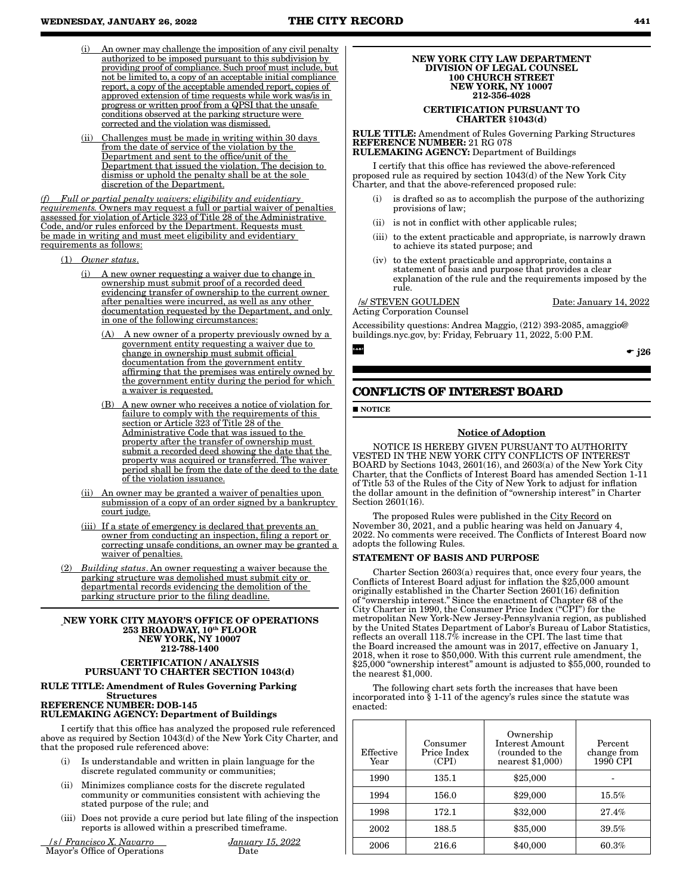(i) An owner may challenge the imposition of any civil penalty authorized to be imposed pursuant to this subdivision by providing proof of compliance. Such proof must include, but not be limited to, a copy of an acceptable initial compliance report, a copy of the acceptable amended report, copies of approved extension of time requests while work was/is in progress or written proof from a QPSI that the unsafe conditions observed at the parking structure were corrected and the violation was dismissed.

(ii) Challenges must be made in writing within 30 days from the date of service of the violation by the Department and sent to the office/unit of the Department that issued the violation. The decision to dismiss or uphold the penalty shall be at the sole discretion of the Department.

*(f) Full or partial penalty waivers; eligibility and evidentiary requirements.* Owners may request a full or partial waiver of penalties assessed for violation of Article 323 of Title 28 of the Administrative Code, and/or rules enforced by the Department. Requests must be made in writing and must meet eligibility and evidentiary requirements as follows:

(1) *Owner status*.

(i) A new owner requesting a waiver due to change in ownership must submit proof of a recorded deed evidencing transfer of ownership to the current owner after penalties were incurred, as well as any other documentation requested by the Department, and only in one of the following circumstances:

(A) A new owner of a property previously owned by a government entity requesting a waiver due to change in ownership must submit official documentation from the government entity affirming that the premises was entirely owned by the government entity during the period for which a waiver is requested.

(B) A new owner who receives a notice of violation for failure to comply with the requirements of this section or Article 323 of Title 28 of the Administrative Code that was issued to the property after the transfer of ownership must submit a recorded deed showing the date that the property was acquired or transferred. The waiver period shall be from the date of the deed to the date of the violation issuance.

(ii) An owner may be granted a waiver of penalties upon submission of a copy of an order signed by a bankruptcy court judge.

(iii) If a state of emergency is declared that prevents an owner from conducting an inspection, filing a report or correcting unsafe conditions, an owner may be granted a waiver of penalties.

(2) *Building status*. An owner requesting a waiver because the parking structure was demolished must submit city or departmental records evidencing the demolition of the parking structure prior to the filing deadline.

**NEW YORK CITY MAYOR'S OFFICE OF OPERATIONS**
**253 BROADWAY, 10th FLOOR**
**NEW YORK, NY 10007**
**212-788-1400**

**CERTIFICATION / ANALYSIS PURSUANT TO CHARTER SECTION 1043(d)**

**RULE TITLE: Amendment of Rules Governing Parking Structures**
**REFERENCE NUMBER: DOB-145**
**RULEMAKING AGENCY: Department of Buildings**

I certify that this office has analyzed the proposed rule referenced above as required by Section 1043(d) of the New York City Charter, and that the proposed rule referenced above:

(i) Is understandable and written in plain language for the discrete regulated community or communities;

(ii) Minimizes compliance costs for the discrete regulated community or communities consistent with achieving the stated purpose of the rule; and

(iii) Does not provide a cure period but late filing of the inspection reports is allowed within a prescribed timeframe.

*/s/ Francisco X. Navarro* — *January 15, 2022*
Mayor's Office of Operations — Date

**NEW YORK CITY LAW DEPARTMENT**
**DIVISION OF LEGAL COUNSEL**
**100 CHURCH STREET**
**NEW YORK, NY 10007**
**212-356-4028**

**CERTIFICATION PURSUANT TO CHARTER §1043(d)**

**RULE TITLE:** Amendment of Rules Governing Parking Structures
**REFERENCE NUMBER:** 21 RG 078
**RULEMAKING AGENCY:** Department of Buildings

I certify that this office has reviewed the above-referenced proposed rule as required by section 1043(d) of the New York City Charter, and that the above-referenced proposed rule:

(i) is drafted so as to accomplish the purpose of the authorizing provisions of law;

(ii) is not in conflict with other applicable rules;

(iii) to the extent practicable and appropriate, is narrowly drawn to achieve its stated purpose; and

(iv) to the extent practicable and appropriate, contains a statement of basis and purpose that provides a clear explanation of the rule and the requirements imposed by the rule.

/s/ STEVEN GOULDEN — Date: January 14, 2022
Acting Corporation Counsel

Accessibility questions: Andrea Maggio, (212) 393-2085, amaggio@buildings.nyc.gov, by: Friday, February 11, 2022, 5:00 P.M.

☛ j26

## CONFLICTS OF INTEREST BOARD

■ **NOTICE**

**Notice of Adoption**

NOTICE IS HEREBY GIVEN PURSUANT TO AUTHORITY VESTED IN THE NEW YORK CITY CONFLICTS OF INTEREST BOARD by Sections 1043, 2601(16), and 2603(a) of the New York City Charter, that the Conflicts of Interest Board has amended Section 1-11 of Title 53 of the Rules of the City of New York to adjust for inflation the dollar amount in the definition of "ownership interest" in Charter Section 2601(16).

The proposed Rules were published in the City Record on November 30, 2021, and a public hearing was held on January 4, 2022. No comments were received. The Conflicts of Interest Board now adopts the following Rules.

**STATEMENT OF BASIS AND PURPOSE**

Charter Section 2603(a) requires that, once every four years, the Conflicts of Interest Board adjust for inflation the $25,000 amount originally established in the Charter Section 2601(16) definition of "ownership interest." Since the enactment of Chapter 68 of the City Charter in 1990, the Consumer Price Index ("CPI") for the metropolitan New York-New Jersey-Pennsylvania region, as published by the United States Department of Labor's Bureau of Labor Statistics, reflects an overall 118.7% increase in the CPI. The last time that the Board increased the amount was in 2017, effective on January 1, 2018, when it rose to $50,000. With this current rule amendment, the $25,000 "ownership interest" amount is adjusted to $55,000, rounded to the nearest $1,000.

The following chart sets forth the increases that have been incorporated into § 1-11 of the agency's rules since the statute was enacted:

| Effective Year | Consumer Price Index (CPI) | Ownership Interest Amount (rounded to the nearest $1,000) | Percent change from 1990 CPI |
|---|---|---|---|
| 1990 | 135.1 | $25,000 | - |
| 1994 | 156.0 | $29,000 | 15.5% |
| 1998 | 172.1 | $32,000 | 27.4% |
| 2002 | 188.5 | $35,000 | 39.5% |
| 2006 | 216.6 | $40,000 | 60.3% |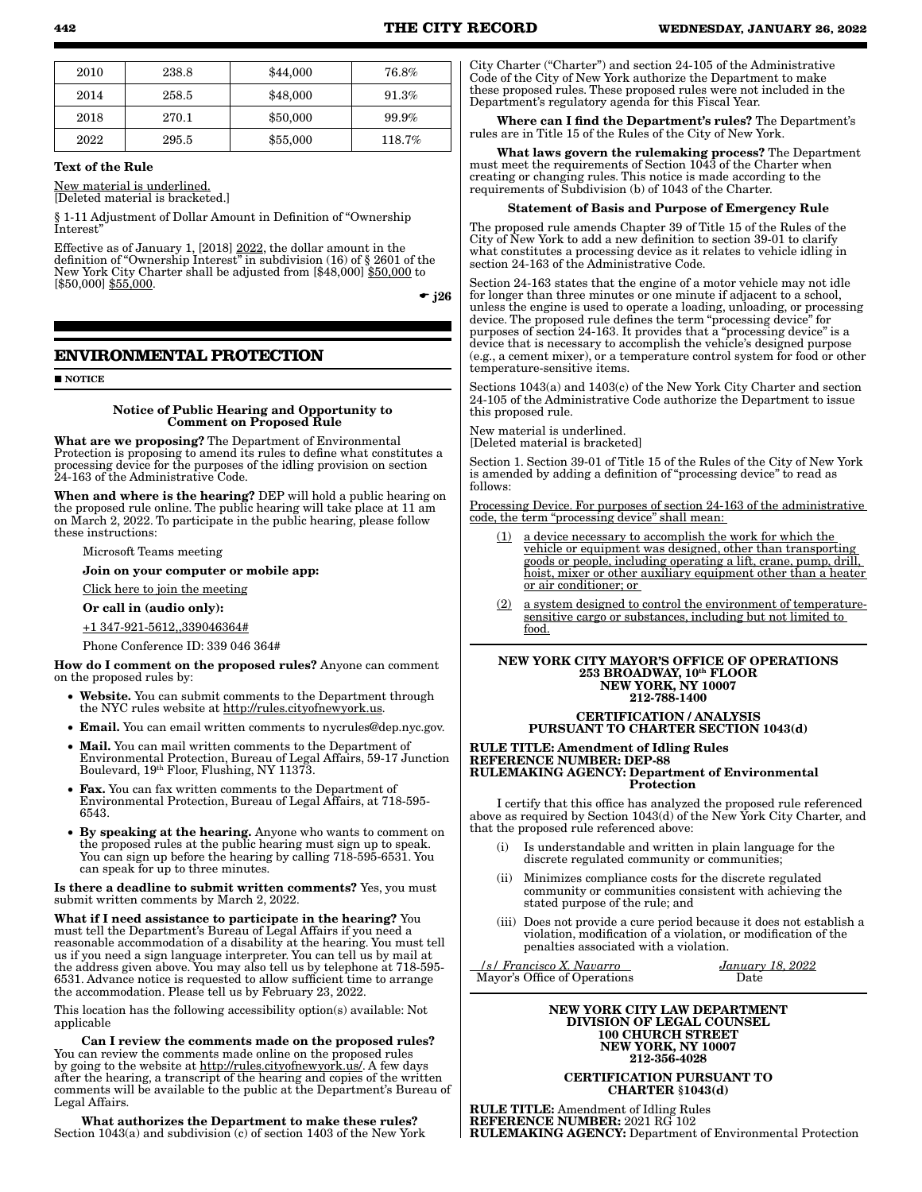| 2010 | 238.8 | $44,000 | 76.8% |
|---|---|---|---|
| 2014 | 258.5 | $48,000 | 91.3% |
| 2018 | 270.1 | $50,000 | 99.9% |
| 2022 | 295.5 | $55,000 | 118.7% |

**Text of the Rule**

New material is underlined.
[Deleted material is bracketed.]

§ 1-11 Adjustment of Dollar Amount in Definition of "Ownership Interest"

Effective as of January 1, [2018] 2022, the dollar amount in the definition of "Ownership Interest" in subdivision (16) of § 2601 of the New York City Charter shall be adjusted from [$48,000] $50,000 to [$50,000] $55,000.

☛ j26

## ENVIRONMENTAL PROTECTION

■ NOTICE

**Notice of Public Hearing and Opportunity to Comment on Proposed Rule**

**What are we proposing?** The Department of Environmental Protection is proposing to amend its rules to define what constitutes a processing device for the purposes of the idling provision on section 24-163 of the Administrative Code.

**When and where is the hearing?** DEP will hold a public hearing on the proposed rule online. The public hearing will take place at 11 am on March 2, 2022. To participate in the public hearing, please follow these instructions:

Microsoft Teams meeting

**Join on your computer or mobile app:**

Click here to join the meeting

**Or call in (audio only):**

+1 347-921-5612,,339046364#

Phone Conference ID: 339 046 364#

**How do I comment on the proposed rules?** Anyone can comment on the proposed rules by:

- **Website.** You can submit comments to the Department through the NYC rules website at http://rules.cityofnewyork.us.
- **Email.** You can email written comments to nycrules@dep.nyc.gov.
- **Mail.** You can mail written comments to the Department of Environmental Protection, Bureau of Legal Affairs, 59-17 Junction Boulevard, 19th Floor, Flushing, NY 11373.
- **Fax.** You can fax written comments to the Department of Environmental Protection, Bureau of Legal Affairs, at 718-595-6543.
- **By speaking at the hearing.** Anyone who wants to comment on the proposed rules at the public hearing must sign up to speak. You can sign up before the hearing by calling 718-595-6531. You can speak for up to three minutes.

**Is there a deadline to submit written comments?** Yes, you must submit written comments by March 2, 2022.

**What if I need assistance to participate in the hearing?** You must tell the Department's Bureau of Legal Affairs if you need a reasonable accommodation of a disability at the hearing. You must tell us if you need a sign language interpreter. You can tell us by mail at the address given above. You may also tell us by telephone at 718-595-6531. Advance notice is requested to allow sufficient time to arrange the accommodation. Please tell us by February 23, 2022.

This location has the following accessibility option(s) available: Not applicable

**Can I review the comments made on the proposed rules?** You can review the comments made online on the proposed rules by going to the website at http://rules.cityofnewyork.us/. A few days after the hearing, a transcript of the hearing and copies of the written comments will be available to the public at the Department's Bureau of Legal Affairs.

**What authorizes the Department to make these rules?** Section 1043(a) and subdivision (c) of section 1403 of the New York City Charter ("Charter") and section 24-105 of the Administrative Code of the City of New York authorize the Department to make these proposed rules. These proposed rules were not included in the Department's regulatory agenda for this Fiscal Year.

**Where can I find the Department's rules?** The Department's rules are in Title 15 of the Rules of the City of New York.

**What laws govern the rulemaking process?** The Department must meet the requirements of Section 1043 of the Charter when creating or changing rules. This notice is made according to the requirements of Subdivision (b) of 1043 of the Charter.

**Statement of Basis and Purpose of Emergency Rule**

The proposed rule amends Chapter 39 of Title 15 of the Rules of the City of New York to add a new definition to section 39-01 to clarify what constitutes a processing device as it relates to vehicle idling in section 24-163 of the Administrative Code.

Section 24-163 states that the engine of a motor vehicle may not idle for longer than three minutes or one minute if adjacent to a school, unless the engine is used to operate a loading, unloading, or processing device. The proposed rule defines the term "processing device" for purposes of section 24-163. It provides that a "processing device" is a device that is necessary to accomplish the vehicle's designed purpose (e.g., a cement mixer), or a temperature control system for food or other temperature-sensitive items.

Sections 1043(a) and 1403(c) of the New York City Charter and section 24-105 of the Administrative Code authorize the Department to issue this proposed rule.

New material is underlined.
[Deleted material is bracketed]

Section 1. Section 39-01 of Title 15 of the Rules of the City of New York is amended by adding a definition of "processing device" to read as follows:

Processing Device. For purposes of section 24-163 of the administrative code, the term "processing device" shall mean:

(1) a device necessary to accomplish the work for which the vehicle or equipment was designed, other than transporting goods or people, including operating a lift, crane, pump, drill, hoist, mixer or other auxiliary equipment other than a heater or air conditioner; or

(2) a system designed to control the environment of temperature-sensitive cargo or substances, including but not limited to food.

**NEW YORK CITY MAYOR'S OFFICE OF OPERATIONS**
**253 BROADWAY, 10th FLOOR**
**NEW YORK, NY 10007**
**212-788-1400**

**CERTIFICATION / ANALYSIS**
**PURSUANT TO CHARTER SECTION 1043(d)**

**RULE TITLE: Amendment of Idling Rules**
**REFERENCE NUMBER: DEP-88**
**RULEMAKING AGENCY: Department of Environmental Protection**

I certify that this office has analyzed the proposed rule referenced above as required by Section 1043(d) of the New York City Charter, and that the proposed rule referenced above:

(i) Is understandable and written in plain language for the discrete regulated community or communities;

(ii) Minimizes compliance costs for the discrete regulated community or communities consistent with achieving the stated purpose of the rule; and

(iii) Does not provide a cure period because it does not establish a violation, modification of a violation, or modification of the penalties associated with a violation.

*/s/ Francisco X. Navarro* — *January 18, 2022*
Mayor's Office of Operations — Date

**NEW YORK CITY LAW DEPARTMENT**
**DIVISION OF LEGAL COUNSEL**
**100 CHURCH STREET**
**NEW YORK, NY 10007**
**212-356-4028**

**CERTIFICATION PURSUANT TO CHARTER §1043(d)**

**RULE TITLE:** Amendment of Idling Rules
**REFERENCE NUMBER:** 2021 RG 102
**RULEMAKING AGENCY:** Department of Environmental Protection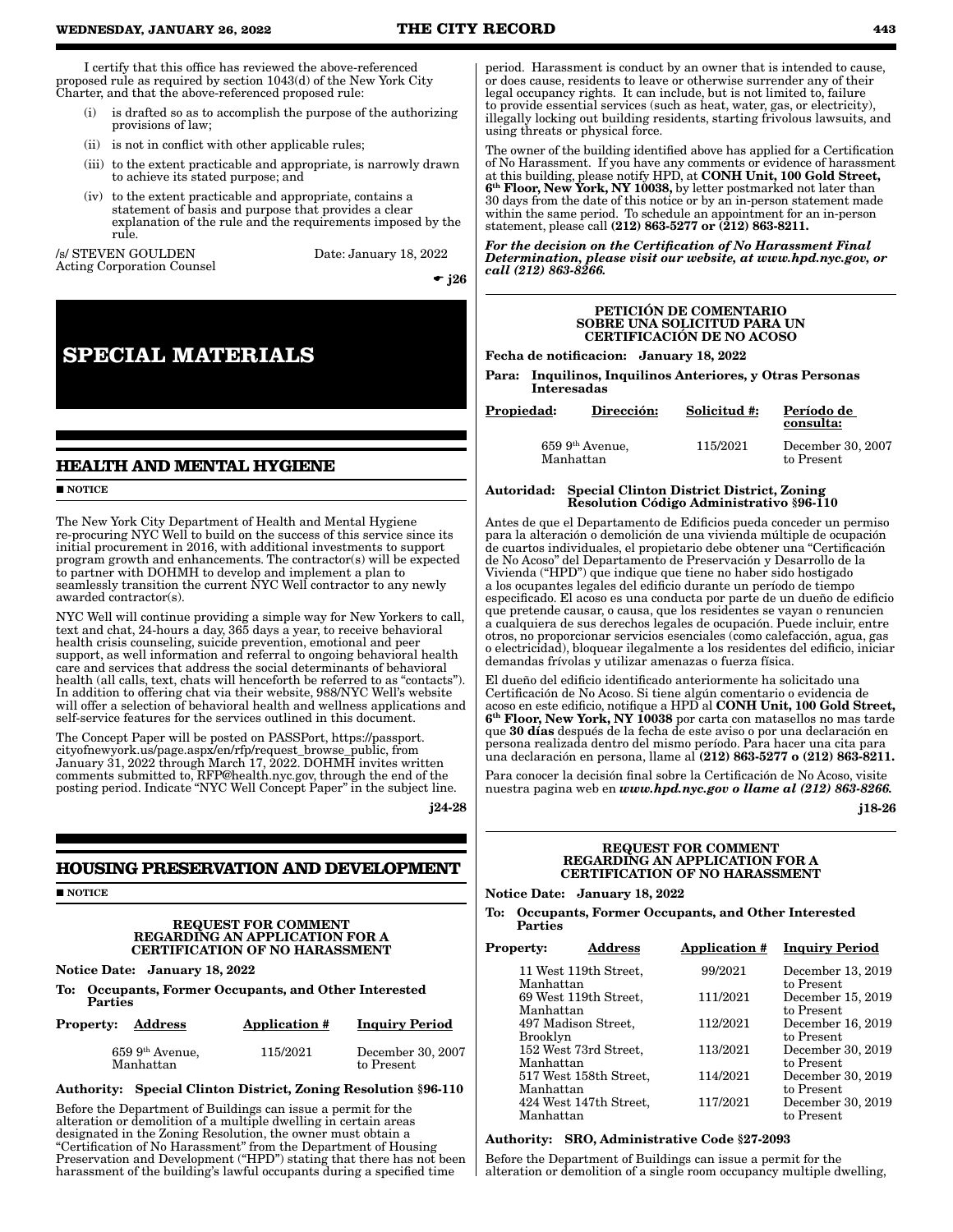I certify that this office has reviewed the above-referenced proposed rule as required by section 1043(d) of the New York City Charter, and that the above-referenced proposed rule:

- (i) is drafted so as to accomplish the purpose of the authorizing provisions of law;
- (ii) is not in conflict with other applicable rules;
- (iii) to the extent practicable and appropriate, is narrowly drawn to achieve its stated purpose; and
- (iv) to the extent practicable and appropriate, contains a statement of basis and purpose that provides a clear explanation of the rule and the requirements imposed by the rule.

/s/ STEVEN GOULDEN
Acting Corporation Counsel

Date: January 18, 2022

☛ j26

# SPECIAL MATERIALS

## HEALTH AND MENTAL HYGIENE

■ NOTICE

The New York City Department of Health and Mental Hygiene re-procuring NYC Well to build on the success of this service since its initial procurement in 2016, with additional investments to support program growth and enhancements. The contractor(s) will be expected to partner with DOHMH to develop and implement a plan to seamlessly transition the current NYC Well contractor to any newly awarded contractor(s).

NYC Well will continue providing a simple way for New Yorkers to call, text and chat, 24-hours a day, 365 days a year, to receive behavioral health crisis counseling, suicide prevention, emotional and peer support, as well information and referral to ongoing behavioral health care and services that address the social determinants of behavioral health (all calls, text, chats will henceforth be referred to as "contacts"). In addition to offering chat via their website, 988/NYC Well's website will offer a selection of behavioral health and wellness applications and self-service features for the services outlined in this document.

The Concept Paper will be posted on PASSPort, https://passport.cityofnewyork.us/page.aspx/en/rfp/request_browse_public, from January 31, 2022 through March 17, 2022. DOHMH invites written comments submitted to, RFP@health.nyc.gov, through the end of the posting period. Indicate "NYC Well Concept Paper" in the subject line.

j24-28

## HOUSING PRESERVATION AND DEVELOPMENT

■ NOTICE

**REQUEST FOR COMMENT REGARDING AN APPLICATION FOR A CERTIFICATION OF NO HARASSMENT**

**Notice Date: January 18, 2022**

**To: Occupants, Former Occupants, and Other Interested Parties**

| Property: Address | Application # | Inquiry Period |
|---|---|---|
| 659 9th Avenue, Manhattan | 115/2021 | December 30, 2007 to Present |

**Authority: Special Clinton District, Zoning Resolution §96-110**

Before the Department of Buildings can issue a permit for the alteration or demolition of a multiple dwelling in certain areas designated in the Zoning Resolution, the owner must obtain a "Certification of No Harassment" from the Department of Housing Preservation and Development ("HPD") stating that there has not been harassment of the building's lawful occupants during a specified time period. Harassment is conduct by an owner that is intended to cause, or does cause, residents to leave or otherwise surrender any of their legal occupancy rights. It can include, but is not limited to, failure to provide essential services (such as heat, water, gas, or electricity), illegally locking out building residents, starting frivolous lawsuits, and using threats or physical force.

The owner of the building identified above has applied for a Certification of No Harassment. If you have any comments or evidence of harassment at this building, please notify HPD, at **CONH Unit, 100 Gold Street, 6th Floor, New York, NY 10038,** by letter postmarked not later than 30 days from the date of this notice or by an in-person statement made within the same period. To schedule an appointment for an in-person statement, please call **(212) 863-5277 or (212) 863-8211.**

***For the decision on the Certification of No Harassment Final Determination, please visit our website, at www.hpd.nyc.gov, or call (212) 863-8266.***

**PETICIÓN DE COMENTARIO SOBRE UNA SOLICITUD PARA UN CERTIFICACIÓN DE NO ACOSO**

**Fecha de notificacion: January 18, 2022**

**Para: Inquilinos, Inquilinos Anteriores, y Otras Personas Interesadas**

| Propiedad: Dirección: | Solicitud #: | Período de consulta: |
|---|---|---|
| 659 9th Avenue, Manhattan | 115/2021 | December 30, 2007 to Present |

**Autoridad: Special Clinton District District, Zoning Resolution Código Administrativo §96-110**

Antes de que el Departamento de Edificios pueda conceder un permiso para la alteración o demolición de una vivienda múltiple de ocupación de cuartos individuales, el propietario debe obtener una "Certificación de No Acoso" del Departamento de Preservación y Desarrollo de la Vivienda ("HPD") que indique que tiene no haber sido hostigado a los ocupantes legales del edificio durante un período de tiempo especificado. El acoso es una conducta por parte de un dueño de edificio que pretende causar, o causa, que los residentes se vayan o renuncien a cualquiera de sus derechos legales de ocupación. Puede incluir, entre otros, no proporcionar servicios esenciales (como calefacción, agua, gas o electricidad), bloquear ilegalmente a los residentes del edificio, iniciar demandas frívolas y utilizar amenazas o fuerza física.

El dueño del edificio identificado anteriormente ha solicitado una Certificación de No Acoso. Si tiene algún comentario o evidencia de acoso en este edificio, notifique a HPD al **CONH Unit, 100 Gold Street, 6th Floor, New York, NY 10038** por carta con matasellos no mas tarde que **30 días** después de la fecha de este aviso o por una declaración en persona realizada dentro del mismo período. Para hacer una cita para una declaración en persona, llame al **(212) 863-5277 o (212) 863-8211.**

Para conocer la decisión final sobre la Certificación de No Acoso, visite nuestra pagina web en ***www.hpd.nyc.gov o llame al (212) 863-8266.***

j18-26

**REQUEST FOR COMMENT REGARDING AN APPLICATION FOR A CERTIFICATION OF NO HARASSMENT**

**Notice Date: January 18, 2022**

**To: Occupants, Former Occupants, and Other Interested Parties**

| Property: Address | Application # | Inquiry Period |
|---|---|---|
| 11 West 119th Street, Manhattan | 99/2021 | December 13, 2019 to Present |
| 69 West 119th Street, Manhattan | 111/2021 | December 15, 2019 to Present |
| 497 Madison Street, Brooklyn | 112/2021 | December 16, 2019 to Present |
| 152 West 73rd Street, Manhattan | 113/2021 | December 30, 2019 to Present |
| 517 West 158th Street, Manhattan | 114/2021 | December 30, 2019 to Present |
| 424 West 147th Street, Manhattan | 117/2021 | December 30, 2019 to Present |

**Authority: SRO, Administrative Code §27-2093**

Before the Department of Buildings can issue a permit for the alteration or demolition of a single room occupancy multiple dwelling,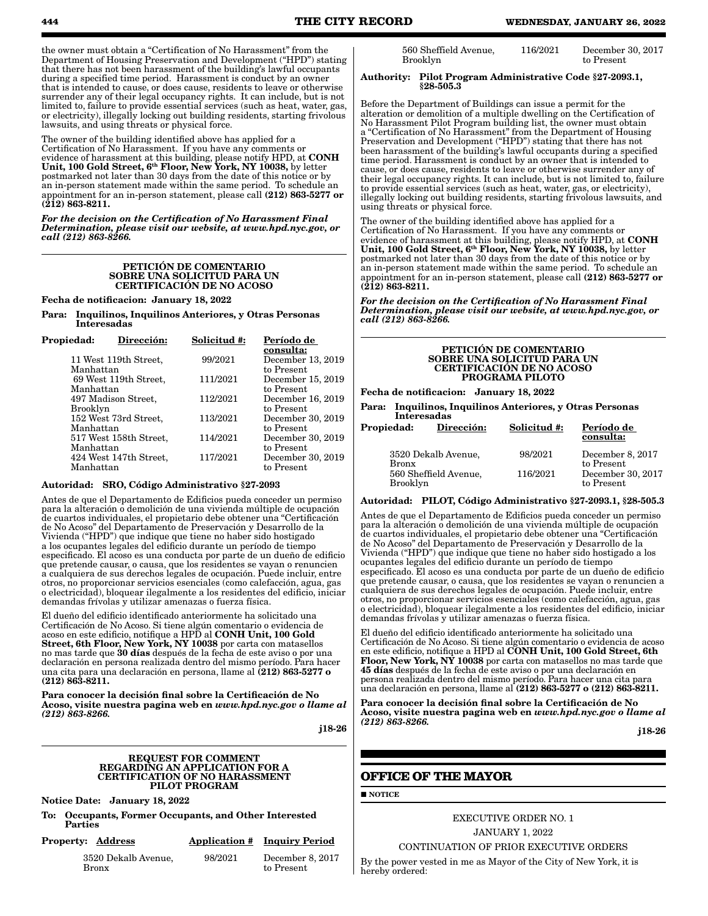the owner must obtain a "Certification of No Harassment" from the Department of Housing Preservation and Development ("HPD") stating that there has not been harassment of the building's lawful occupants during a specified time period. Harassment is conduct by an owner that is intended to cause, or does cause, residents to leave or otherwise surrender any of their legal occupancy rights. It can include, but is not limited to, failure to provide essential services (such as heat, water, gas, or electricity), illegally locking out building residents, starting frivolous lawsuits, and using threats or physical force.

The owner of the building identified above has applied for a Certification of No Harassment. If you have any comments or evidence of harassment at this building, please notify HPD, at **CONH Unit, 100 Gold Street, 6th Floor, New York, NY 10038,** by letter postmarked not later than 30 days from the date of this notice or by an in-person statement made within the same period. To schedule an appointment for an in-person statement, please call **(212) 863-5277 or (212) 863-8211.**

***For the decision on the Certification of No Harassment Final Determination, please visit our website, at www.hpd.nyc.gov, or call (212) 863-8266.***

### PETICIÓN DE COMENTARIO SOBRE UNA SOLICITUD PARA UN CERTIFICACIÓN DE NO ACOSO

**Fecha de notificacion: January 18, 2022**

**Para: Inquilinos, Inquilinos Anteriores, y Otras Personas Interesadas**

| Propiedad: Dirección: | Solicitud #: | Período de consulta: |
|---|---|---|
| 11 West 119th Street, Manhattan | 99/2021 | December 13, 2019 to Present |
| 69 West 119th Street, Manhattan | 111/2021 | December 15, 2019 to Present |
| 497 Madison Street, Brooklyn | 112/2021 | December 16, 2019 to Present |
| 152 West 73rd Street, Manhattan | 113/2021 | December 30, 2019 to Present |
| 517 West 158th Street, Manhattan | 114/2021 | December 30, 2019 to Present |
| 424 West 147th Street, Manhattan | 117/2021 | December 30, 2019 to Present |

**Autoridad: SRO, Código Administrativo §27-2093**

Antes de que el Departamento de Edificios pueda conceder un permiso para la alteración o demolición de una vivienda múltiple de ocupación de cuartos individuales, el propietario debe obtener una "Certificación de No Acoso" del Departamento de Preservación y Desarrollo de la Vivienda ("HPD") que indique que tiene no haber sido hostigado a los ocupantes legales del edificio durante un período de tiempo especificado. El acoso es una conducta por parte de un dueño de edificio que pretende causar, o causa, que los residentes se vayan o renuncien a cualquiera de sus derechos legales de ocupación. Puede incluir, entre otros, no proporcionar servicios esenciales (como calefacción, agua, gas o electricidad), bloquear ilegalmente a los residentes del edificio, iniciar demandas frívolas y utilizar amenazas o fuerza física.

El dueño del edificio identificado anteriormente ha solicitado una Certificación de No Acoso. Si tiene algún comentario o evidencia de acoso en este edificio, notifique a HPD al **CONH Unit, 100 Gold Street, 6th Floor, New York, NY 10038** por carta con matasellos no mas tarde que **30 días** después de la fecha de este aviso o por una declaración en persona realizada dentro del mismo período. Para hacer una cita para una declaración en persona, llame al **(212) 863-5277 o (212) 863-8211.**

**Para conocer la decisión final sobre la Certificación de No Acoso, visite nuestra pagina web en *www.hpd.nyc.gov o llame al (212) 863-8266.***

j18-26

### REQUEST FOR COMMENT REGARDING AN APPLICATION FOR A CERTIFICATION OF NO HARASSMENT PILOT PROGRAM

**Notice Date: January 18, 2022**

**To: Occupants, Former Occupants, and Other Interested Parties**

| Property: Address | Application # | Inquiry Period |
|---|---|---|
| 3520 Dekalb Avenue, Bronx | 98/2021 | December 8, 2017 to Present |
| 560 Sheffield Avenue, Brooklyn | 116/2021 | December 30, 2017 to Present |

**Authority: Pilot Program Administrative Code §27-2093.1, §28-505.3**

Before the Department of Buildings can issue a permit for the alteration or demolition of a multiple dwelling on the Certification of No Harassment Pilot Program building list, the owner must obtain a "Certification of No Harassment" from the Department of Housing Preservation and Development ("HPD") stating that there has not been harassment of the building's lawful occupants during a specified time period. Harassment is conduct by an owner that is intended to cause, or does cause, residents to leave or otherwise surrender any of their legal occupancy rights. It can include, but is not limited to, failure to provide essential services (such as heat, water, gas, or electricity), illegally locking out building residents, starting frivolous lawsuits, and using threats or physical force.

The owner of the building identified above has applied for a Certification of No Harassment. If you have any comments or evidence of harassment at this building, please notify HPD, at **CONH Unit, 100 Gold Street, 6th Floor, New York, NY 10038,** by letter postmarked not later than 30 days from the date of this notice or by an in-person statement made within the same period. To schedule an appointment for an in-person statement, please call **(212) 863-5277 or (212) 863-8211.**

***For the decision on the Certification of No Harassment Final Determination, please visit our website, at www.hpd.nyc.gov, or call (212) 863-8266.***

### PETICIÓN DE COMENTARIO SOBRE UNA SOLICITUD PARA UN CERTIFICACIÓN DE NO ACOSO PROGRAMA PILOTO

**Fecha de notificacion: January 18, 2022**

**Para: Inquilinos, Inquilinos Anteriores, y Otras Personas Interesadas**

| Propiedad: Dirección: | Solicitud #: | Período de consulta: |
|---|---|---|
| 3520 Dekalb Avenue, Bronx | 98/2021 | December 8, 2017 to Present |
| 560 Sheffield Avenue, Brooklyn | 116/2021 | December 30, 2017 to Present |

**Autoridad: PILOT, Código Administrativo §27-2093.1, §28-505.3**

Antes de que el Departamento de Edificios pueda conceder un permiso para la alteración o demolición de una vivienda múltiple de ocupación de cuartos individuales, el propietario debe obtener una "Certificación de No Acoso" del Departamento de Preservación y Desarrollo de la Vivienda ("HPD") que indique que tiene no haber sido hostigado a los ocupantes legales del edificio durante un período de tiempo especificado. El acoso es una conducta por parte de un dueño de edificio que pretende causar, o causa, que los residentes se vayan o renuncien a cualquiera de sus derechos legales de ocupación. Puede incluir, entre otros, no proporcionar servicios esenciales (como calefacción, agua, gas o electricidad), bloquear ilegalmente a los residentes del edificio, iniciar demandas frívolas y utilizar amenazas o fuerza física.

El dueño del edificio identificado anteriormente ha solicitado una Certificación de No Acoso. Si tiene algún comentario o evidencia de acoso en este edificio, notifique a HPD al **CONH Unit, 100 Gold Street, 6th Floor, New York, NY 10038** por carta con matasellos no mas tarde que **45 días** después de la fecha de este aviso o por una declaración en persona realizada dentro del mismo período. Para hacer una cita para una declaración en persona, llame al **(212) 863-5277 o (212) 863-8211.**

**Para conocer la decisión final sobre la Certificación de No Acoso, visite nuestra pagina web en *www.hpd.nyc.gov o llame al (212) 863-8266.***

j18-26

## OFFICE OF THE MAYOR

■ **NOTICE**

EXECUTIVE ORDER NO. 1

JANUARY 1, 2022

CONTINUATION OF PRIOR EXECUTIVE ORDERS

By the power vested in me as Mayor of the City of New York, it is hereby ordered: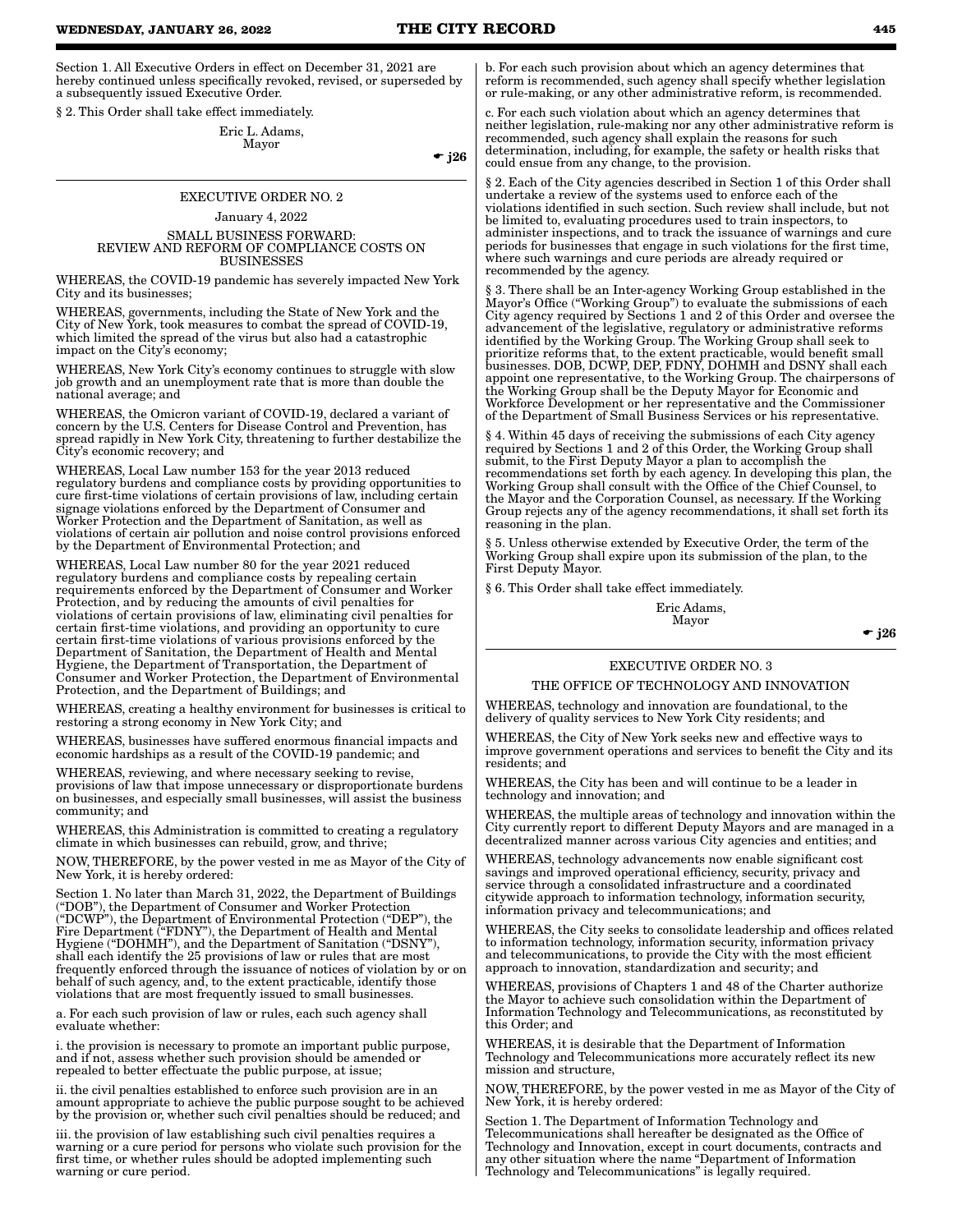Section 1. All Executive Orders in effect on December 31, 2021 are hereby continued unless specifically revoked, revised, or superseded by a subsequently issued Executive Order.

§ 2. This Order shall take effect immediately.

Eric L. Adams,
Mayor

☛ j26

## EXECUTIVE ORDER NO. 2

January 4, 2022

### SMALL BUSINESS FORWARD: REVIEW AND REFORM OF COMPLIANCE COSTS ON BUSINESSES

WHEREAS, the COVID-19 pandemic has severely impacted New York City and its businesses;

WHEREAS, governments, including the State of New York and the City of New York, took measures to combat the spread of COVID-19, which limited the spread of the virus but also had a catastrophic impact on the City's economy;

WHEREAS, New York City's economy continues to struggle with slow job growth and an unemployment rate that is more than double the national average; and

WHEREAS, the Omicron variant of COVID-19, declared a variant of concern by the U.S. Centers for Disease Control and Prevention, has spread rapidly in New York City, threatening to further destabilize the City's economic recovery; and

WHEREAS, Local Law number 153 for the year 2013 reduced regulatory burdens and compliance costs by providing opportunities to cure first-time violations of certain provisions of law, including certain signage violations enforced by the Department of Consumer and Worker Protection and the Department of Sanitation, as well as violations of certain air pollution and noise control provisions enforced by the Department of Environmental Protection; and

WHEREAS, Local Law number 80 for the year 2021 reduced regulatory burdens and compliance costs by repealing certain requirements enforced by the Department of Consumer and Worker Protection, and by reducing the amounts of civil penalties for violations of certain provisions of law, eliminating civil penalties for certain first-time violations, and providing an opportunity to cure certain first-time violations of various provisions enforced by the Department of Sanitation, the Department of Health and Mental Hygiene, the Department of Transportation, the Department of Consumer and Worker Protection, the Department of Environmental Protection, and the Department of Buildings; and

WHEREAS, creating a healthy environment for businesses is critical to restoring a strong economy in New York City; and

WHEREAS, businesses have suffered enormous financial impacts and economic hardships as a result of the COVID-19 pandemic; and

WHEREAS, reviewing, and where necessary seeking to revise, provisions of law that impose unnecessary or disproportionate burdens on businesses, and especially small businesses, will assist the business community; and

WHEREAS, this Administration is committed to creating a regulatory climate in which businesses can rebuild, grow, and thrive;

NOW, THEREFORE, by the power vested in me as Mayor of the City of New York, it is hereby ordered:

Section 1. No later than March 31, 2022, the Department of Buildings ("DOB"), the Department of Consumer and Worker Protection ("DCWP"), the Department of Environmental Protection ("DEP"), the Fire Department ("FDNY"), the Department of Health and Mental Hygiene ("DOHMH"), and the Department of Sanitation ("DSNY"), shall each identify the 25 provisions of law or rules that are most frequently enforced through the issuance of notices of violation by or on behalf of such agency, and, to the extent practicable, identify those violations that are most frequently issued to small businesses.

a. For each such provision of law or rules, each such agency shall evaluate whether:

i. the provision is necessary to promote an important public purpose, and if not, assess whether such provision should be amended or repealed to better effectuate the public purpose, at issue;

ii. the civil penalties established to enforce such provision are in an amount appropriate to achieve the public purpose sought to be achieved by the provision or, whether such civil penalties should be reduced; and

iii. the provision of law establishing such civil penalties requires a warning or a cure period for persons who violate such provision for the first time, or whether rules should be adopted implementing such warning or cure period.

b. For each such provision about which an agency determines that reform is recommended, such agency shall specify whether legislation or rule-making, or any other administrative reform, is recommended.

c. For each such violation about which an agency determines that neither legislation, rule-making nor any other administrative reform is recommended, such agency shall explain the reasons for such determination, including, for example, the safety or health risks that could ensue from any change, to the provision.

§ 2. Each of the City agencies described in Section 1 of this Order shall undertake a review of the systems used to enforce each of the violations identified in such section. Such review shall include, but not be limited to, evaluating procedures used to train inspectors, to administer inspections, and to track the issuance of warnings and cure periods for businesses that engage in such violations for the first time, where such warnings and cure periods are already required or recommended by the agency.

§ 3. There shall be an Inter-agency Working Group established in the Mayor's Office ("Working Group") to evaluate the submissions of each City agency required by Sections 1 and 2 of this Order and oversee the advancement of the legislative, regulatory or administrative reforms identified by the Working Group. The Working Group shall seek to prioritize reforms that, to the extent practicable, would benefit small businesses. DOB, DCWP, DEP, FDNY, DOHMH and DSNY shall each appoint one representative, to the Working Group. The chairpersons of the Working Group shall be the Deputy Mayor for Economic and Workforce Development or her representative and the Commissioner of the Department of Small Business Services or his representative.

§ 4. Within 45 days of receiving the submissions of each City agency required by Sections 1 and 2 of this Order, the Working Group shall submit, to the First Deputy Mayor a plan to accomplish the recommendations set forth by each agency. In developing this plan, the Working Group shall consult with the Office of the Chief Counsel, to the Mayor and the Corporation Counsel, as necessary. If the Working Group rejects any of the agency recommendations, it shall set forth its reasoning in the plan.

§ 5. Unless otherwise extended by Executive Order, the term of the Working Group shall expire upon its submission of the plan, to the First Deputy Mayor.

§ 6. This Order shall take effect immediately.

Eric Adams,
Mayor

☛ j26

## EXECUTIVE ORDER NO. 3

### THE OFFICE OF TECHNOLOGY AND INNOVATION

WHEREAS, technology and innovation are foundational, to the delivery of quality services to New York City residents; and

WHEREAS, the City of New York seeks new and effective ways to improve government operations and services to benefit the City and its residents; and

WHEREAS, the City has been and will continue to be a leader in technology and innovation; and

WHEREAS, the multiple areas of technology and innovation within the City currently report to different Deputy Mayors and are managed in a decentralized manner across various City agencies and entities; and

WHEREAS, technology advancements now enable significant cost savings and improved operational efficiency, security, privacy and service through a consolidated infrastructure and a coordinated citywide approach to information technology, information security, information privacy and telecommunications; and

WHEREAS, the City seeks to consolidate leadership and offices related to information technology, information security, information privacy and telecommunications, to provide the City with the most efficient approach to innovation, standardization and security; and

WHEREAS, provisions of Chapters 1 and 48 of the Charter authorize the Mayor to achieve such consolidation within the Department of Information Technology and Telecommunications, as reconstituted by this Order; and

WHEREAS, it is desirable that the Department of Information Technology and Telecommunications more accurately reflect its new mission and structure,

NOW, THEREFORE, by the power vested in me as Mayor of the City of New York, it is hereby ordered:

Section 1. The Department of Information Technology and Telecommunications shall hereafter be designated as the Office of Technology and Innovation, except in court documents, contracts and any other situation where the name "Department of Information Technology and Telecommunications" is legally required.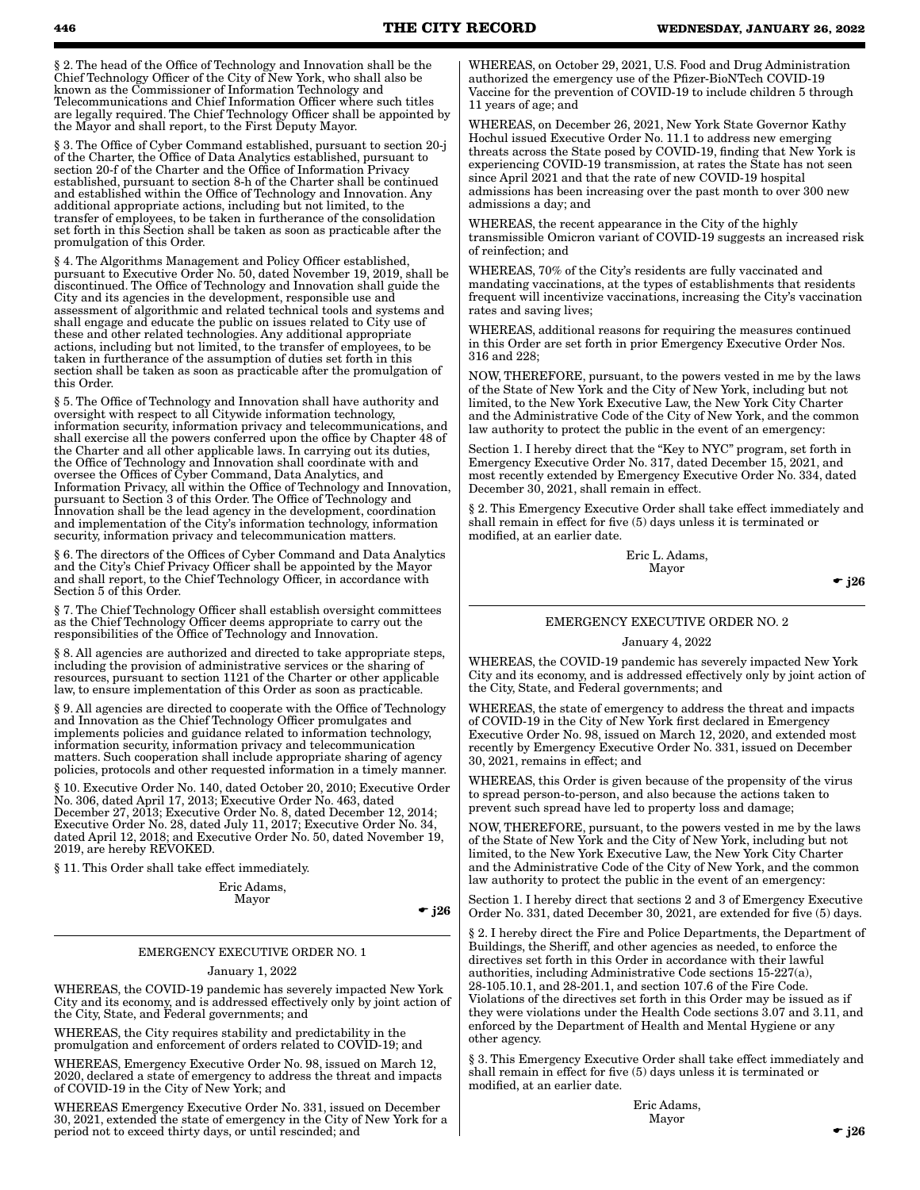§ 2. The head of the Office of Technology and Innovation shall be the Chief Technology Officer of the City of New York, who shall also be known as the Commissioner of Information Technology and Telecommunications and Chief Information Officer where such titles are legally required. The Chief Technology Officer shall be appointed by the Mayor and shall report, to the First Deputy Mayor.

§ 3. The Office of Cyber Command established, pursuant to section 20-j of the Charter, the Office of Data Analytics established, pursuant to section 20-f of the Charter and the Office of Information Privacy established, pursuant to section 8-h of the Charter shall be continued and established within the Office of Technology and Innovation. Any additional appropriate actions, including but not limited, to the transfer of employees, to be taken in furtherance of the consolidation set forth in this Section shall be taken as soon as practicable after the promulgation of this Order.

§ 4. The Algorithms Management and Policy Officer established, pursuant to Executive Order No. 50, dated November 19, 2019, shall be discontinued. The Office of Technology and Innovation shall guide the City and its agencies in the development, responsible use and assessment of algorithmic and related technical tools and systems and shall engage and educate the public on issues related to City use of these and other related technologies. Any additional appropriate actions, including but not limited, to the transfer of employees, to be taken in furtherance of the assumption of duties set forth in this section shall be taken as soon as practicable after the promulgation of this Order.

§ 5. The Office of Technology and Innovation shall have authority and oversight with respect to all Citywide information technology, information security, information privacy and telecommunications, and shall exercise all the powers conferred upon the office by Chapter 48 of the Charter and all other applicable laws. In carrying out its duties, the Office of Technology and Innovation shall coordinate with and oversee the Offices of Cyber Command, Data Analytics, and Information Privacy, all within the Office of Technology and Innovation, pursuant to Section 3 of this Order. The Office of Technology and Innovation shall be the lead agency in the development, coordination and implementation of the City's information technology, information security, information privacy and telecommunication matters.

§ 6. The directors of the Offices of Cyber Command and Data Analytics and the City's Chief Privacy Officer shall be appointed by the Mayor and shall report, to the Chief Technology Officer, in accordance with Section 5 of this Order.

§ 7. The Chief Technology Officer shall establish oversight committees as the Chief Technology Officer deems appropriate to carry out the responsibilities of the Office of Technology and Innovation.

§ 8. All agencies are authorized and directed to take appropriate steps, including the provision of administrative services or the sharing of resources, pursuant to section 1121 of the Charter or other applicable law, to ensure implementation of this Order as soon as practicable.

§ 9. All agencies are directed to cooperate with the Office of Technology and Innovation as the Chief Technology Officer promulgates and implements policies and guidance related to information technology, information security, information privacy and telecommunication matters. Such cooperation shall include appropriate sharing of agency policies, protocols and other requested information in a timely manner.

§ 10. Executive Order No. 140, dated October 20, 2010; Executive Order No. 306, dated April 17, 2013; Executive Order No. 463, dated December 27, 2013; Executive Order No. 8, dated December 12, 2014; Executive Order No. 28, dated July 11, 2017; Executive Order No. 34, dated April 12, 2018; and Executive Order No. 50, dated November 19, 2019, are hereby REVOKED.

§ 11. This Order shall take effect immediately.

Eric Adams,
Mayor

☛ j26

## EMERGENCY EXECUTIVE ORDER NO. 1

January 1, 2022

WHEREAS, the COVID-19 pandemic has severely impacted New York City and its economy, and is addressed effectively only by joint action of the City, State, and Federal governments; and

WHEREAS, the City requires stability and predictability in the promulgation and enforcement of orders related to COVID-19; and

WHEREAS, Emergency Executive Order No. 98, issued on March 12, 2020, declared a state of emergency to address the threat and impacts of COVID-19 in the City of New York; and

WHEREAS Emergency Executive Order No. 331, issued on December 30, 2021, extended the state of emergency in the City of New York for a period not to exceed thirty days, or until rescinded; and

WHEREAS, on October 29, 2021, U.S. Food and Drug Administration authorized the emergency use of the Pfizer-BioNTech COVID-19 Vaccine for the prevention of COVID-19 to include children 5 through 11 years of age; and

WHEREAS, on December 26, 2021, New York State Governor Kathy Hochul issued Executive Order No. 11.1 to address new emerging threats across the State posed by COVID-19, finding that New York is experiencing COVID-19 transmission, at rates the State has not seen since April 2021 and that the rate of new COVID-19 hospital admissions has been increasing over the past month to over 300 new admissions a day; and

WHEREAS, the recent appearance in the City of the highly transmissible Omicron variant of COVID-19 suggests an increased risk of reinfection; and

WHEREAS, 70% of the City's residents are fully vaccinated and mandating vaccinations, at the types of establishments that residents frequent will incentivize vaccinations, increasing the City's vaccination rates and saving lives;

WHEREAS, additional reasons for requiring the measures continued in this Order are set forth in prior Emergency Executive Order Nos. 316 and 228;

NOW, THEREFORE, pursuant, to the powers vested in me by the laws of the State of New York and the City of New York, including but not limited, to the New York Executive Law, the New York City Charter and the Administrative Code of the City of New York, and the common law authority to protect the public in the event of an emergency:

Section 1. I hereby direct that the "Key to NYC" program, set forth in Emergency Executive Order No. 317, dated December 15, 2021, and most recently extended by Emergency Executive Order No. 334, dated December 30, 2021, shall remain in effect.

§ 2. This Emergency Executive Order shall take effect immediately and shall remain in effect for five (5) days unless it is terminated or modified, at an earlier date.

Eric L. Adams,
Mayor

☛ j26

## EMERGENCY EXECUTIVE ORDER NO. 2

January 4, 2022

WHEREAS, the COVID-19 pandemic has severely impacted New York City and its economy, and is addressed effectively only by joint action of the City, State, and Federal governments; and

WHEREAS, the state of emergency to address the threat and impacts of COVID-19 in the City of New York first declared in Emergency Executive Order No. 98, issued on March 12, 2020, and extended most recently by Emergency Executive Order No. 331, issued on December 30, 2021, remains in effect; and

WHEREAS, this Order is given because of the propensity of the virus to spread person-to-person, and also because the actions taken to prevent such spread have led to property loss and damage;

NOW, THEREFORE, pursuant, to the powers vested in me by the laws of the State of New York and the City of New York, including but not limited, to the New York Executive Law, the New York City Charter and the Administrative Code of the City of New York, and the common law authority to protect the public in the event of an emergency:

Section 1. I hereby direct that sections 2 and 3 of Emergency Executive Order No. 331, dated December 30, 2021, are extended for five (5) days.

§ 2. I hereby direct the Fire and Police Departments, the Department of Buildings, the Sheriff, and other agencies as needed, to enforce the directives set forth in this Order in accordance with their lawful authorities, including Administrative Code sections 15-227(a), 28-105.10.1, and 28-201.1, and section 107.6 of the Fire Code. Violations of the directives set forth in this Order may be issued as if they were violations under the Health Code sections 3.07 and 3.11, and enforced by the Department of Health and Mental Hygiene or any other agency.

§ 3. This Emergency Executive Order shall take effect immediately and shall remain in effect for five (5) days unless it is terminated or modified, at an earlier date.

Eric Adams,
Mayor

☛ j26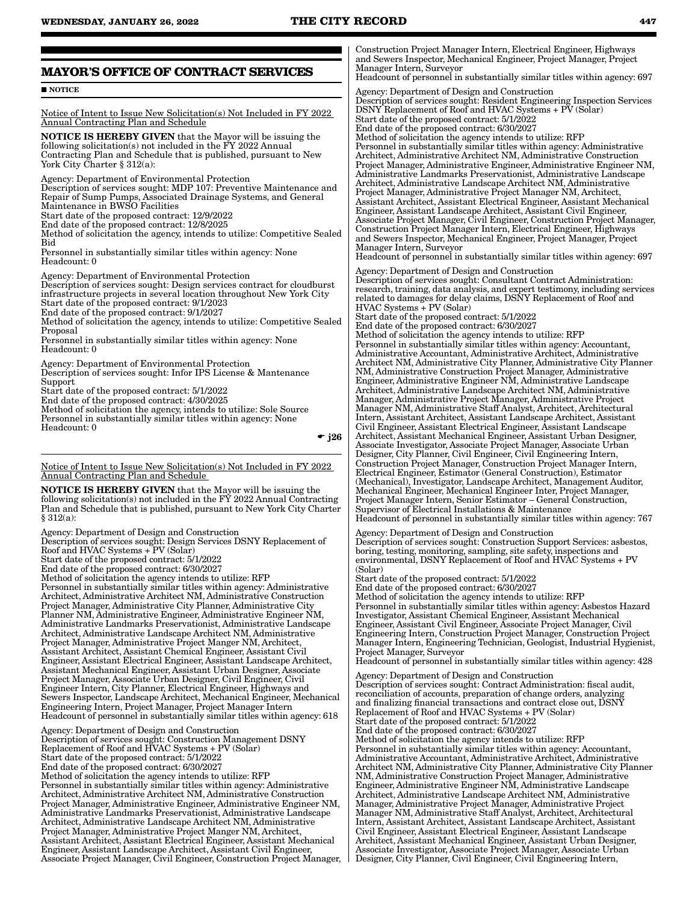## MAYOR'S OFFICE OF CONTRACT SERVICES

■ NOTICE

Notice of Intent to Issue New Solicitation(s) Not Included in FY 2022 Annual Contracting Plan and Schedule

**NOTICE IS HEREBY GIVEN** that the Mayor will be issuing the following solicitation(s) not included in the FY 2022 Annual Contracting Plan and Schedule that is published, pursuant to New York City Charter § 312(a):

Agency: Department of Environmental Protection
Description of services sought: MDP 107: Preventive Maintenance and Repair of Sump Pumps, Associated Drainage Systems, and General Maintenance in BWSO Facilities
Start date of the proposed contract: 12/9/2022
End date of the proposed contract: 12/8/2025
Method of solicitation the agency, intends to utilize: Competitive Sealed Bid
Personnel in substantially similar titles within agency: None
Headcount: 0

Agency: Department of Environmental Protection
Description of services sought: Design services contract for cloudburst infrastructure projects in several location throughout New York City
Start date of the proposed contract: 9/1/2023
End date of the proposed contract: 9/1/2027
Method of solicitation the agency, intends to utilize: Competitive Sealed Proposal
Personnel in substantially similar titles within agency: None
Headcount: 0

Agency: Department of Environmental Protection
Description of services sought: Infor IPS License & Mantenance Support
Start date of the proposed contract: 5/1/2022
End date of the proposed contract: 4/30/2025
Method of solicitation the agency, intends to utilize: Sole Source
Personnel in substantially similar titles within agency: None
Headcount: 0

☛ j26

Notice of Intent to Issue New Solicitation(s) Not Included in FY 2022 Annual Contracting Plan and Schedule

**NOTICE IS HEREBY GIVEN** that the Mayor will be issuing the following solicitation(s) not included in the FY 2022 Annual Contracting Plan and Schedule that is published, pursuant to New York City Charter § 312(a):

Agency: Department of Design and Construction
Description of services sought: Design Services DSNY Replacement of Roof and HVAC Systems + PV (Solar)
Start date of the proposed contract: 5/1/2022
End date of the proposed contract: 6/30/2027
Method of solicitation the agency intends to utilize: RFP
Personnel in substantially similar titles within agency: Administrative Architect, Administrative Architect NM, Administrative Construction Project Manager, Administrative City Planner, Administrative City Planner NM, Administrative Engineer, Administrative Engineer NM, Administrative Landmarks Preservationist, Administrative Landscape Architect, Administrative Landscape Architect NM, Administrative Project Manager, Administrative Project Manger NM, Architect, Assistant Architect, Assistant Chemical Engineer, Assistant Civil Engineer, Assistant Electrical Engineer, Assistant Landscape Architect, Assistant Mechanical Engineer, Assistant Urban Designer, Associate Project Manager, Associate Urban Designer, Civil Engineer, Civil Engineer Intern, City Planner, Electrical Engineer, Highways and Sewers Inspector, Landscape Architect, Mechanical Engineer, Mechanical Engineering Intern, Project Manager, Project Manager Intern
Headcount of personnel in substantially similar titles within agency: 618

Agency: Department of Design and Construction
Description of services sought: Construction Management DSNY Replacement of Roof and HVAC Systems + PV (Solar)
Start date of the proposed contract: 5/1/2022
End date of the proposed contract: 6/30/2027
Method of solicitation the agency intends to utilize: RFP
Personnel in substantially similar titles within agency: Administrative Architect, Administrative Architect NM, Administrative Construction Project Manager, Administrative Engineer, Administrative Engineer NM, Administrative Landmarks Preservationist, Administrative Landscape Architect, Administrative Landscape Architect NM, Administrative Project Manager, Administrative Project Manger NM, Architect, Assistant Architect, Assistant Electrical Engineer, Assistant Mechanical Engineer, Assistant Landscape Architect, Assistant Civil Engineer, Associate Project Manager, Civil Engineer, Construction Project Manager, Construction Project Manager Intern, Electrical Engineer, Highways and Sewers Inspector, Mechanical Engineer, Project Manager, Project Manager Intern, Surveyor
Headcount of personnel in substantially similar titles within agency: 697

Agency: Department of Design and Construction
Description of services sought: Resident Engineering Inspection Services DSNY Replacement of Roof and HVAC Systems + PV (Solar)
Start date of the proposed contract: 5/1/2022
End date of the proposed contract: 6/30/2027
Method of solicitation the agency intends to utilize: RFP
Personnel in substantially similar titles within agency: Administrative Architect, Administrative Architect NM, Administrative Construction Project Manager, Administrative Engineer, Administrative Engineer NM, Administrative Landmarks Preservationist, Administrative Landscape Architect, Administrative Landscape Architect NM, Administrative Project Manager, Administrative Project Manager NM, Architect, Assistant Architect, Assistant Electrical Engineer, Assistant Mechanical Engineer, Assistant Landscape Architect, Assistant Civil Engineer, Associate Project Manager, Civil Engineer, Construction Project Manager, Construction Project Manager Intern, Electrical Engineer, Highways and Sewers Inspector, Mechanical Engineer, Project Manager, Project Manager Intern, Surveyor
Headcount of personnel in substantially similar titles within agency: 697

Agency: Department of Design and Construction
Description of services sought: Consultant Contract Administration: research, training, data analysis, and expert testimony, including services related to damages for delay claims, DSNY Replacement of Roof and HVAC Systems + PV (Solar)
Start date of the proposed contract: 5/1/2022
End date of the proposed contract: 6/30/2027
Method of solicitation the agency intends to utilize: RFP
Personnel in substantially similar titles within agency: Accountant, Administrative Accountant, Administrative Architect, Administrative Architect NM, Administrative City Planner, Administrative City Planner NM, Administrative Construction Project Manager, Administrative Engineer, Administrative Engineer NM, Administrative Landscape Architect, Administrative Landscape Architect NM, Administrative Manager, Administrative Project Manager, Administrative Project Manager NM, Administrative Staff Analyst, Architect, Architectural Intern, Assistant Architect, Assistant Landscape Architect, Assistant Civil Engineer, Assistant Electrical Engineer, Assistant Landscape Architect, Assistant Mechanical Engineer, Assistant Urban Designer, Associate Investigator, Associate Project Manager, Associate Urban Designer, City Planner, Civil Engineer, Civil Engineering Intern, Construction Project Manager, Construction Project Manager Intern, Electrical Engineer, Estimator (General Construction), Estimator (Mechanical), Investigator, Landscape Architect, Management Auditor, Mechanical Engineer, Mechanical Engineer Inter, Project Manager, Project Manager Intern, Senior Estimator – General Construction, Supervisor of Electrical Installations & Maintenance
Headcount of personnel in substantially similar titles within agency: 767

Agency: Department of Design and Construction
Description of services sought: Construction Support Services: asbestos, boring, testing, monitoring, sampling, site safety, inspections and environmental, DSNY Replacement of Roof and HVAC Systems + PV (Solar)
Start date of the proposed contract: 5/1/2022
End date of the proposed contract: 6/30/2027
Method of solicitation the agency intends to utilize: RFP
Personnel in substantially similar titles within agency: Asbestos Hazard Investigator, Assistant Chemical Engineer, Assistant Mechanical Engineer, Assistant Civil Engineer, Associate Project Manager, Civil Engineering Intern, Construction Project Manager, Construction Project Manager Intern, Engineering Technician, Geologist, Industrial Hygienist, Project Manager, Surveyor
Headcount of personnel in substantially similar titles within agency: 428

Agency: Department of Design and Construction
Description of services sought: Contract Administration: fiscal audit, reconciliation of accounts, preparation of change orders, analyzing and finalizing financial transactions and contract close out, DSNY Replacement of Roof and HVAC Systems + PV (Solar)
Start date of the proposed contract: 5/1/2022
End date of the proposed contract: 6/30/2027
Method of solicitation the agency intends to utilize: RFP
Personnel in substantially similar titles within agency: Accountant, Administrative Accountant, Administrative Architect, Administrative Architect NM, Administrative City Planner, Administrative City Planner NM, Administrative Construction Project Manager, Administrative Engineer, Administrative Engineer NM, Administrative Landscape Architect, Administrative Landscape Architect NM, Administrative Manager, Administrative Project Manager, Administrative Project Manager NM, Administrative Staff Analyst, Architect, Architectural Intern, Assistant Architect, Assistant Landscape Architect, Assistant Civil Engineer, Assistant Electrical Engineer, Assistant Landscape Architect, Assistant Mechanical Engineer, Assistant Urban Designer, Associate Investigator, Associate Project Manager, Associate Urban Designer, City Planner, Civil Engineer, Civil Engineering Intern,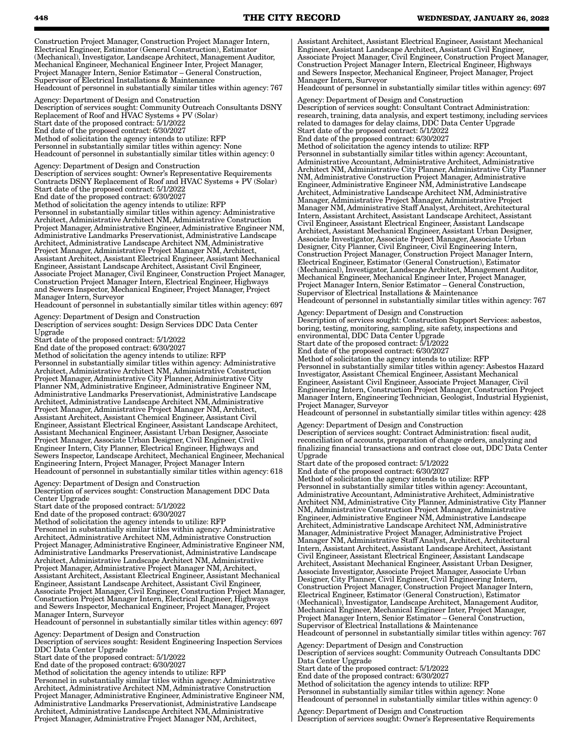Construction Project Manager, Construction Project Manager Intern, Electrical Engineer, Estimator (General Construction), Estimator (Mechanical), Investigator, Landscape Architect, Management Auditor, Mechanical Engineer, Mechanical Engineer Inter, Project Manager, Project Manager Intern, Senior Estimator – General Construction, Supervisor of Electrical Installations & Maintenance
Headcount of personnel in substantially similar titles within agency: 767

Agency: Department of Design and Construction
Description of services sought: Community Outreach Consultants DSNY Replacement of Roof and HVAC Systems + PV (Solar)
Start date of the proposed contract: 5/1/2022
End date of the proposed contract: 6/30/2027
Method of solicitation the agency intends to utilize: RFP
Personnel in substantially similar titles within agency: None
Headcount of personnel in substantially similar titles within agency: 0

Agency: Department of Design and Construction
Description of services sought: Owner's Representative Requirements Contracts DSNY Replacement of Roof and HVAC Systems + PV (Solar)
Start date of the proposed contract: 5/1/2022
End date of the proposed contract: 6/30/2027
Method of solicitation the agency intends to utilize: RFP
Personnel in substantially similar titles within agency: Administrative Architect, Administrative Architect NM, Administrative Construction Project Manager, Administrative Engineer, Administrative Engineer NM, Administrative Landmarks Preservationist, Administrative Landscape Architect, Administrative Landscape Architect NM, Administrative Project Manager, Administrative Project Manager NM, Architect, Assistant Architect, Assistant Electrical Engineer, Assistant Mechanical Engineer, Assistant Landscape Architect, Assistant Civil Engineer, Associate Project Manager, Civil Engineer, Construction Project Manager, Construction Project Manager Intern, Electrical Engineer, Highways and Sewers Inspector, Mechanical Engineer, Project Manager, Project Manager Intern, Surveyor
Headcount of personnel in substantially similar titles within agency: 697

Agency: Department of Design and Construction
Description of services sought: Design Services DDC Data Center Upgrade
Start date of the proposed contract: 5/1/2022
End date of the proposed contract: 6/30/2027
Method of solicitation the agency intends to utilize: RFP
Personnel in substantially similar titles within agency: Administrative Architect, Administrative Architect NM, Administrative Construction Project Manager, Administrative City Planner, Administrative City Planner NM, Administrative Engineer, Administrative Engineer NM, Administrative Landmarks Preservationist, Administrative Landscape Architect, Administrative Landscape Architect NM, Administrative Project Manager, Administrative Project Manager NM, Architect, Assistant Architect, Assistant Chemical Engineer, Assistant Civil Engineer, Assistant Electrical Engineer, Assistant Landscape Architect, Assistant Mechanical Engineer, Assistant Urban Designer, Associate Project Manager, Associate Urban Designer, Civil Engineer, Civil Engineer Intern, City Planner, Electrical Engineer, Highways and Sewers Inspector, Landscape Architect, Mechanical Engineer, Mechanical Engineering Intern, Project Manager, Project Manager Intern
Headcount of personnel in substantially similar titles within agency: 618

Agency: Department of Design and Construction
Description of services sought: Construction Management DDC Data Center Upgrade
Start date of the proposed contract: 5/1/2022
End date of the proposed contract: 6/30/2027
Method of solicitation the agency intends to utilize: RFP
Personnel in substantially similar titles within agency: Administrative Architect, Administrative Architect NM, Administrative Construction Project Manager, Administrative Engineer, Administrative Engineer NM, Administrative Landmarks Preservationist, Administrative Landscape Architect, Administrative Landscape Architect NM, Administrative Project Manager, Administrative Project Manager NM, Architect, Assistant Architect, Assistant Electrical Engineer, Assistant Mechanical Engineer, Assistant Landscape Architect, Assistant Civil Engineer, Associate Project Manager, Civil Engineer, Construction Project Manager, Construction Project Manager Intern, Electrical Engineer, Highways and Sewers Inspector, Mechanical Engineer, Project Manager, Project Manager Intern, Surveyor
Headcount of personnel in substantially similar titles within agency: 697

Agency: Department of Design and Construction
Description of services sought: Resident Engineering Inspection Services DDC Data Center Upgrade
Start date of the proposed contract: 5/1/2022
End date of the proposed contract: 6/30/2027
Method of solicitation the agency intends to utilize: RFP
Personnel in substantially similar titles within agency: Administrative Architect, Administrative Architect NM, Administrative Construction Project Manager, Administrative Engineer, Administrative Engineer NM, Administrative Landmarks Preservationist, Administrative Landscape Architect, Administrative Landscape Architect NM, Administrative Project Manager, Administrative Project Manager NM, Architect, Assistant Architect, Assistant Electrical Engineer, Assistant Mechanical Engineer, Assistant Landscape Architect, Assistant Civil Engineer, Associate Project Manager, Civil Engineer, Construction Project Manager, Construction Project Manager Intern, Electrical Engineer, Highways and Sewers Inspector, Mechanical Engineer, Project Manager, Project Manager Intern, Surveyor
Headcount of personnel in substantially similar titles within agency: 697

Agency: Department of Design and Construction
Description of services sought: Consultant Contract Administration: research, training, data analysis, and expert testimony, including services related to damages for delay claims, DDC Data Center Upgrade
Start date of the proposed contract: 5/1/2022
End date of the proposed contract: 6/30/2027
Method of solicitation the agency intends to utilize: RFP
Personnel in substantially similar titles within agency: Accountant, Administrative Accountant, Administrative Architect, Administrative Architect NM, Administrative City Planner, Administrative City Planner NM, Administrative Construction Project Manager, Administrative Engineer, Administrative Engineer NM, Administrative Landscape Architect, Administrative Landscape Architect NM, Administrative Manager, Administrative Project Manager, Administrative Project Manager NM, Administrative Staff Analyst, Architect, Architectural Intern, Assistant Architect, Assistant Landscape Architect, Assistant Civil Engineer, Assistant Electrical Engineer, Assistant Landscape Architect, Assistant Mechanical Engineer, Assistant Urban Designer, Associate Investigator, Associate Project Manager, Associate Urban Designer, City Planner, Civil Engineer, Civil Engineering Intern, Construction Project Manager, Construction Project Manager Intern, Electrical Engineer, Estimator (General Construction), Estimator (Mechanical), Investigator, Landscape Architect, Management Auditor, Mechanical Engineer, Mechanical Engineer Inter, Project Manager, Project Manager Intern, Senior Estimator – General Construction, Supervisor of Electrical Installations & Maintenance
Headcount of personnel in substantially similar titles within agency: 767

Agency: Department of Design and Construction
Description of services sought: Construction Support Services: asbestos, boring, testing, monitoring, sampling, site safety, inspections and environmental, DDC Data Center Upgrade
Start date of the proposed contract: 5/1/2022
End date of the proposed contract: 6/30/2027
Method of solicitation the agency intends to utilize: RFP
Personnel in substantially similar titles within agency: Asbestos Hazard Investigator, Assistant Chemical Engineer, Assistant Mechanical Engineer, Assistant Civil Engineer, Associate Project Manager, Civil Engineering Intern, Construction Project Manager, Construction Project Manager Intern, Engineering Technician, Geologist, Industrial Hygienist, Project Manager, Surveyor
Headcount of personnel in substantially similar titles within agency: 428

Agency: Department of Design and Construction
Description of services sought: Contract Administration: fiscal audit, reconciliation of accounts, preparation of change orders, analyzing and finalizing financial transactions and contract close out, DDC Data Center Upgrade
Start date of the proposed contract: 5/1/2022
End date of the proposed contract: 6/30/2027
Method of solicitation the agency intends to utilize: RFP
Personnel in substantially similar titles within agency: Accountant, Administrative Accountant, Administrative Architect, Administrative Architect NM, Administrative City Planner, Administrative City Planner NM, Administrative Construction Project Manager, Administrative Engineer, Administrative Engineer NM, Administrative Landscape Architect, Administrative Landscape Architect NM, Administrative Manager, Administrative Project Manager, Administrative Project Manager NM, Administrative Staff Analyst, Architect, Architectural Intern, Assistant Architect, Assistant Landscape Architect, Assistant Civil Engineer, Assistant Electrical Engineer, Assistant Landscape Architect, Assistant Mechanical Engineer, Assistant Urban Designer, Associate Investigator, Associate Project Manager, Associate Urban Designer, City Planner, Civil Engineer, Civil Engineering Intern, Construction Project Manager, Construction Project Manager Intern, Electrical Engineer, Estimator (General Construction), Estimator (Mechanical), Investigator, Landscape Architect, Management Auditor, Mechanical Engineer, Mechanical Engineer Inter, Project Manager, Project Manager Intern, Senior Estimator – General Construction, Supervisor of Electrical Installations & Maintenance
Headcount of personnel in substantially similar titles within agency: 767

Agency: Department of Design and Construction
Description of services sought: Community Outreach Consultants DDC Data Center Upgrade
Start date of the proposed contract: 5/1/2022
End date of the proposed contract: 6/30/2027
Method of solicitation the agency intends to utilize: RFP
Personnel in substantially similar titles within agency: None
Headcount of personnel in substantially similar titles within agency: 0

Agency: Department of Design and Construction
Description of services sought: Owner's Representative Requirements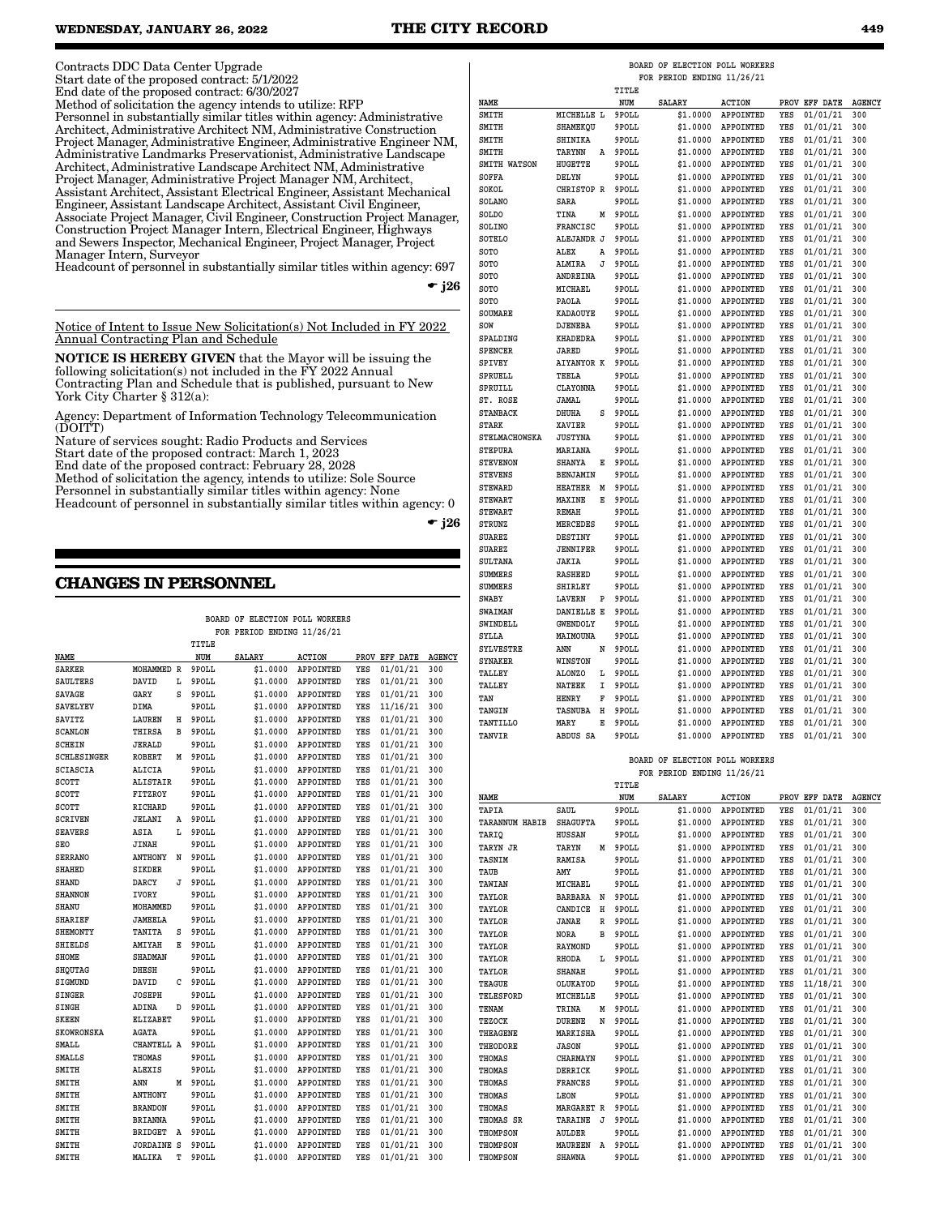Contracts DDC Data Center Upgrade
Start date of the proposed contract: 5/1/2022
End date of the proposed contract: 6/30/2027
Method of solicitation the agency intends to utilize: RFP
Personnel in substantially similar titles within agency: Administrative Architect, Administrative Architect NM, Administrative Construction Project Manager, Administrative Engineer, Administrative Engineer NM, Administrative Landmarks Preservationist, Administrative Landscape Architect, Administrative Landscape Architect NM, Administrative Project Manager, Administrative Project Manager NM, Architect, Assistant Architect, Assistant Electrical Engineer, Assistant Mechanical Engineer, Assistant Landscape Architect, Assistant Civil Engineer, Associate Project Manager, Civil Engineer, Construction Project Manager, Construction Project Manager Intern, Electrical Engineer, Highways and Sewers Inspector, Mechanical Engineer, Project Manager, Project Manager Intern, Surveyor
Headcount of personnel in substantially similar titles within agency: 697

☛ j26

Notice of Intent to Issue New Solicitation(s) Not Included in FY 2022 Annual Contracting Plan and Schedule

**NOTICE IS HEREBY GIVEN** that the Mayor will be issuing the following solicitation(s) not included in the FY 2022 Annual Contracting Plan and Schedule that is published, pursuant to New York City Charter § 312(a):

Agency: Department of Information Technology Telecommunication (DOITT)
Nature of services sought: Radio Products and Services
Start date of the proposed contract: March 1, 2023
End date of the proposed contract: February 28, 2028
Method of solicitation the agency, intends to utilize: Sole Source
Personnel in substantially similar titles within agency: None
Headcount of personnel in substantially similar titles within agency: 0

☛ j26

## CHANGES IN PERSONNEL

BOARD OF ELECTION POLL WORKERS
FOR PERIOD ENDING 11/26/21

| NAME | | TITLE NUM | SALARY | ACTION | PROV | EFF DATE | AGENCY |
|---|---|---|---|---|---|---|---|
| SARKER | MOHAMMED R | 9POLL | $1.0000 | APPOINTED | YES | 01/01/21 | 300 |
| SAULTERS | DAVID L | 9POLL | $1.0000 | APPOINTED | YES | 01/01/21 | 300 |
| SAVAGE | GARY S | 9POLL | $1.0000 | APPOINTED | YES | 01/01/21 | 300 |
| SAVELYEV | DIMA | 9POLL | $1.0000 | APPOINTED | YES | 11/16/21 | 300 |
| SAVITZ | LAUREN H | 9POLL | $1.0000 | APPOINTED | YES | 01/01/21 | 300 |
| SCANLON | THIRSA B | 9POLL | $1.0000 | APPOINTED | YES | 01/01/21 | 300 |
| SCHEIN | JERALD | 9POLL | $1.0000 | APPOINTED | YES | 01/01/21 | 300 |
| SCHLESINGER | ROBERT M | 9POLL | $1.0000 | APPOINTED | YES | 01/01/21 | 300 |
| SCIASCIA | ALICIA | 9POLL | $1.0000 | APPOINTED | YES | 01/01/21 | 300 |
| SCOTT | ALISTAIR | 9POLL | $1.0000 | APPOINTED | YES | 01/01/21 | 300 |
| SCOTT | FITZROY | 9POLL | $1.0000 | APPOINTED | YES | 01/01/21 | 300 |
| SCOTT | RICHARD | 9POLL | $1.0000 | APPOINTED | YES | 01/01/21 | 300 |
| SCRIVEN | JELANI A | 9POLL | $1.0000 | APPOINTED | YES | 01/01/21 | 300 |
| SEAVERS | ASIA L | 9POLL | $1.0000 | APPOINTED | YES | 01/01/21 | 300 |
| SEO | JINAH | 9POLL | $1.0000 | APPOINTED | YES | 01/01/21 | 300 |
| SERRANO | ANTHONY N | 9POLL | $1.0000 | APPOINTED | YES | 01/01/21 | 300 |
| SHAHED | SIKDER | 9POLL | $1.0000 | APPOINTED | YES | 01/01/21 | 300 |
| SHAND | DARCY J | 9POLL | $1.0000 | APPOINTED | YES | 01/01/21 | 300 |
| SHANNON | IVORY | 9POLL | $1.0000 | APPOINTED | YES | 01/01/21 | 300 |
| SHANU | MOHAMMED | 9POLL | $1.0000 | APPOINTED | YES | 01/01/21 | 300 |
| SHARIEF | JAMEELA | 9POLL | $1.0000 | APPOINTED | YES | 01/01/21 | 300 |
| SHEMONTY | TANITA S | 9POLL | $1.0000 | APPOINTED | YES | 01/01/21 | 300 |
| SHIELDS | AMIYAH E | 9POLL | $1.0000 | APPOINTED | YES | 01/01/21 | 300 |
| SHOME | SHADMAN | 9POLL | $1.0000 | APPOINTED | YES | 01/01/21 | 300 |
| SHQUTAG | DHESH | 9POLL | $1.0000 | APPOINTED | YES | 01/01/21 | 300 |
| SIGMUND | DAVID C | 9POLL | $1.0000 | APPOINTED | YES | 01/01/21 | 300 |
| SINGER | JOSEPH | 9POLL | $1.0000 | APPOINTED | YES | 01/01/21 | 300 |
| SINGH | ADINA D | 9POLL | $1.0000 | APPOINTED | YES | 01/01/21 | 300 |
| SKEEN | ELIZABET | 9POLL | $1.0000 | APPOINTED | YES | 01/01/21 | 300 |
| SKOWRONSKA | AGATA | 9POLL | $1.0000 | APPOINTED | YES | 01/01/21 | 300 |
| SMALL | CHANTELL A | 9POLL | $1.0000 | APPOINTED | YES | 01/01/21 | 300 |
| SMALLS | THOMAS | 9POLL | $1.0000 | APPOINTED | YES | 01/01/21 | 300 |
| SMITH | ALEXIS | 9POLL | $1.0000 | APPOINTED | YES | 01/01/21 | 300 |
| SMITH | ANN M | 9POLL | $1.0000 | APPOINTED | YES | 01/01/21 | 300 |
| SMITH | ANTHONY | 9POLL | $1.0000 | APPOINTED | YES | 01/01/21 | 300 |
| SMITH | BRANDON | 9POLL | $1.0000 | APPOINTED | YES | 01/01/21 | 300 |
| SMITH | BRIANNA | 9POLL | $1.0000 | APPOINTED | YES | 01/01/21 | 300 |
| SMITH | BRIDGET A | 9POLL | $1.0000 | APPOINTED | YES | 01/01/21 | 300 |
| SMITH | JORDAINE S | 9POLL | $1.0000 | APPOINTED | YES | 01/01/21 | 300 |
| SMITH | MALIKA T | 9POLL | $1.0000 | APPOINTED | YES | 01/01/21 | 300 |
| SMITH | MICHELLE L | 9POLL | $1.0000 | APPOINTED | YES | 01/01/21 | 300 |
| SMITH | SHAMEKQU | 9POLL | $1.0000 | APPOINTED | YES | 01/01/21 | 300 |
| SMITH | SHINIKA | 9POLL | $1.0000 | APPOINTED | YES | 01/01/21 | 300 |
| SMITH | TARYNN A | 9POLL | $1.0000 | APPOINTED | YES | 01/01/21 | 300 |
| SMITH WATSON | HUGETTE | 9POLL | $1.0000 | APPOINTED | YES | 01/01/21 | 300 |
| SOFFA | DELYN | 9POLL | $1.0000 | APPOINTED | YES | 01/01/21 | 300 |
| SOKOL | CHRISTOP R | 9POLL | $1.0000 | APPOINTED | YES | 01/01/21 | 300 |
| SOLANO | SARA | 9POLL | $1.0000 | APPOINTED | YES | 01/01/21 | 300 |
| SOLDO | TINA M | 9POLL | $1.0000 | APPOINTED | YES | 01/01/21 | 300 |
| SOLINO | FRANCISC | 9POLL | $1.0000 | APPOINTED | YES | 01/01/21 | 300 |
| SOTELO | ALEJANDR J | 9POLL | $1.0000 | APPOINTED | YES | 01/01/21 | 300 |
| SOTO | ALEX A | 9POLL | $1.0000 | APPOINTED | YES | 01/01/21 | 300 |
| SOTO | ALMIRA J | 9POLL | $1.0000 | APPOINTED | YES | 01/01/21 | 300 |
| SOTO | ANDREINA | 9POLL | $1.0000 | APPOINTED | YES | 01/01/21 | 300 |
| SOTO | MICHAEL | 9POLL | $1.0000 | APPOINTED | YES | 01/01/21 | 300 |
| SOTO | PAOLA | 9POLL | $1.0000 | APPOINTED | YES | 01/01/21 | 300 |
| SOUMARE | KADAOUYE | 9POLL | $1.0000 | APPOINTED | YES | 01/01/21 | 300 |
| SOW | DJENEBA | 9POLL | $1.0000 | APPOINTED | YES | 01/01/21 | 300 |
| SPALDING | KHADEDRA | 9POLL | $1.0000 | APPOINTED | YES | 01/01/21 | 300 |
| SPENCER | JARED | 9POLL | $1.0000 | APPOINTED | YES | 01/01/21 | 300 |
| SPIVEY | AIYANYOR K | 9POLL | $1.0000 | APPOINTED | YES | 01/01/21 | 300 |
| SPRUELL | TEELA | 9POLL | $1.0000 | APPOINTED | YES | 01/01/21 | 300 |
| SPRUILL | CLAYONNA | 9POLL | $1.0000 | APPOINTED | YES | 01/01/21 | 300 |
| ST. ROSE | JAMAL | 9POLL | $1.0000 | APPOINTED | YES | 01/01/21 | 300 |
| STANBACK | DHUHA S | 9POLL | $1.0000 | APPOINTED | YES | 01/01/21 | 300 |
| STARK | XAVIER | 9POLL | $1.0000 | APPOINTED | YES | 01/01/21 | 300 |
| STELMACHOWSKA | JUSTYNA | 9POLL | $1.0000 | APPOINTED | YES | 01/01/21 | 300 |
| STEPURA | MARIANA | 9POLL | $1.0000 | APPOINTED | YES | 01/01/21 | 300 |
| STEVENON | SHANYA E | 9POLL | $1.0000 | APPOINTED | YES | 01/01/21 | 300 |
| STEVENS | BENJAMIN | 9POLL | $1.0000 | APPOINTED | YES | 01/01/21 | 300 |
| STEWARD | HEATHER M | 9POLL | $1.0000 | APPOINTED | YES | 01/01/21 | 300 |
| STEWART | MAXINE E | 9POLL | $1.0000 | APPOINTED | YES | 01/01/21 | 300 |
| STEWART | REMAH | 9POLL | $1.0000 | APPOINTED | YES | 01/01/21 | 300 |
| STRUNZ | MERCEDES | 9POLL | $1.0000 | APPOINTED | YES | 01/01/21 | 300 |
| SUAREZ | DESTINY | 9POLL | $1.0000 | APPOINTED | YES | 01/01/21 | 300 |
| SUAREZ | JENNIFER | 9POLL | $1.0000 | APPOINTED | YES | 01/01/21 | 300 |
| SULTANA | JAKIA | 9POLL | $1.0000 | APPOINTED | YES | 01/01/21 | 300 |
| SUMMERS | RASHEED | 9POLL | $1.0000 | APPOINTED | YES | 01/01/21 | 300 |
| SUMMERS | SHIRLEY | 9POLL | $1.0000 | APPOINTED | YES | 01/01/21 | 300 |
| SWABY | LAVERN P | 9POLL | $1.0000 | APPOINTED | YES | 01/01/21 | 300 |
| SWAIMAN | DANIELLE E | 9POLL | $1.0000 | APPOINTED | YES | 01/01/21 | 300 |
| SWINDELL | GWENDOLY | 9POLL | $1.0000 | APPOINTED | YES | 01/01/21 | 300 |
| SYLLA | MAIMOUNA | 9POLL | $1.0000 | APPOINTED | YES | 01/01/21 | 300 |
| SYLVESTRE | ANN N | 9POLL | $1.0000 | APPOINTED | YES | 01/01/21 | 300 |
| SYNAKER | WINSTON | 9POLL | $1.0000 | APPOINTED | YES | 01/01/21 | 300 |
| TALLEY | ALONZO L | 9POLL | $1.0000 | APPOINTED | YES | 01/01/21 | 300 |
| TALLEY | NATEEK I | 9POLL | $1.0000 | APPOINTED | YES | 01/01/21 | 300 |
| TAN | HENRY F | 9POLL | $1.0000 | APPOINTED | YES | 01/01/21 | 300 |
| TANGIN | TASNUBA H | 9POLL | $1.0000 | APPOINTED | YES | 01/01/21 | 300 |
| TANTILLO | MARY E | 9POLL | $1.0000 | APPOINTED | YES | 01/01/21 | 300 |
| TANVIR | ABDUS SA | 9POLL | $1.0000 | APPOINTED | YES | 01/01/21 | 300 |

BOARD OF ELECTION POLL WORKERS
FOR PERIOD ENDING 11/26/21

| NAME | | TITLE NUM | SALARY | ACTION | PROV | EFF DATE | AGENCY |
|---|---|---|---|---|---|---|---|
| TAPIA | SAUL | 9POLL | $1.0000 | APPOINTED | YES | 01/01/21 | 300 |
| TARANNUM HABIB | SHAGUFTA | 9POLL | $1.0000 | APPOINTED | YES | 01/01/21 | 300 |
| TARIQ | HUSSAN | 9POLL | $1.0000 | APPOINTED | YES | 01/01/21 | 300 |
| TARYN JR | TARYN M | 9POLL | $1.0000 | APPOINTED | YES | 01/01/21 | 300 |
| TASNIM | RAMISA | 9POLL | $1.0000 | APPOINTED | YES | 01/01/21 | 300 |
| TAUB | AMY | 9POLL | $1.0000 | APPOINTED | YES | 01/01/21 | 300 |
| TAWIAN | MICHAEL | 9POLL | $1.0000 | APPOINTED | YES | 01/01/21 | 300 |
| TAYLOR | BARBARA N | 9POLL | $1.0000 | APPOINTED | YES | 01/01/21 | 300 |
| TAYLOR | CANDICE H | 9POLL | $1.0000 | APPOINTED | YES | 01/01/21 | 300 |
| TAYLOR | JANAE R | 9POLL | $1.0000 | APPOINTED | YES | 01/01/21 | 300 |
| TAYLOR | NORA B | 9POLL | $1.0000 | APPOINTED | YES | 01/01/21 | 300 |
| TAYLOR | RAYMOND | 9POLL | $1.0000 | APPOINTED | YES | 01/01/21 | 300 |
| TAYLOR | RHODA L | 9POLL | $1.0000 | APPOINTED | YES | 01/01/21 | 300 |
| TAYLOR | SHANAH | 9POLL | $1.0000 | APPOINTED | YES | 01/01/21 | 300 |
| TEAGUE | OLUKAYOD | 9POLL | $1.0000 | APPOINTED | YES | 11/18/21 | 300 |
| TELESFORD | MICHELLE | 9POLL | $1.0000 | APPOINTED | YES | 01/01/21 | 300 |
| TENAM | TRINA M | 9POLL | $1.0000 | APPOINTED | YES | 01/01/21 | 300 |
| TEZOCK | DURENE N | 9POLL | $1.0000 | APPOINTED | YES | 01/01/21 | 300 |
| THEAGENE | MARKISHA | 9POLL | $1.0000 | APPOINTED | YES | 01/01/21 | 300 |
| THEODORE | JASON | 9POLL | $1.0000 | APPOINTED | YES | 01/01/21 | 300 |
| THOMAS | CHARMAYN | 9POLL | $1.0000 | APPOINTED | YES | 01/01/21 | 300 |
| THOMAS | DERRICK | 9POLL | $1.0000 | APPOINTED | YES | 01/01/21 | 300 |
| THOMAS | FRANCES | 9POLL | $1.0000 | APPOINTED | YES | 01/01/21 | 300 |
| THOMAS | LEON | 9POLL | $1.0000 | APPOINTED | YES | 01/01/21 | 300 |
| THOMAS | MARGARET R | 9POLL | $1.0000 | APPOINTED | YES | 01/01/21 | 300 |
| THOMAS SR | TARAINE J | 9POLL | $1.0000 | APPOINTED | YES | 01/01/21 | 300 |
| THOMPSON | AULDER | 9POLL | $1.0000 | APPOINTED | YES | 01/01/21 | 300 |
| THOMPSON | MAUREEN A | 9POLL | $1.0000 | APPOINTED | YES | 01/01/21 | 300 |
| THOMPSON | SHAWNA | 9POLL | $1.0000 | APPOINTED | YES | 01/01/21 | 300 |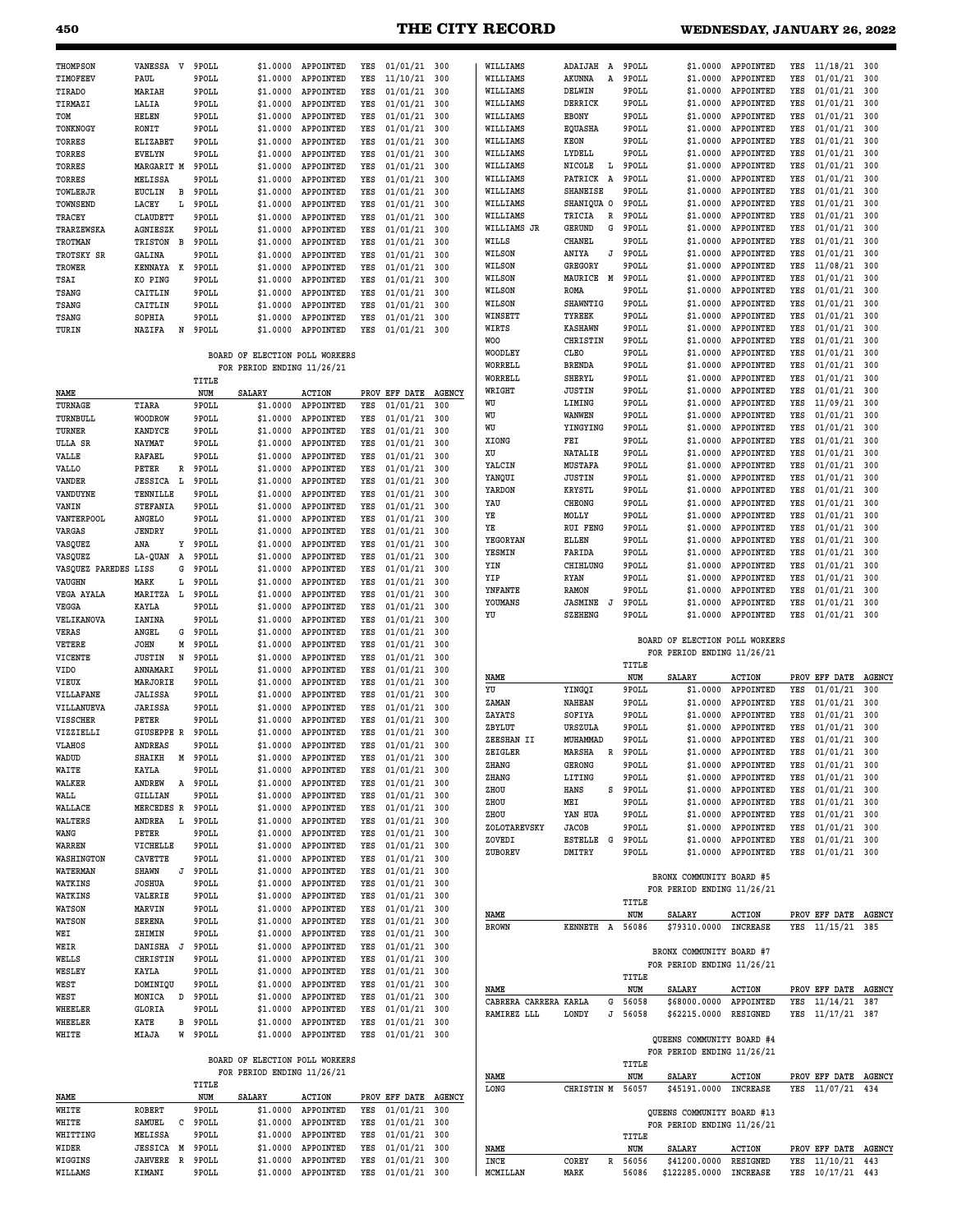| NAME | | TITLE NUM | SALARY | ACTION | PROV | EFF DATE | AGENCY |
|---|---|---|---|---|---|---|---|
| THOMPSON | VANESSA V | 9POLL | $1.0000 | APPOINTED | YES | 01/01/21 | 300 |
| TIMOFEEV | PAUL | 9POLL | $1.0000 | APPOINTED | YES | 11/10/21 | 300 |
| TIRADO | MARIAH | 9POLL | $1.0000 | APPOINTED | YES | 01/01/21 | 300 |
| TIRMAZI | LALIA | 9POLL | $1.0000 | APPOINTED | YES | 01/01/21 | 300 |
| TOM | HELEN | 9POLL | $1.0000 | APPOINTED | YES | 01/01/21 | 300 |
| TONKNOGY | RONIT | 9POLL | $1.0000 | APPOINTED | YES | 01/01/21 | 300 |
| TORRES | ELIZABET | 9POLL | $1.0000 | APPOINTED | YES | 01/01/21 | 300 |
| TORRES | EVELYN | 9POLL | $1.0000 | APPOINTED | YES | 01/01/21 | 300 |
| TORRES | MARGARIT M | 9POLL | $1.0000 | APPOINTED | YES | 01/01/21 | 300 |
| TORRES | MELISSA | 9POLL | $1.0000 | APPOINTED | YES | 01/01/21 | 300 |
| TOWLERJR | EUCLIN B | 9POLL | $1.0000 | APPOINTED | YES | 01/01/21 | 300 |
| TOWNSEND | LACEY L | 9POLL | $1.0000 | APPOINTED | YES | 01/01/21 | 300 |
| TRACEY | CLAUDETT | 9POLL | $1.0000 | APPOINTED | YES | 01/01/21 | 300 |
| TRARZEWSKA | AGNIESZK | 9POLL | $1.0000 | APPOINTED | YES | 01/01/21 | 300 |
| TROTMAN | TRISTON B | 9POLL | $1.0000 | APPOINTED | YES | 01/01/21 | 300 |
| TROTSKY SR | GALINA | 9POLL | $1.0000 | APPOINTED | YES | 01/01/21 | 300 |
| TROWER | KENNAYA K | 9POLL | $1.0000 | APPOINTED | YES | 01/01/21 | 300 |
| TSAI | KO PING | 9POLL | $1.0000 | APPOINTED | YES | 01/01/21 | 300 |
| TSANG | CAITLIN | 9POLL | $1.0000 | APPOINTED | YES | 01/01/21 | 300 |
| TSANG | CAITLIN | 9POLL | $1.0000 | APPOINTED | YES | 01/01/21 | 300 |
| TSANG | SOPHIA | 9POLL | $1.0000 | APPOINTED | YES | 01/01/21 | 300 |
| TURIN | NAZIFA N | 9POLL | $1.0000 | APPOINTED | YES | 01/01/21 | 300 |

BOARD OF ELECTION POLL WORKERS
FOR PERIOD ENDING 11/26/21

| NAME | | TITLE NUM | SALARY | ACTION | PROV | EFF DATE | AGENCY |
|---|---|---|---|---|---|---|---|
| TURNAGE | TIARA | 9POLL | $1.0000 | APPOINTED | YES | 01/01/21 | 300 |
| TURNBULL | WOODROW | 9POLL | $1.0000 | APPOINTED | YES | 01/01/21 | 300 |
| TURNER | KANDYCE | 9POLL | $1.0000 | APPOINTED | YES | 01/01/21 | 300 |
| ULLA SR | NAYMAT | 9POLL | $1.0000 | APPOINTED | YES | 01/01/21 | 300 |
| VALLE | RAFAEL | 9POLL | $1.0000 | APPOINTED | YES | 01/01/21 | 300 |
| VALLO | PETER R | 9POLL | $1.0000 | APPOINTED | YES | 01/01/21 | 300 |
| VANDER | JESSICA L | 9POLL | $1.0000 | APPOINTED | YES | 01/01/21 | 300 |
| VANDUYNE | TENNILLE | 9POLL | $1.0000 | APPOINTED | YES | 01/01/21 | 300 |
| VANIN | STEFANIA | 9POLL | $1.0000 | APPOINTED | YES | 01/01/21 | 300 |
| VANTERPOOL | ANGELO | 9POLL | $1.0000 | APPOINTED | YES | 01/01/21 | 300 |
| VARGAS | JENDRY | 9POLL | $1.0000 | APPOINTED | YES | 01/01/21 | 300 |
| VASQUEZ | ANA Y | 9POLL | $1.0000 | APPOINTED | YES | 01/01/21 | 300 |
| VASQUEZ | LA-QUAN A | 9POLL | $1.0000 | APPOINTED | YES | 01/01/21 | 300 |
| VASQUEZ PAREDES | LISS G | 9POLL | $1.0000 | APPOINTED | YES | 01/01/21 | 300 |
| VAUGHN | MARK L | 9POLL | $1.0000 | APPOINTED | YES | 01/01/21 | 300 |
| VEGA AYALA | MARITZA L | 9POLL | $1.0000 | APPOINTED | YES | 01/01/21 | 300 |
| VEGGA | KAYLA | 9POLL | $1.0000 | APPOINTED | YES | 01/01/21 | 300 |
| VELIKANOVA | IANINA | 9POLL | $1.0000 | APPOINTED | YES | 01/01/21 | 300 |
| VERAS | ANGEL G | 9POLL | $1.0000 | APPOINTED | YES | 01/01/21 | 300 |
| VETERE | JOHN M | 9POLL | $1.0000 | APPOINTED | YES | 01/01/21 | 300 |
| VICENTE | JUSTIN N | 9POLL | $1.0000 | APPOINTED | YES | 01/01/21 | 300 |
| VIDO | ANNAMARI | 9POLL | $1.0000 | APPOINTED | YES | 01/01/21 | 300 |
| VIEUX | MARJORIE | 9POLL | $1.0000 | APPOINTED | YES | 01/01/21 | 300 |
| VILLAFANE | JALISSA | 9POLL | $1.0000 | APPOINTED | YES | 01/01/21 | 300 |
| VILLANUEVA | JARISSA | 9POLL | $1.0000 | APPOINTED | YES | 01/01/21 | 300 |
| VISSCHER | PETER | 9POLL | $1.0000 | APPOINTED | YES | 01/01/21 | 300 |
| VIZZIELLI | GIUSEPPE R | 9POLL | $1.0000 | APPOINTED | YES | 01/01/21 | 300 |
| VLAHOS | ANDREAS | 9POLL | $1.0000 | APPOINTED | YES | 01/01/21 | 300 |
| WADUD | SHAIKH M | 9POLL | $1.0000 | APPOINTED | YES | 01/01/21 | 300 |
| WAITE | KAYLA | 9POLL | $1.0000 | APPOINTED | YES | 01/01/21 | 300 |
| WALKER | ANDREW A | 9POLL | $1.0000 | APPOINTED | YES | 01/01/21 | 300 |
| WALL | GILLIAN | 9POLL | $1.0000 | APPOINTED | YES | 01/01/21 | 300 |
| WALLACE | MERCEDES R | 9POLL | $1.0000 | APPOINTED | YES | 01/01/21 | 300 |
| WALTERS | ANDREA L | 9POLL | $1.0000 | APPOINTED | YES | 01/01/21 | 300 |
| WANG | PETER | 9POLL | $1.0000 | APPOINTED | YES | 01/01/21 | 300 |
| WARREN | VICHELLE | 9POLL | $1.0000 | APPOINTED | YES | 01/01/21 | 300 |
| WASHINGTON | CAVETTE | 9POLL | $1.0000 | APPOINTED | YES | 01/01/21 | 300 |
| WATERMAN | SHAWN J | 9POLL | $1.0000 | APPOINTED | YES | 01/01/21 | 300 |
| WATKINS | JOSHUA | 9POLL | $1.0000 | APPOINTED | YES | 01/01/21 | 300 |
| WATKINS | VALERIE | 9POLL | $1.0000 | APPOINTED | YES | 01/01/21 | 300 |
| WATSON | MARVIN | 9POLL | $1.0000 | APPOINTED | YES | 01/01/21 | 300 |
| WATSON | SERENA | 9POLL | $1.0000 | APPOINTED | YES | 01/01/21 | 300 |
| WEI | ZHIMIN | 9POLL | $1.0000 | APPOINTED | YES | 01/01/21 | 300 |
| WEIR | DANISHA J | 9POLL | $1.0000 | APPOINTED | YES | 01/01/21 | 300 |
| WELLS | CHRISTIN | 9POLL | $1.0000 | APPOINTED | YES | 01/01/21 | 300 |
| WESLEY | KAYLA | 9POLL | $1.0000 | APPOINTED | YES | 01/01/21 | 300 |
| WEST | DOMINIQU | 9POLL | $1.0000 | APPOINTED | YES | 01/01/21 | 300 |
| WEST | MONICA D | 9POLL | $1.0000 | APPOINTED | YES | 01/01/21 | 300 |
| WHEELER | GLORIA | 9POLL | $1.0000 | APPOINTED | YES | 01/01/21 | 300 |
| WHEELER | KATE B | 9POLL | $1.0000 | APPOINTED | YES | 01/01/21 | 300 |
| WHITE | MIAJA W | 9POLL | $1.0000 | APPOINTED | YES | 01/01/21 | 300 |

BOARD OF ELECTION POLL WORKERS
FOR PERIOD ENDING 11/26/21

| NAME | | TITLE NUM | SALARY | ACTION | PROV | EFF DATE | AGENCY |
|---|---|---|---|---|---|---|---|
| WHITE | ROBERT | 9POLL | $1.0000 | APPOINTED | YES | 01/01/21 | 300 |
| WHITE | SAMUEL C | 9POLL | $1.0000 | APPOINTED | YES | 01/01/21 | 300 |
| WHITTING | MELISSA | 9POLL | $1.0000 | APPOINTED | YES | 01/01/21 | 300 |
| WIDER | JESSICA M | 9POLL | $1.0000 | APPOINTED | YES | 01/01/21 | 300 |
| WIGGINS | JAHVERE R | 9POLL | $1.0000 | APPOINTED | YES | 01/01/21 | 300 |
| WILLAMS | KIMANI | 9POLL | $1.0000 | APPOINTED | YES | 01/01/21 | 300 |
| WILLIAMS | ADAIJAH A | 9POLL | $1.0000 | APPOINTED | YES | 11/18/21 | 300 |
| WILLIAMS | AKUNNA A | 9POLL | $1.0000 | APPOINTED | YES | 01/01/21 | 300 |
| WILLIAMS | DELWIN | 9POLL | $1.0000 | APPOINTED | YES | 01/01/21 | 300 |
| WILLIAMS | DERRICK | 9POLL | $1.0000 | APPOINTED | YES | 01/01/21 | 300 |
| WILLIAMS | EBONY | 9POLL | $1.0000 | APPOINTED | YES | 01/01/21 | 300 |
| WILLIAMS | EQUASHA | 9POLL | $1.0000 | APPOINTED | YES | 01/01/21 | 300 |
| WILLIAMS | KEON | 9POLL | $1.0000 | APPOINTED | YES | 01/01/21 | 300 |
| WILLIAMS | LYDELL | 9POLL | $1.0000 | APPOINTED | YES | 01/01/21 | 300 |
| WILLIAMS | NICOLE L | 9POLL | $1.0000 | APPOINTED | YES | 01/01/21 | 300 |
| WILLIAMS | PATRICK A | 9POLL | $1.0000 | APPOINTED | YES | 01/01/21 | 300 |
| WILLIAMS | SHANEISE | 9POLL | $1.0000 | APPOINTED | YES | 01/01/21 | 300 |
| WILLIAMS | SHANIQUA O | 9POLL | $1.0000 | APPOINTED | YES | 01/01/21 | 300 |
| WILLIAMS | TRICIA R | 9POLL | $1.0000 | APPOINTED | YES | 01/01/21 | 300 |
| WILLIAMS JR | GERUND G | 9POLL | $1.0000 | APPOINTED | YES | 01/01/21 | 300 |
| WILLS | CHANEL | 9POLL | $1.0000 | APPOINTED | YES | 01/01/21 | 300 |
| WILSON | ANIYA J | 9POLL | $1.0000 | APPOINTED | YES | 01/01/21 | 300 |
| WILSON | GREGORY | 9POLL | $1.0000 | APPOINTED | YES | 11/08/21 | 300 |
| WILSON | MAURICE M | 9POLL | $1.0000 | APPOINTED | YES | 01/01/21 | 300 |
| WILSON | ROMA | 9POLL | $1.0000 | APPOINTED | YES | 01/01/21 | 300 |
| WILSON | SHAWNTIG | 9POLL | $1.0000 | APPOINTED | YES | 01/01/21 | 300 |
| WINSETT | TYREEK | 9POLL | $1.0000 | APPOINTED | YES | 01/01/21 | 300 |
| WIRTS | KASHAWN | 9POLL | $1.0000 | APPOINTED | YES | 01/01/21 | 300 |
| WOO | CHRISTIN | 9POLL | $1.0000 | APPOINTED | YES | 01/01/21 | 300 |
| WOODLEY | CLEO | 9POLL | $1.0000 | APPOINTED | YES | 01/01/21 | 300 |
| WORRELL | BRENDA | 9POLL | $1.0000 | APPOINTED | YES | 01/01/21 | 300 |
| WORRELL | SHERYL | 9POLL | $1.0000 | APPOINTED | YES | 01/01/21 | 300 |
| WRIGHT | JUSTIN | 9POLL | $1.0000 | APPOINTED | YES | 01/01/21 | 300 |
| WU | LIMING | 9POLL | $1.0000 | APPOINTED | YES | 11/09/21 | 300 |
| WU | WANWEN | 9POLL | $1.0000 | APPOINTED | YES | 01/01/21 | 300 |
| WU | YINGYING | 9POLL | $1.0000 | APPOINTED | YES | 01/01/21 | 300 |
| XIONG | FEI | 9POLL | $1.0000 | APPOINTED | YES | 01/01/21 | 300 |
| XU | NATALIE | 9POLL | $1.0000 | APPOINTED | YES | 01/01/21 | 300 |
| YALCIN | MUSTAFA | 9POLL | $1.0000 | APPOINTED | YES | 01/01/21 | 300 |
| YANQUI | JUSTIN | 9POLL | $1.0000 | APPOINTED | YES | 01/01/21 | 300 |
| YARDON | KRYSTL | 9POLL | $1.0000 | APPOINTED | YES | 01/01/21 | 300 |
| YAU | CHEONG | 9POLL | $1.0000 | APPOINTED | YES | 01/01/21 | 300 |
| YE | MOLLY | 9POLL | $1.0000 | APPOINTED | YES | 01/01/21 | 300 |
| YE | RUI FENG | 9POLL | $1.0000 | APPOINTED | YES | 01/01/21 | 300 |
| YEGORYAN | ELLEN | 9POLL | $1.0000 | APPOINTED | YES | 01/01/21 | 300 |
| YESMIN | FARIDA | 9POLL | $1.0000 | APPOINTED | YES | 01/01/21 | 300 |
| YIN | CHIHLUNG | 9POLL | $1.0000 | APPOINTED | YES | 01/01/21 | 300 |
| YIP | RYAN | 9POLL | $1.0000 | APPOINTED | YES | 01/01/21 | 300 |
| YNFANTE | RAMON | 9POLL | $1.0000 | APPOINTED | YES | 01/01/21 | 300 |
| YOUMANS | JASMINE J | 9POLL | $1.0000 | APPOINTED | YES | 01/01/21 | 300 |
| YU | SZEHENG | 9POLL | $1.0000 | APPOINTED | YES | 01/01/21 | 300 |

BOARD OF ELECTION POLL WORKERS
FOR PERIOD ENDING 11/26/21

| NAME | | TITLE NUM | SALARY | ACTION | PROV | EFF DATE | AGENCY |
|---|---|---|---|---|---|---|---|
| YU | YINGQI | 9POLL | $1.0000 | APPOINTED | YES | 01/01/21 | 300 |
| ZAMAN | NAHEAN | 9POLL | $1.0000 | APPOINTED | YES | 01/01/21 | 300 |
| ZAYATS | SOFIYA | 9POLL | $1.0000 | APPOINTED | YES | 01/01/21 | 300 |
| ZBYLUT | URSZULA | 9POLL | $1.0000 | APPOINTED | YES | 01/01/21 | 300 |
| ZEESHAN II | MUHAMMAD | 9POLL | $1.0000 | APPOINTED | YES | 01/01/21 | 300 |
| ZEIGLER | MARSHA R | 9POLL | $1.0000 | APPOINTED | YES | 01/01/21 | 300 |
| ZHANG | GERONG | 9POLL | $1.0000 | APPOINTED | YES | 01/01/21 | 300 |
| ZHANG | LITING | 9POLL | $1.0000 | APPOINTED | YES | 01/01/21 | 300 |
| ZHOU | HANS S | 9POLL | $1.0000 | APPOINTED | YES | 01/01/21 | 300 |
| ZHOU | MEI | 9POLL | $1.0000 | APPOINTED | YES | 01/01/21 | 300 |
| ZHOU | YAN HUA | 9POLL | $1.0000 | APPOINTED | YES | 01/01/21 | 300 |
| ZOLOTAREVSKY | JACOB | 9POLL | $1.0000 | APPOINTED | YES | 01/01/21 | 300 |
| ZOVEDI | ESTELLE G | 9POLL | $1.0000 | APPOINTED | YES | 01/01/21 | 300 |
| ZUBOREV | DMITRY | 9POLL | $1.0000 | APPOINTED | YES | 01/01/21 | 300 |

BRONX COMMUNITY BOARD #5
FOR PERIOD ENDING 11/26/21

| NAME | | TITLE NUM | SALARY | ACTION | PROV | EFF DATE | AGENCY |
|---|---|---|---|---|---|---|---|
| BROWN | KENNETH A | 56086 | $79310.0000 | INCREASE | YES | 11/15/21 | 385 |

BRONX COMMUNITY BOARD #7
FOR PERIOD ENDING 11/26/21

| NAME | | TITLE NUM | SALARY | ACTION | PROV | EFF DATE | AGENCY |
|---|---|---|---|---|---|---|---|
| CABRERA CARRERA | KARLA G | 56058 | $68000.0000 | APPOINTED | YES | 11/14/21 | 387 |
| RAMIREZ LLL | LONDY J | 56058 | $62215.0000 | RESIGNED | YES | 11/17/21 | 387 |

QUEENS COMMUNITY BOARD #4
FOR PERIOD ENDING 11/26/21

| NAME | | TITLE NUM | SALARY | ACTION | PROV | EFF DATE | AGENCY |
|---|---|---|---|---|---|---|---|
| LONG | CHRISTIN M | 56057 | $45191.0000 | INCREASE | YES | 11/07/21 | 434 |

QUEENS COMMUNITY BOARD #13
FOR PERIOD ENDING 11/26/21

| NAME | | TITLE NUM | SALARY | ACTION | PROV | EFF DATE | AGENCY |
|---|---|---|---|---|---|---|---|
| INCE | COREY R | 56056 | $41200.0000 | RESIGNED | YES | 11/10/21 | 443 |
| MCMILLAN | MARK | 56086 | $122285.0000 | INCREASE | YES | 10/17/21 | 443 |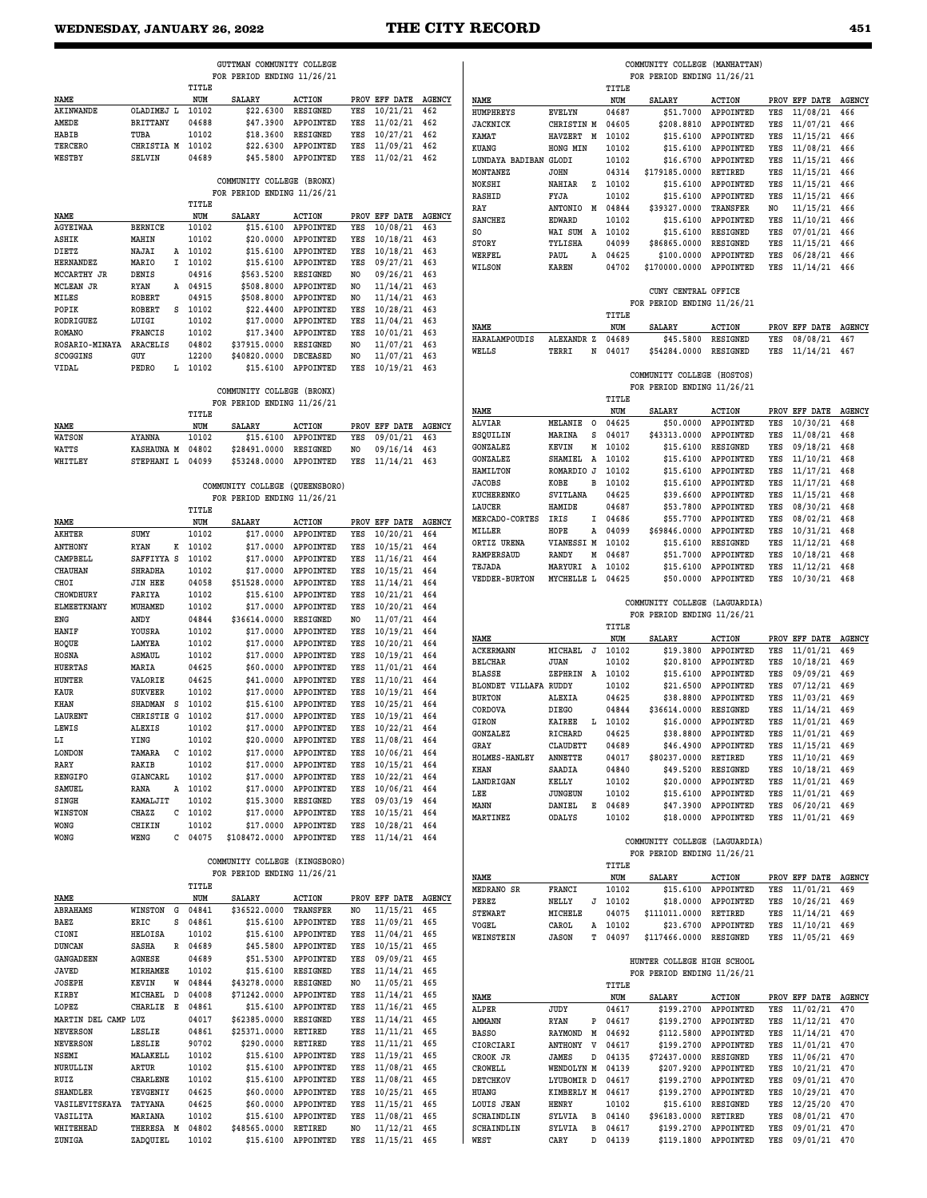### GUTTMAN COMMUNITY COLLEGE
FOR PERIOD ENDING 11/26/21

| NAME | | | TITLE NUM | SALARY | ACTION | PROV | EFF DATE | AGENCY |
|---|---|---|---|---|---|---|---|---|
| AKINWANDE | OLADIMEJ | L | 10102 | $22.6300 | RESIGNED | YES | 10/21/21 | 462 |
| AMEDE | BRITTANY | | 04688 | $47.3900 | APPOINTED | YES | 11/02/21 | 462 |
| HABIB | TUBA | | 10102 | $18.3600 | RESIGNED | YES | 10/27/21 | 462 |
| TERCERO | CHRISTIA | M | 10102 | $22.6300 | APPOINTED | YES | 11/09/21 | 462 |
| WESTBY | SELVIN | | 04689 | $45.5800 | APPOINTED | YES | 11/02/21 | 462 |

### COMMUNITY COLLEGE (BRONX)
FOR PERIOD ENDING 11/26/21

| NAME | | | TITLE NUM | SALARY | ACTION | PROV | EFF DATE | AGENCY |
|---|---|---|---|---|---|---|---|---|
| AGYEIWAA | BERNICE | | 10102 | $15.6100 | APPOINTED | YES | 10/08/21 | 463 |
| ASHIK | MAHIN | | 10102 | $20.0000 | APPOINTED | YES | 10/18/21 | 463 |
| DIETZ | NAJAI | A | 10102 | $15.6100 | APPOINTED | YES | 10/18/21 | 463 |
| HERNANDEZ | MARIO | I | 10102 | $15.6100 | APPOINTED | YES | 09/27/21 | 463 |
| MCCARTHY JR | DENIS | | 04916 | $563.5200 | RESIGNED | NO | 09/26/21 | 463 |
| MCLEAN JR | RYAN | A | 04915 | $508.8000 | APPOINTED | NO | 11/14/21 | 463 |
| MILES | ROBERT | | 04915 | $508.8000 | APPOINTED | NO | 11/14/21 | 463 |
| POPIK | ROBERT | S | 10102 | $22.4400 | APPOINTED | YES | 10/28/21 | 463 |
| RODRIGUEZ | LUIGI | | 10102 | $17.0000 | APPOINTED | YES | 11/04/21 | 463 |
| ROMANO | FRANCIS | | 10102 | $17.3400 | APPOINTED | YES | 10/01/21 | 463 |
| ROSARIO-MINAYA | ARACELIS | | 04802 | $37915.0000 | RESIGNED | NO | 11/07/21 | 463 |
| SCOGGINS | GUY | | 12200 | $40820.0000 | DECEASED | NO | 11/07/21 | 463 |
| VIDAL | PEDRO | L | 10102 | $15.6100 | APPOINTED | YES | 10/19/21 | 463 |

### COMMUNITY COLLEGE (BRONX)
FOR PERIOD ENDING 11/26/21

| NAME | | | TITLE NUM | SALARY | ACTION | PROV | EFF DATE | AGENCY |
|---|---|---|---|---|---|---|---|---|
| WATSON | AYANNA | | 10102 | $15.6100 | APPOINTED | YES | 09/01/21 | 463 |
| WATTS | KASHAUNA | M | 04802 | $28491.0000 | RESIGNED | NO | 09/16/14 | 463 |
| WHITLEY | STEPHANI | L | 04099 | $53248.0000 | APPOINTED | YES | 11/14/21 | 463 |

### COMMUNITY COLLEGE (QUEENSBORO)
FOR PERIOD ENDING 11/26/21

| NAME | | | TITLE NUM | SALARY | ACTION | PROV | EFF DATE | AGENCY |
|---|---|---|---|---|---|---|---|---|
| AKHTER | SUMY | | 10102 | $17.0000 | APPOINTED | YES | 10/20/21 | 464 |
| ANTHONY | RYAN | K | 10102 | $17.0000 | APPOINTED | YES | 10/15/21 | 464 |
| CAMPBELL | SAFFIYYA | S | 10102 | $17.0000 | APPOINTED | YES | 11/16/21 | 464 |
| CHAUHAN | SHRADHA | | 10102 | $17.0000 | APPOINTED | YES | 10/15/21 | 464 |
| CHOI | JIN HEE | | 04058 | $51528.0000 | APPOINTED | YES | 11/14/21 | 464 |
| CHOWDHURY | FARIYA | | 10102 | $15.6100 | APPOINTED | YES | 10/21/21 | 464 |
| ELMEETKNANY | MUHAMED | | 10102 | $17.0000 | APPOINTED | YES | 10/20/21 | 464 |
| ENG | ANDY | | 04844 | $36614.0000 | RESIGNED | NO | 11/07/21 | 464 |
| HANIF | YOUSRA | | 10102 | $17.0000 | APPOINTED | YES | 10/19/21 | 464 |
| HOQUE | LAMYEA | | 10102 | $17.0000 | APPOINTED | YES | 10/20/21 | 464 |
| HOSNA | ASMAUL | | 10102 | $17.0000 | APPOINTED | YES | 10/19/21 | 464 |
| HUERTAS | MARIA | | 04625 | $60.0000 | APPOINTED | YES | 11/01/21 | 464 |
| HUNTER | VALORIE | | 04625 | $41.0000 | APPOINTED | YES | 11/10/21 | 464 |
| KAUR | SUKVEER | | 10102 | $17.0000 | APPOINTED | YES | 10/19/21 | 464 |
| KHAN | SHADMAN | S | 10102 | $15.6100 | APPOINTED | YES | 10/25/21 | 464 |
| LAURENT | CHRISTIE | G | 10102 | $17.0000 | APPOINTED | YES | 10/19/21 | 464 |
| LEWIS | ALEXIS | | 10102 | $17.0000 | APPOINTED | YES | 10/22/21 | 464 |
| LI | YING | | 10102 | $20.0000 | APPOINTED | YES | 11/08/21 | 464 |
| LONDON | TAMARA | C | 10102 | $17.0000 | APPOINTED | YES | 10/06/21 | 464 |
| RARY | RAKIB | | 10102 | $17.0000 | APPOINTED | YES | 10/15/21 | 464 |
| RENGIFO | GIANCARL | | 10102 | $17.0000 | APPOINTED | YES | 10/22/21 | 464 |
| SAMUEL | RANA | A | 10102 | $17.0000 | APPOINTED | YES | 10/06/21 | 464 |
| SINGH | KAMALJIT | | 10102 | $15.3000 | RESIGNED | YES | 09/03/19 | 464 |
| WINSTON | CHAZZ | C | 10102 | $17.0000 | APPOINTED | YES | 10/15/21 | 464 |
| WONG | CHIKIN | | 10102 | $17.0000 | APPOINTED | YES | 10/28/21 | 464 |
| WONG | WENG | C | 04075 | $108472.0000 | APPOINTED | YES | 11/14/21 | 464 |

### COMMUNITY COLLEGE (KINGSBORO)
FOR PERIOD ENDING 11/26/21

| NAME | | | TITLE NUM | SALARY | ACTION | PROV | EFF DATE | AGENCY |
|---|---|---|---|---|---|---|---|---|
| ABRAHAMS | WINSTON | G | 04841 | $36522.0000 | TRANSFER | NO | 11/15/21 | 465 |
| BAEZ | ERIC | S | 04861 | $15.6100 | APPOINTED | YES | 11/09/21 | 465 |
| CIONI | HELOISA | | 10102 | $15.6100 | APPOINTED | YES | 11/04/21 | 465 |
| DUNCAN | SASHA | R | 04689 | $45.5800 | APPOINTED | YES | 10/15/21 | 465 |
| GANGADEEN | AGNESE | | 04689 | $51.5300 | APPOINTED | YES | 09/09/21 | 465 |
| JAVED | MIRHAMEE | | 10102 | $15.6100 | RESIGNED | YES | 11/14/21 | 465 |
| JOSEPH | KEVIN | W | 04844 | $43278.0000 | RESIGNED | NO | 11/05/21 | 465 |
| KIRBY | MICHAEL | D | 04008 | $71242.0000 | APPOINTED | YES | 11/14/21 | 465 |
| LOPEZ | CHARLIE | E | 04861 | $15.6100 | APPOINTED | YES | 11/16/21 | 465 |
| MARTIN DEL CAMP | LUZ | | 04017 | $62385.0000 | RESIGNED | YES | 11/14/21 | 465 |
| NEVERSON | LESLIE | | 04861 | $25371.0000 | RETIRED | YES | 11/11/21 | 465 |
| NEVERSON | LESLIE | | 90702 | $290.0000 | RETIRED | YES | 11/11/21 | 465 |
| NSEMI | MALAKELL | | 10102 | $15.6100 | APPOINTED | YES | 11/19/21 | 465 |
| NURULLIN | ARTUR | | 10102 | $15.6100 | APPOINTED | YES | 11/08/21 | 465 |
| RUIZ | CHARLENE | | 10102 | $15.6100 | APPOINTED | YES | 11/08/21 | 465 |
| SHANDLER | YEVGENIY | | 04625 | $60.0000 | APPOINTED | YES | 10/25/21 | 465 |
| VASILEVITSKAYA | TATYANA | | 04625 | $60.0000 | APPOINTED | YES | 11/15/21 | 465 |
| VASILITA | MARIANA | | 10102 | $15.6100 | APPOINTED | YES | 11/08/21 | 465 |
| WHITEHEAD | THERESA | M | 04802 | $48565.0000 | RETIRED | NO | 11/12/21 | 465 |
| ZUNIGA | ZADQUIEL | | 10102 | $15.6100 | APPOINTED | YES | 11/15/21 | 465 |

### COMMUNITY COLLEGE (MANHATTAN)
FOR PERIOD ENDING 11/26/21

| NAME | | | TITLE NUM | SALARY | ACTION | PROV | EFF DATE | AGENCY |
|---|---|---|---|---|---|---|---|---|
| HUMPHREYS | EVELYN | | 04687 | $51.7000 | APPOINTED | YES | 11/08/21 | 466 |
| JACKNICK | CHRISTIN | M | 04605 | $208.8810 | APPOINTED | YES | 11/07/21 | 466 |
| KAMAT | HAVZERT | M | 10102 | $15.6100 | APPOINTED | YES | 11/15/21 | 466 |
| KUANG | HONG MIN | | 10102 | $15.6100 | APPOINTED | YES | 11/08/21 | 466 |
| LUNDAYA BADIBAN | GLODI | | 10102 | $16.6700 | APPOINTED | YES | 11/15/21 | 466 |
| MONTANEZ | JOHN | | 04314 | $179185.0000 | RETIRED | YES | 11/15/21 | 466 |
| NOKSHI | NAHIAR | Z | 10102 | $15.6100 | APPOINTED | YES | 11/15/21 | 466 |
| RASHID | FYJA | | 10102 | $15.6100 | APPOINTED | YES | 11/15/21 | 466 |
| RAY | ANTONIO | M | 04844 | $39327.0000 | TRANSFER | NO | 11/15/21 | 466 |
| SANCHEZ | EDWARD | | 10102 | $15.6100 | APPOINTED | YES | 11/10/21 | 466 |
| SO | WAI SUM | A | 10102 | $15.6100 | RESIGNED | YES | 07/01/21 | 466 |
| STORY | TYLISHA | | 04099 | $86865.0000 | RESIGNED | YES | 11/15/21 | 466 |
| WERFEL | PAUL | A | 04625 | $100.0000 | APPOINTED | YES | 06/28/21 | 466 |
| WILSON | KAREN | | 04702 | $170000.0000 | APPOINTED | YES | 11/14/21 | 466 |

### CUNY CENTRAL OFFICE
FOR PERIOD ENDING 11/26/21

| NAME | | | TITLE NUM | SALARY | ACTION | PROV | EFF DATE | AGENCY |
|---|---|---|---|---|---|---|---|---|
| HARALAMPOUDIS | ALEXANDR | Z | 04689 | $45.5800 | RESIGNED | YES | 08/08/21 | 467 |
| WELLS | TERRI | N | 04017 | $54284.0000 | RESIGNED | YES | 11/14/21 | 467 |

### COMMUNITY COLLEGE (HOSTOS)
FOR PERIOD ENDING 11/26/21

| NAME | | | TITLE NUM | SALARY | ACTION | PROV | EFF DATE | AGENCY |
|---|---|---|---|---|---|---|---|---|
| ALVIAR | MELANIE | O | 04625 | $50.0000 | APPOINTED | YES | 10/30/21 | 468 |
| ESQUILIN | MARINA | S | 04017 | $43313.0000 | APPOINTED | YES | 11/08/21 | 468 |
| GONZALEZ | KEVIN | M | 10102 | $15.6100 | RESIGNED | YES | 09/18/21 | 468 |
| GONZALEZ | SHAMIEL | A | 10102 | $15.6100 | APPOINTED | YES | 11/10/21 | 468 |
| HAMILTON | ROMARDIO | J | 10102 | $15.6100 | APPOINTED | YES | 11/17/21 | 468 |
| JACOBS | KOBE | B | 10102 | $15.6100 | APPOINTED | YES | 11/17/21 | 468 |
| KUCHERENKO | SVITLANA | | 04625 | $39.6600 | APPOINTED | YES | 11/15/21 | 468 |
| LAUCER | HAMIDE | | 04687 | $53.7800 | APPOINTED | YES | 08/30/21 | 468 |
| MERCADO-CORTES | IRIS | I | 04686 | $55.7700 | APPOINTED | YES | 08/02/21 | 468 |
| MILLER | HOPE | A | 04099 | $69846.0000 | APPOINTED | YES | 10/31/21 | 468 |
| ORTIZ URENA | VIANESSI | M | 10102 | $15.6100 | RESIGNED | YES | 11/12/21 | 468 |
| RAMPERSAUD | RANDY | M | 04687 | $51.7000 | APPOINTED | YES | 10/18/21 | 468 |
| TEJADA | MARYURI | A | 10102 | $15.6100 | APPOINTED | YES | 11/12/21 | 468 |
| VEDDER-BURTON | MYCHELLE | L | 04625 | $50.0000 | APPOINTED | YES | 10/30/21 | 468 |

### COMMUNITY COLLEGE (LAGUARDIA)
FOR PERIOD ENDING 11/26/21

| NAME | | | TITLE NUM | SALARY | ACTION | PROV | EFF DATE | AGENCY |
|---|---|---|---|---|---|---|---|---|
| ACKERMANN | MICHAEL | J | 10102 | $19.3800 | APPOINTED | YES | 11/01/21 | 469 |
| BELCHAR | JUAN | | 10102 | $20.8100 | APPOINTED | YES | 10/18/21 | 469 |
| BLASSE | ZEPHRIN | A | 10102 | $15.6100 | APPOINTED | YES | 09/09/21 | 469 |
| BLONDET VILLAFA | RUDDY | | 10102 | $21.6500 | APPOINTED | YES | 07/12/21 | 469 |
| BURTON | ALEXIA | | 04625 | $38.8800 | APPOINTED | YES | 11/03/21 | 469 |
| CORDOVA | DIEGO | | 04844 | $36614.0000 | RESIGNED | YES | 11/14/21 | 469 |
| GIRON | KAIREE | L | 10102 | $16.0000 | APPOINTED | YES | 11/01/21 | 469 |
| GONZALEZ | RICHARD | | 04625 | $38.8800 | APPOINTED | YES | 11/01/21 | 469 |
| GRAY | CLAUDETT | | 04689 | $46.4900 | APPOINTED | YES | 11/15/21 | 469 |
| HOLMES-HANLEY | ANNETTE | | 04017 | $80237.0000 | RETIRED | YES | 11/10/21 | 469 |
| KHAN | SAADIA | | 04840 | $49.5200 | RESIGNED | YES | 10/18/21 | 469 |
| LANDRIGAN | KELLY | | 10102 | $20.0000 | APPOINTED | YES | 11/01/21 | 469 |
| LEE | JUNGEUN | | 10102 | $15.6100 | APPOINTED | YES | 11/01/21 | 469 |
| MANN | DANIEL | E | 04689 | $47.3900 | APPOINTED | YES | 06/20/21 | 469 |
| MARTINEZ | ODALYS | | 10102 | $18.0000 | APPOINTED | YES | 11/01/21 | 469 |

### COMMUNITY COLLEGE (LAGUARDIA)
FOR PERIOD ENDING 11/26/21

| NAME | | | TITLE NUM | SALARY | ACTION | PROV | EFF DATE | AGENCY |
|---|---|---|---|---|---|---|---|---|
| MEDRANO SR | FRANCI | | 10102 | $15.6100 | APPOINTED | YES | 11/01/21 | 469 |
| PEREZ | NELLY | J | 10102 | $18.0000 | APPOINTED | YES | 10/26/21 | 469 |
| STEWART | MICHELE | | 04075 | $111011.0000 | RETIRED | YES | 11/14/21 | 469 |
| VOGEL | CAROL | A | 10102 | $23.6700 | APPOINTED | YES | 11/10/21 | 469 |
| WEINSTEIN | JASON | T | 04097 | $117466.0000 | RESIGNED | YES | 11/05/21 | 469 |

### HUNTER COLLEGE HIGH SCHOOL
FOR PERIOD ENDING 11/26/21

| NAME | | | TITLE NUM | SALARY | ACTION | PROV | EFF DATE | AGENCY |
|---|---|---|---|---|---|---|---|---|
| ALPER | JUDY | | 04617 | $199.2700 | APPOINTED | YES | 11/02/21 | 470 |
| AMMANN | RYAN | P | 04617 | $199.2700 | APPOINTED | YES | 11/12/21 | 470 |
| BASSO | RAYMOND | M | 04692 | $112.5800 | APPOINTED | YES | 11/14/21 | 470 |
| CIORCIARI | ANTHONY | V | 04617 | $199.2700 | APPOINTED | YES | 11/01/21 | 470 |
| CROOK JR | JAMES | D | 04135 | $72437.0000 | RESIGNED | YES | 11/06/21 | 470 |
| CROWELL | WENDOLYN | M | 04139 | $207.9200 | APPOINTED | YES | 10/21/21 | 470 |
| DETCHKOV | LYUBOMIR | D | 04617 | $199.2700 | APPOINTED | YES | 09/01/21 | 470 |
| HUANG | KIMBERLY | M | 04617 | $199.2700 | APPOINTED | YES | 10/29/21 | 470 |
| LOUIS JEAN | HENRY | | 10102 | $15.6100 | RESIGNED | YES | 12/25/20 | 470 |
| SCHAINDLIN | SYLVIA | B | 04140 | $96183.0000 | RETIRED | YES | 08/01/21 | 470 |
| SCHAINDLIN | SYLVIA | B | 04617 | $199.2700 | APPOINTED | YES | 09/01/21 | 470 |
| WEST | CARY | D | 04139 | $119.1800 | APPOINTED | YES | 09/01/21 | 470 |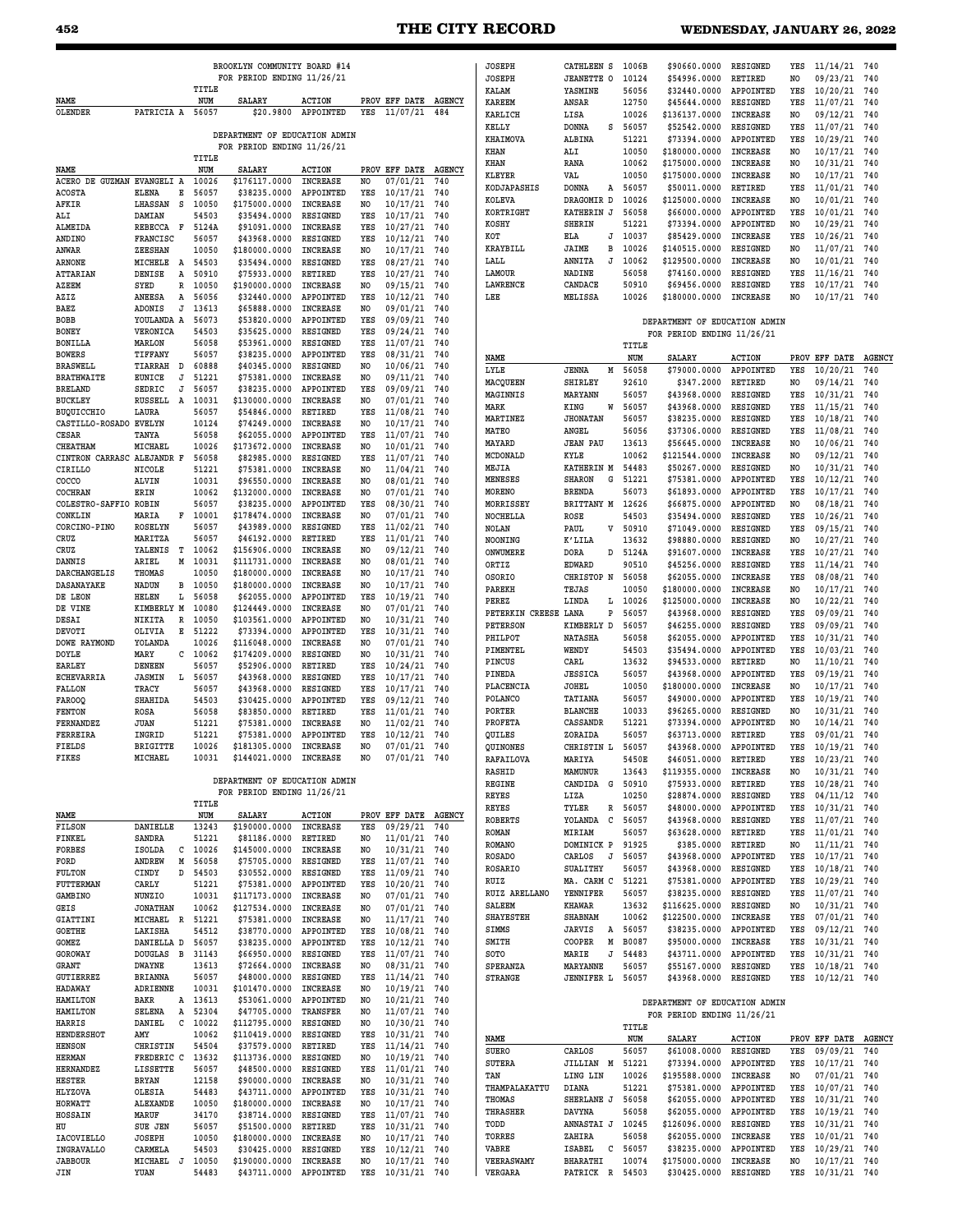BROOKLYN COMMUNITY BOARD #14
FOR PERIOD ENDING 11/26/21

| NAME | | TITLE NUM | SALARY | ACTION | PROV | EFF DATE | AGENCY |
|---|---|---|---|---|---|---|---|
| OLENDER | PATRICIA A | 56057 | $20.9800 | APPOINTED | YES | 11/07/21 | 484 |

DEPARTMENT OF EDUCATION ADMIN
FOR PERIOD ENDING 11/26/21

| NAME | | TITLE NUM | SALARY | ACTION | PROV | EFF DATE | AGENCY |
|---|---|---|---|---|---|---|---|
| ACERO DE GUZMAN | EVANGELI A | 10026 | $176117.0000 | INCREASE | NO | 07/01/21 | 740 |
| ACOSTA | ELENA E | 56057 | $38235.0000 | APPOINTED | YES | 10/17/21 | 740 |
| AFKIR | LHASSAN S | 10050 | $175000.0000 | INCREASE | NO | 10/17/21 | 740 |
| ALI | DAMIAN | 54503 | $35494.0000 | RESIGNED | YES | 10/17/21 | 740 |
| ALMEIDA | REBECCA F | 5124A | $91091.0000 | INCREASE | YES | 10/27/21 | 740 |
| ANDINO | FRANCISC | 56057 | $43968.0000 | RESIGNED | YES | 10/12/21 | 740 |
| ANWAR | ZEESHAN | 10050 | $180000.0000 | INCREASE | NO | 10/17/21 | 740 |
| ARNONE | MICHELE A | 54503 | $35494.0000 | RESIGNED | YES | 08/27/21 | 740 |
| ATTARIAN | DENISE A | 50910 | $75933.0000 | RETIRED | YES | 10/27/21 | 740 |
| AZEEM | SYED R | 10050 | $190000.0000 | INCREASE | NO | 09/15/21 | 740 |
| AZIZ | ANEESA A | 56056 | $32440.0000 | APPOINTED | YES | 10/12/21 | 740 |
| BAEZ | ADONIS J | 13613 | $65888.0000 | INCREASE | NO | 09/01/21 | 740 |
| BOBB | YOULANDA A | 56073 | $53820.0000 | APPOINTED | YES | 09/09/21 | 740 |
| BONEY | VERONICA | 54503 | $35625.0000 | RESIGNED | YES | 09/24/21 | 740 |
| BONILLA | MARLON | 56058 | $53961.0000 | RESIGNED | YES | 11/07/21 | 740 |
| BOWERS | TIFFANY | 56057 | $38235.0000 | APPOINTED | YES | 08/31/21 | 740 |
| BRASWELL | TIARRAH D | 60888 | $40345.0000 | RESIGNED | NO | 10/06/21 | 740 |
| BRATHWAITE | EUNICE J | 51221 | $75381.0000 | INCREASE | NO | 09/11/21 | 740 |
| BRELAND | SEDRIC J | 56057 | $38235.0000 | APPOINTED | YES | 09/09/21 | 740 |
| BUCKLEY | RUSSELL A | 10031 | $130000.0000 | INCREASE | NO | 07/01/21 | 740 |
| BUQUICCHIO | LAURA | 56057 | $54846.0000 | RETIRED | YES | 11/08/21 | 740 |
| CASTILLO-ROSADO | EVELYN | 10124 | $74249.0000 | INCREASE | NO | 10/17/21 | 740 |
| CESAR | TANYA | 56058 | $62055.0000 | APPOINTED | YES | 11/07/21 | 740 |
| CHEATHAM | MICHAEL | 10026 | $173672.0000 | INCREASE | NO | 10/01/21 | 740 |
| CINTRON CARRASC | ALEJANDR F | 56058 | $82985.0000 | RESIGNED | YES | 11/07/21 | 740 |
| CIRILLO | NICOLE | 51221 | $75381.0000 | INCREASE | NO | 11/04/21 | 740 |
| COCCO | ALVIN | 10031 | $96550.0000 | INCREASE | NO | 08/01/21 | 740 |
| COCHRAN | ERIN | 10062 | $132000.0000 | INCREASE | NO | 07/01/21 | 740 |
| COLESTRO-SAFFIO | ROBIN | 56057 | $38235.0000 | APPOINTED | YES | 08/30/21 | 740 |
| CONKLIN | MARIA F | 10001 | $178474.0000 | INCREASE | NO | 07/01/21 | 740 |
| CORCINO-PINO | ROSELYN | 56057 | $43989.0000 | RESIGNED | YES | 11/02/21 | 740 |
| CRUZ | MARITZA | 56057 | $46192.0000 | RETIRED | YES | 11/01/21 | 740 |
| CRUZ | YALENIS T | 10062 | $156906.0000 | INCREASE | NO | 09/12/21 | 740 |
| DANNIS | ARIEL M | 10031 | $111731.0000 | INCREASE | NO | 08/01/21 | 740 |
| DARCHANGELIS | THOMAS | 10050 | $180000.0000 | INCREASE | NO | 10/17/21 | 740 |
| DASANAYAKE | NADUN B | 10050 | $180000.0000 | INCREASE | NO | 10/17/21 | 740 |
| DE LEON | HELEN L | 56058 | $62055.0000 | APPOINTED | YES | 10/19/21 | 740 |
| DE VINE | KIMBERLY M | 10080 | $124449.0000 | INCREASE | NO | 07/01/21 | 740 |
| DESAI | NIKITA R | 10050 | $103561.0000 | APPOINTED | NO | 10/31/21 | 740 |
| DEVOTI | OLIVIA E | 51222 | $73394.0000 | APPOINTED | YES | 10/31/21 | 740 |
| DOWE RAYMOND | YOLANDA | 10026 | $116048.0000 | INCREASE | NO | 07/01/21 | 740 |
| DOYLE | MARY C | 10062 | $174209.0000 | RESIGNED | NO | 10/31/21 | 740 |
| EARLEY | DENEEN | 56057 | $52906.0000 | RETIRED | YES | 10/24/21 | 740 |
| ECHEVARRIA | JASMIN L | 56057 | $43968.0000 | RESIGNED | YES | 10/17/21 | 740 |
| FALLON | TRACY | 56057 | $43968.0000 | RESIGNED | YES | 10/17/21 | 740 |
| FAROOQ | SHAHIDA | 54503 | $30425.0000 | APPOINTED | YES | 09/12/21 | 740 |
| FENTON | ROSA | 56058 | $83850.0000 | RETIRED | YES | 11/01/21 | 740 |
| FERNANDEZ | JUAN | 51221 | $75381.0000 | INCREASE | NO | 11/02/21 | 740 |
| FERREIRA | INGRID | 51221 | $75381.0000 | APPOINTED | YES | 10/12/21 | 740 |
| FIELDS | BRIGITTE | 10026 | $181305.0000 | INCREASE | NO | 07/01/21 | 740 |
| FIKES | MICHAEL | 10031 | $144021.0000 | INCREASE | NO | 07/01/21 | 740 |

DEPARTMENT OF EDUCATION ADMIN
FOR PERIOD ENDING 11/26/21

| NAME | | TITLE NUM | SALARY | ACTION | PROV | EFF DATE | AGENCY |
|---|---|---|---|---|---|---|---|
| FILSON | DANIELLE | 13243 | $190000.0000 | INCREASE | YES | 09/29/21 | 740 |
| FINKEL | SANDRA | 51221 | $81186.0000 | RETIRED | NO | 11/01/21 | 740 |
| FORBES | ISOLDA C | 10026 | $145000.0000 | INCREASE | NO | 10/31/21 | 740 |
| FORD | ANDREW M | 56058 | $75705.0000 | RESIGNED | YES | 11/07/21 | 740 |
| FULTON | CINDY D | 54503 | $30552.0000 | RESIGNED | YES | 11/09/21 | 740 |
| FUTTERMAN | CARLY | 51221 | $75381.0000 | APPOINTED | YES | 10/20/21 | 740 |
| GAMBINO | NUNZIO | 10031 | $117173.0000 | INCREASE | NO | 07/01/21 | 740 |
| GEIS | JONATHAN | 10062 | $127534.0000 | INCREASE | NO | 07/01/21 | 740 |
| GIATTINI | MICHAEL R | 51221 | $75381.0000 | INCREASE | NO | 11/17/21 | 740 |
| GOETHE | LAKISHA | 54512 | $38770.0000 | APPOINTED | YES | 10/08/21 | 740 |
| GOMEZ | DANIELLA D | 56057 | $38235.0000 | APPOINTED | YES | 10/12/21 | 740 |
| GOROWAY | DOUGLAS B | 31143 | $66950.0000 | RESIGNED | YES | 11/07/21 | 740 |
| GRANT | DWAYNE | 13613 | $72664.0000 | INCREASE | NO | 08/31/21 | 740 |
| GUTIERREZ | BRIANNA | 56057 | $48000.0000 | RESIGNED | YES | 11/14/21 | 740 |
| HADAWAY | ADRIENNE | 10031 | $101470.0000 | INCREASE | NO | 10/19/21 | 740 |
| HAMILTON | BAKR A | 13613 | $53061.0000 | APPOINTED | NO | 10/21/21 | 740 |
| HAMILTON | SELENA A | 52304 | $47705.0000 | TRANSFER | NO | 11/07/21 | 740 |
| HARRIS | DANIEL C | 10022 | $112795.0000 | RESIGNED | NO | 10/30/21 | 740 |
| HENDERSHOT | AMY | 10062 | $110419.0000 | RESIGNED | YES | 10/31/21 | 740 |
| HENSON | CHRISTIN | 54504 | $37579.0000 | RETIRED | YES | 11/14/21 | 740 |
| HERMAN | FREDERIC C | 13632 | $113736.0000 | RESIGNED | NO | 10/19/21 | 740 |
| HERNANDEZ | LISSETTE | 56057 | $48500.0000 | RESIGNED | YES | 11/01/21 | 740 |
| HESTER | BRYAN | 12158 | $90000.0000 | INCREASE | NO | 10/31/21 | 740 |
| HLYZOVA | OLESIA | 54483 | $43711.0000 | APPOINTED | YES | 10/31/21 | 740 |
| HORWATT | ALEXANDE | 10050 | $180000.0000 | INCREASE | NO | 10/17/21 | 740 |
| HOSSAIN | MARUF | 34170 | $38714.0000 | RESIGNED | YES | 11/07/21 | 740 |
| HU | SUE JEN | 56057 | $51500.0000 | RETIRED | YES | 10/31/21 | 740 |
| IACOVIELLO | JOSEPH | 10050 | $180000.0000 | INCREASE | NO | 10/17/21 | 740 |
| INGRAVALLO | CARMELA | 54503 | $30425.0000 | RESIGNED | YES | 10/12/21 | 740 |
| JABBOUR | MICHAEL J | 10050 | $190000.0000 | INCREASE | NO | 10/17/21 | 740 |
| JIN | YUAN | 54483 | $43711.0000 | APPOINTED | YES | 10/31/21 | 740 |
| JOSEPH | CATHLEEN S | 1006B | $90660.0000 | RESIGNED | YES | 11/14/21 | 740 |
| JOSEPH | JEANETTE O | 10124 | $54996.0000 | RETIRED | NO | 09/23/21 | 740 |
| KALAM | YASMINE | 56056 | $32440.0000 | APPOINTED | YES | 10/20/21 | 740 |
| KAREEM | ANSAR | 12750 | $45644.0000 | RESIGNED | YES | 11/07/21 | 740 |
| KARLICH | LISA | 10026 | $136137.0000 | INCREASE | NO | 09/12/21 | 740 |
| KELLY | DONNA S | 56057 | $52542.0000 | RESIGNED | YES | 11/07/21 | 740 |
| KHAIMOVA | ALBINA | 51221 | $73394.0000 | APPOINTED | YES | 10/29/21 | 740 |
| KHAN | ALI | 10050 | $180000.0000 | INCREASE | NO | 10/17/21 | 740 |
| KHAN | RANA | 10062 | $175000.0000 | INCREASE | NO | 10/31/21 | 740 |
| KLEYER | VAL | 10050 | $175000.0000 | INCREASE | NO | 10/17/21 | 740 |
| KODJAPASHIS | DONNA A | 56057 | $50011.0000 | RETIRED | YES | 11/01/21 | 740 |
| KOLEVA | DRAGOMIR D | 10026 | $125000.0000 | INCREASE | NO | 10/01/21 | 740 |
| KORTRIGHT | KATHERIN J | 56058 | $66000.0000 | APPOINTED | YES | 10/01/21 | 740 |
| KOSHY | SHERIN | 51221 | $73394.0000 | APPOINTED | NO | 10/29/21 | 740 |
| KOT | ELA J | 10037 | $85429.0000 | INCREASE | YES | 10/26/21 | 740 |
| KRAYBILL | JAIME B | 10026 | $140515.0000 | RESIGNED | NO | 11/07/21 | 740 |
| LALL | ANNITA J | 10062 | $129500.0000 | INCREASE | NO | 10/01/21 | 740 |
| LAMOUR | NADINE | 56058 | $74160.0000 | RESIGNED | YES | 11/16/21 | 740 |
| LAWRENCE | CANDACE | 50910 | $69456.0000 | RESIGNED | YES | 10/17/21 | 740 |
| LEE | MELISSA | 10026 | $180000.0000 | INCREASE | NO | 10/17/21 | 740 |

DEPARTMENT OF EDUCATION ADMIN
FOR PERIOD ENDING 11/26/21

| NAME | | TITLE NUM | SALARY | ACTION | PROV | EFF DATE | AGENCY |
|---|---|---|---|---|---|---|---|
| LYLE | JENNA M | 56058 | $79000.0000 | APPOINTED | YES | 10/20/21 | 740 |
| MACQUEEN | SHIRLEY | 92610 | $347.2000 | RETIRED | NO | 09/14/21 | 740 |
| MAGINNIS | MARYANN | 56057 | $43968.0000 | RESIGNED | YES | 10/31/21 | 740 |
| MARK | KING W | 56057 | $43968.0000 | RESIGNED | YES | 11/15/21 | 740 |
| MARTINEZ | JHONATAN | 56057 | $38235.0000 | RESIGNED | YES | 10/18/21 | 740 |
| MATEO | ANGEL | 56056 | $37306.0000 | RESIGNED | YES | 11/08/21 | 740 |
| MAYARD | JEAN PAU | 13613 | $56645.0000 | INCREASE | NO | 10/06/21 | 740 |
| MCDONALD | KYLE | 10062 | $121544.0000 | INCREASE | NO | 09/12/21 | 740 |
| MEJIA | KATHERIN M | 54483 | $50267.0000 | RESIGNED | NO | 10/31/21 | 740 |
| MENESES | SHARON G | 51221 | $75381.0000 | APPOINTED | YES | 10/12/21 | 740 |
| MORENO | BRENDA | 56073 | $61893.0000 | APPOINTED | YES | 10/17/21 | 740 |
| MORRISSEY | BRITTANY M | 12626 | $66875.0000 | APPOINTED | NO | 08/18/21 | 740 |
| NOCHELLA | ROSE | 54503 | $35494.0000 | RESIGNED | YES | 10/26/21 | 740 |
| NOLAN | PAUL V | 50910 | $71049.0000 | RESIGNED | YES | 09/15/21 | 740 |
| NOONING | K'LILA | 13632 | $98880.0000 | RESIGNED | NO | 10/27/21 | 740 |
| ONWUMERE | DORA D | 5124A | $91607.0000 | INCREASE | YES | 10/27/21 | 740 |
| ORTIZ | EDWARD | 90510 | $45256.0000 | RESIGNED | YES | 11/14/21 | 740 |
| OSORIO | CHRISTOP N | 56058 | $62055.0000 | INCREASE | YES | 08/08/21 | 740 |
| PAREKH | TEJAS | 10050 | $180000.0000 | INCREASE | NO | 10/17/21 | 740 |
| PEREZ | LINDA L | 10026 | $125000.0000 | INCREASE | NO | 10/22/21 | 740 |
| PETERKIN CREESE | LANA P | 56057 | $43968.0000 | RESIGNED | YES | 09/09/21 | 740 |
| PETERSON | KIMBERLY D | 56057 | $46255.0000 | RESIGNED | YES | 09/09/21 | 740 |
| PHILPOT | NATASHA | 56058 | $62055.0000 | APPOINTED | YES | 10/31/21 | 740 |
| PIMENTEL | WENDY | 54503 | $35494.0000 | APPOINTED | YES | 10/03/21 | 740 |
| PINCUS | CARL | 13632 | $94533.0000 | RETIRED | NO | 11/10/21 | 740 |
| PINEDA | JESSICA | 56057 | $43968.0000 | APPOINTED | YES | 09/19/21 | 740 |
| PLACENCIA | JOHEL | 10050 | $180000.0000 | INCREASE | NO | 10/17/21 | 740 |
| POLANCO | TATIANA | 56057 | $49000.0000 | APPOINTED | YES | 10/19/21 | 740 |
| PORTER | BLANCHE | 10033 | $96265.0000 | RESIGNED | NO | 10/31/21 | 740 |
| PROFETA | CASSANDR | 51221 | $73394.0000 | APPOINTED | NO | 10/14/21 | 740 |
| QUILES | ZORAIDA | 56057 | $63713.0000 | RETIRED | YES | 09/01/21 | 740 |
| QUINONES | CHRISTIN L | 56057 | $43968.0000 | APPOINTED | YES | 10/19/21 | 740 |
| RAFAILOVA | MARIYA | 5450E | $46051.0000 | RETIRED | YES | 10/23/21 | 740 |
| RASHID | MAMUNUR | 13643 | $119355.0000 | INCREASE | NO | 10/31/21 | 740 |
| REGINE | CANDIDA G | 50910 | $75933.0000 | RETIRED | YES | 10/28/21 | 740 |
| REYES | LIZA | 10250 | $28874.0000 | RESIGNED | YES | 04/11/12 | 740 |
| REYES | TYLER R | 56057 | $48000.0000 | APPOINTED | YES | 10/31/21 | 740 |
| ROBERTS | YOLANDA C | 56057 | $43968.0000 | RESIGNED | YES | 11/07/21 | 740 |
| ROMAN | MIRIAM | 56057 | $63628.0000 | RETIRED | YES | 11/01/21 | 740 |
| ROMANO | DOMINICK P | 91925 | $385.0000 | RETIRED | NO | 11/11/21 | 740 |
| ROSADO | CARLOS J | 56057 | $43968.0000 | APPOINTED | YES | 10/17/21 | 740 |
| ROSARIO | SULAITHY | 56057 | $43968.0000 | RESIGNED | YES | 10/18/21 | 740 |
| RUIZ | MA. CARM C | 51221 | $75381.0000 | APPOINTED | YES | 10/29/21 | 740 |
| RUIZ ARELLANO | YENNIFER | 56057 | $38235.0000 | RESIGNED | YES | 11/07/21 | 740 |
| SALEEM | KHAWAR | 13632 | $116625.0000 | RESIGNED | NO | 10/31/21 | 740 |
| SHAYESTEH | SHABNAM | 10062 | $122500.0000 | INCREASE | YES | 07/01/21 | 740 |
| SIMMS | JARVIS A | 56057 | $38235.0000 | APPOINTED | YES | 09/12/21 | 740 |
| SMITH | COOPER M | B0087 | $95000.0000 | INCREASE | YES | 10/31/21 | 740 |
| SOTO | MARIE J | 54483 | $43711.0000 | APPOINTED | YES | 10/31/21 | 740 |
| SPERANZA | MARYANNE | 56057 | $55167.0000 | RESIGNED | YES | 10/18/21 | 740 |
| STRANGE | JENNIFER L | 56057 | $43968.0000 | RESIGNED | YES | 10/12/21 | 740 |

DEPARTMENT OF EDUCATION ADMIN
FOR PERIOD ENDING 11/26/21

| NAME | | TITLE NUM | SALARY | ACTION | PROV | EFF DATE | AGENCY |
|---|---|---|---|---|---|---|---|
| SUERO | CARLOS | 56057 | $61008.0000 | RESIGNED | YES | 09/09/21 | 740 |
| SUTERA | JILLIAN M | 51221 | $73394.0000 | APPOINTED | YES | 10/17/21 | 740 |
| TAN | LING LIN | 10026 | $195588.0000 | INCREASE | NO | 07/01/21 | 740 |
| THAMPALAKATTU | DIANA | 51221 | $75381.0000 | APPOINTED | YES | 10/07/21 | 740 |
| THOMAS | SHERLANE J | 56058 | $62055.0000 | APPOINTED | YES | 10/31/21 | 740 |
| THRASHER | DAVYNA | 56058 | $62055.0000 | APPOINTED | YES | 10/19/21 | 740 |
| TODD | ANNASTAI J | 10245 | $126096.0000 | RESIGNED | YES | 10/31/21 | 740 |
| TORRES | ZAHIRA | 56058 | $62055.0000 | INCREASE | YES | 10/01/21 | 740 |
| VABRE | ISABEL C | 56057 | $38235.0000 | APPOINTED | YES | 10/29/21 | 740 |
| VEERASWAMY | BHARATHI | 10074 | $175000.0000 | INCREASE | NO | 10/17/21 | 740 |
| VERGARA | PATRICK R | 54503 | $30425.0000 | RESIGNED | YES | 10/31/21 | 740 |